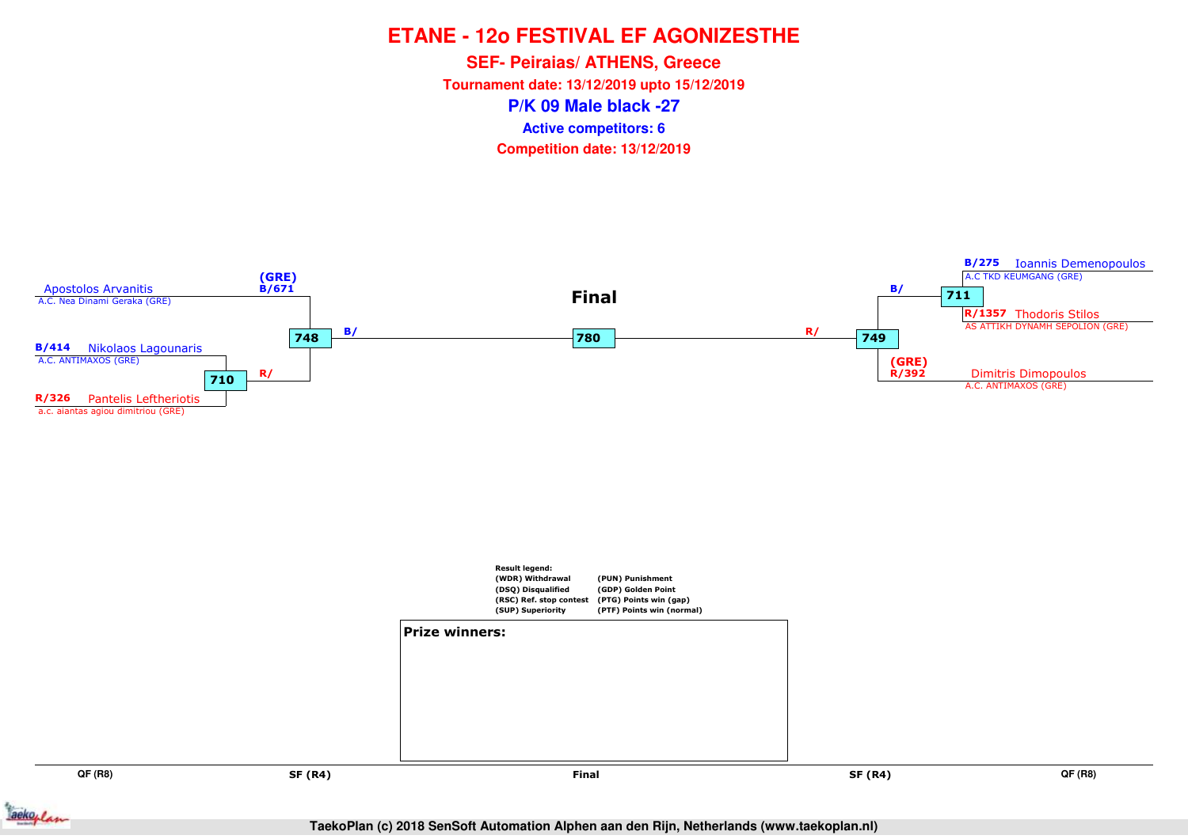# ETANE - 12o FESTIVAL EF AGONIZESTHE

## SEF- Peiraias/ ATHENS, Greece

**Tournament date: 13/12/2019 upto 15/12/2019**

## P/K 09 Male black -27

**Active competitors: 6**

**Competition date: 13/12/2019**

### Final

**Left side:**

- (GRE) B/671 Apostolos Arvanitis — A.C. Nea Dinami Geraka (GRE)
- B/414 Nikolaos Lagounaris — A.C. ANTIMAXOS (GRE)
- R/326 Pantelis Leftheriotis — a.c. aiantas agiou dimitriou (GRE)

Match 710: B/414 vs R/326 → R/

Match 748: B/671 vs R/ (winner 710) → B/

**Right side:**

- B/275 Ioannis Demenopoulos — A.C TKD KEUMGANG (GRE)
- R/1357 Thodoris Stilos — AS ATTIKH DYNAMH SEPOLION (GRE)
- (GRE) R/392 Dimitris Dimopoulos — A.C. ANTIMAXOS (GRE)

Match 711: B/275 vs R/1357 → B/

Match 749: B/ (winner 711) vs R/392 → R/

**Final: Match 780** — B/ (winner 748) vs R/ (winner 749)

Result legend:

| | |
|---|---|
| (WDR) Withdrawal | (PUN) Punishment |
| (DSQ) Disqualified | (GDP) Golden Point |
| (RSC) Ref. stop contest | (PTG) Points win (gap) |
| (SUP) Superiority | (PTF) Points win (normal) |

**Prize winners:**

QF (R8) | SF (R4) | Final | SF (R4) | QF (R8)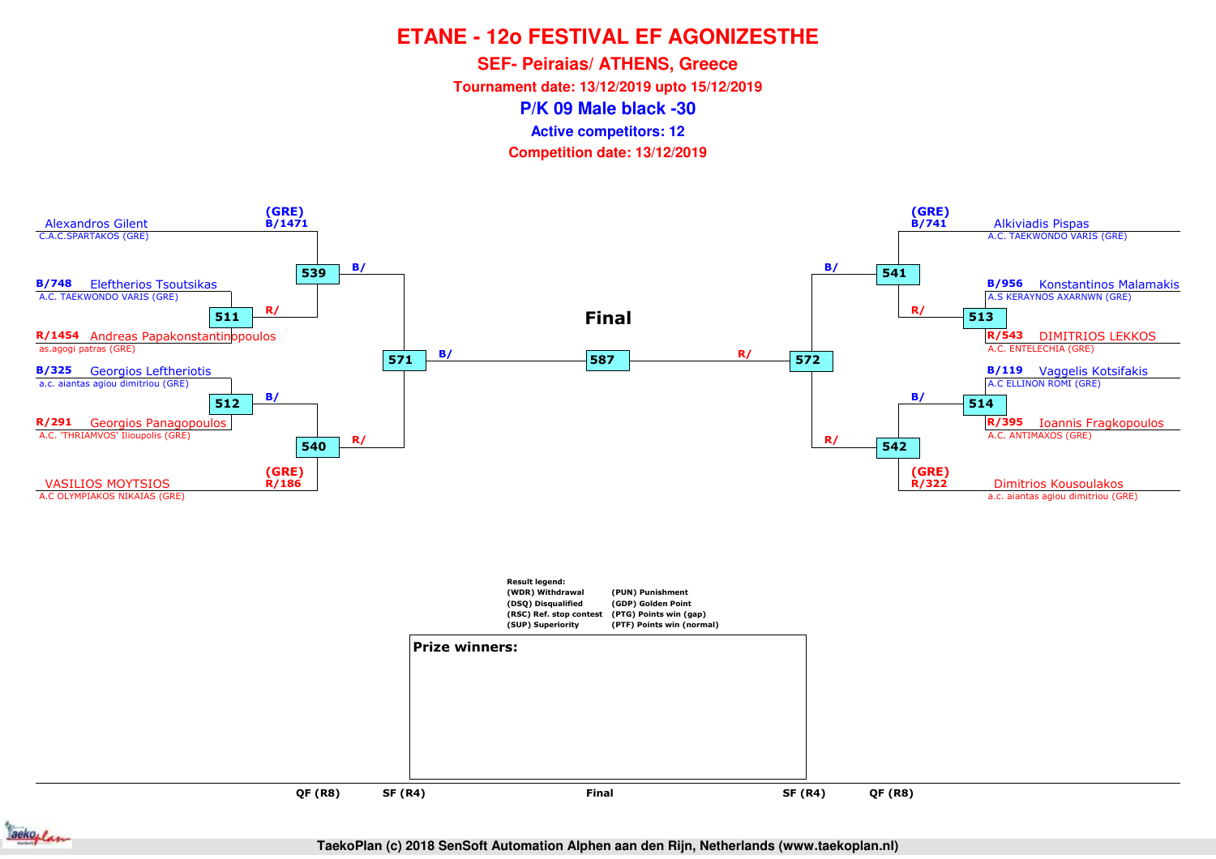# ETANE - 12o FESTIVAL EF AGONIZESTHE

## SEF- Peiraias/ ATHENS, Greece

**Tournament date: 13/12/2019 upto 15/12/2019**

### P/K 09 Male black -30

**Active competitors: 12**

**Competition date: 13/12/2019**

**Left side**

- (GRE) B/1471 Alexandros Gilent — C.A.C.SPARTAKOS (GRE)
- B/748 Eleftherios Tsoutsikas — A.C. TAEKWONDO VARIS (GRE)
- R/1454 Andreas Papakonstantinopoulos — as.agogi patras (GRE)
- B/325 Georgios Leftheriotis — a.c. aiantas agiou dimitriou (GRE)
- R/291 Georgios Panagopoulos — A.C. 'THRIAMVOS' Ilioupolis (GRE)
- (GRE) R/186 VASILIOS MOYTSIOS — A.C OLYMPIAKOS NIKAIAS (GRE)

**Right side**

- (GRE) B/741 Alkiviadis Pispas — A.C. TAEKWONDO VARIS (GRE)
- B/956 Konstantinos Malamakis — A.S KERAYNOS AXARNWN (GRE)
- R/543 DIMITRIOS LEKKOS — A.C. ENTELECHIA (GRE)
- B/119 Vaggelis Kotsifakis — A.C ELLINON ROMI (GRE)
- R/395 Ioannis Fragkopoulos — A.C. ANTIMAXOS (GRE)
- (GRE) R/322 Dimitrios Kousoulakos — a.c. aiantas agiou dimitriou (GRE)

**Matches**

- 511: B/748 Eleftherios Tsoutsikas vs R/1454 Andreas Papakonstantinopoulos → R/
- 512: B/325 Georgios Leftheriotis vs R/291 Georgios Panagopoulos → B/
- 539: B/1471 Alexandros Gilent vs winner 511 → B/
- 540: winner 512 vs R/186 VASILIOS MOYTSIOS → R/
- 571: winner 539 vs winner 540 → B/
- 513: B/956 Konstantinos Malamakis vs R/543 DIMITRIOS LEKKOS → R/
- 514: B/119 Vaggelis Kotsifakis vs R/395 Ioannis Fragkopoulos → B/
- 541: B/741 Alkiviadis Pispas vs winner 513 → B/
- 542: winner 514 vs R/322 Dimitrios Kousoulakos → R/
- 572: winner 541 vs winner 542 → R/
- **Final** 587: B/ vs R/

| QF (R8) | SF (R4) | Final | SF (R4) | QF (R8) |
|---|---|---|---|---|

**Result legend:**

| | |
|---|---|
| (WDR) Withdrawal | (PUN) Punishment |
| (DSQ) Disqualified | (GDP) Golden Point |
| (RSC) Ref. stop contest | (PTG) Points win (gap) |
| (SUP) Superiority | (PTF) Points win (normal) |

**Prize winners:**

TaekoPlan (c) 2018 SenSoft Automation Alphen aan den Rijn, Netherlands (www.taekoplan.nl)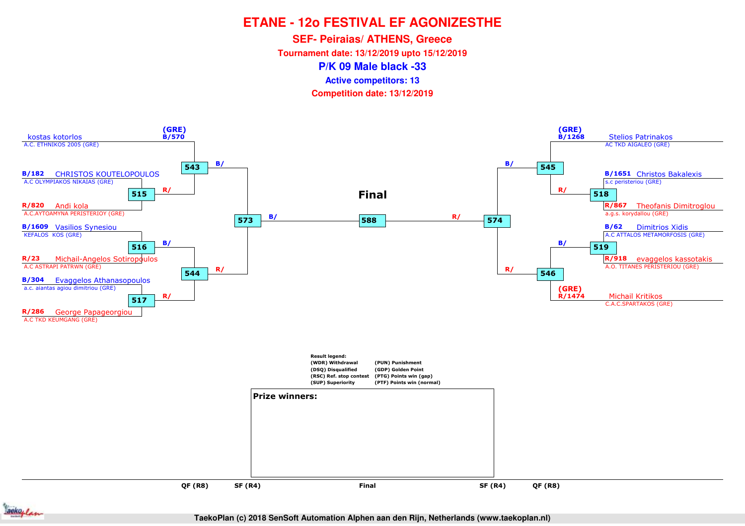# ETANE - 12o FESTIVAL EF AGONIZESTHE

## SEF- Peiraias/ ATHENS, Greece

**Tournament date: 13/12/2019 upto 15/12/2019**

## P/K 09 Male black -33

**Active competitors: 13**

**Competition date: 13/12/2019**

### Left bracket

- (GRE) B/570 kostas kotorlos — A.C. ETHNIKOS 2005 (GRE)
- B/182 CHRISTOS KOUTELOPOULOS — A.C OLYMPIAKOS NIKAIAS (GRE)
- R/820 Andi kola — A.C.AYTOAMYNA PERISTERIOY (GRE)
- B/1609 Vasilios Synesiou — KEFALOS KOS (GRE)
- R/23 Michail-Angelos Sotiropoulos — A.C ASTRAPI PATRWN (GRE)
- B/304 Evaggelos Athanasopoulos — a.c. aiantas agiou dimitriou (GRE)
- R/286 George Papageorgiou — A.C TKD KEUMGANG (GRE)

Matches: 515 (B/182 vs R/820) → R/; 543 (B/570 vs winner 515) → B/; 516 (B/1609 vs R/23) → B/; 517 (B/304 vs R/286) → R/; 544 (winner 516 vs winner 517) → R/; 573 (winner 543 vs winner 544) → B/

### Right bracket

- (GRE) B/1268 Stelios Patrinakos — AC TKD AIGALEO (GRE)
- B/1651 Christos Bakalexis — s.c peristeriou (GRE)
- R/867 Theofanis Dimitroglou — a.g.s. korydallou (GRE)
- B/62 Dimitrios Xidis — A.C ATTALOS METAMORFOSIS (GRE)
- R/918 evaggelos kassotakis — A.O. TITANES PERISTERIOU (GRE)
- (GRE) R/1474 Michail Kritikos — C.A.C.SPARTAKOS (GRE)

Matches: 518 (B/1651 vs R/867) → R/; 545 (B/1268 vs winner 518) → B/; 519 (B/62 vs R/918) → B/; 546 (winner 519 vs R/1474) → R/; 574 (winner 545 vs winner 546) → R/

### Final

588 (winner 573 vs winner 574)

QF (R8) | SF (R4) | Final | SF (R4) | QF (R8)

**Result legend:**

| | |
|---|---|
| (WDR) Withdrawal | (PUN) Punishment |
| (DSQ) Disqualified | (GDP) Golden Point |
| (RSC) Ref. stop contest | (PTG) Points win (gap) |
| (SUP) Superiority | (PTF) Points win (normal) |

**Prize winners:**

TaekoPlan (c) 2018 SenSoft Automation Alphen aan den Rijn, Netherlands (www.taekoplan.nl)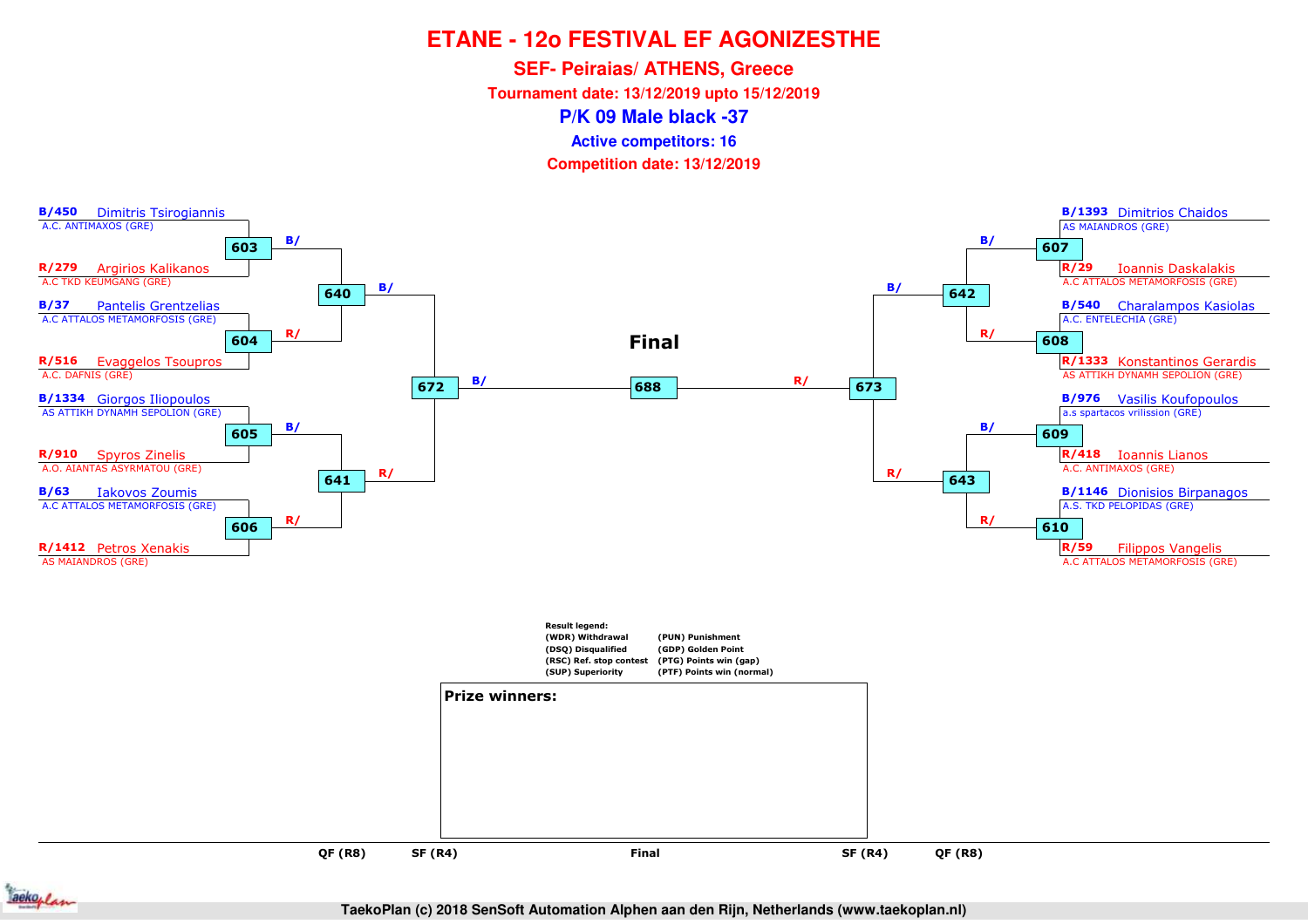# ETANE - 12o FESTIVAL EF AGONIZESTHE

## SEF- Peiraias/ ATHENS, Greece

**Tournament date: 13/12/2019 upto 15/12/2019**

## P/K 09 Male black -37

**Active competitors: 16**

**Competition date: 13/12/2019**

### Left side of bracket

| Competitor | Club | Match (QF R8) | Match (SF R4) |
|---|---|---|---|
| B/450 Dimitris Tsirogiannis | A.C. ANTIMAXOS (GRE) | 603 | 640 |
| R/279 Argirios Kalikanos | A.C TKD KEUMGANG (GRE) | 603 | 640 |
| B/37 Pantelis Grentzelias | A.C ATTALOS METAMORFOSIS (GRE) | 604 | 640 |
| R/516 Evaggelos Tsoupros | A.C. DAFNIS (GRE) | 604 | 640 |
| B/1334 Giorgos Iliopoulos | AS ATTIKH DYNAMH SEPOLION (GRE) | 605 | 641 |
| R/910 Spyros Zinelis | A.O. AIANTAS ASYRMATOU (GRE) | 605 | 641 |
| B/63 Iakovos Zoumis | A.C ATTALOS METAMORFOSIS (GRE) | 606 | 641 |
| R/1412 Petros Xenakis | AS MAIANDROS (GRE) | 606 | 641 |

Winners of 640 (B/) and 641 (R/) meet in match 672.

### Right side of bracket

| Competitor | Club | Match (QF R8) | Match (SF R4) |
|---|---|---|---|
| B/1393 Dimitrios Chaidos | AS MAIANDROS (GRE) | 607 | 642 |
| R/29 Ioannis Daskalakis | A.C ATTALOS METAMORFOSIS (GRE) | 607 | 642 |
| B/540 Charalampos Kasiolas | A.C. ENTELECHIA (GRE) | 608 | 642 |
| R/1333 Konstantinos Gerardis | AS ATTIKH DYNAMH SEPOLION (GRE) | 608 | 642 |
| B/976 Vasilis Koufopoulos | a.s spartacos vrilission (GRE) | 609 | 643 |
| R/418 Ioannis Lianos | A.C. ANTIMAXOS (GRE) | 609 | 643 |
| B/1146 Dionisios Birpanagos | A.S. TKD PELOPIDAS (GRE) | 610 | 643 |
| R/59 Filippos Vangelis | A.C ATTALOS METAMORFOSIS (GRE) | 610 | 643 |

Winners of 642 (B/) and 643 (R/) meet in match 673.

### Final

Match 688: B/ (winner of 672) vs R/ (winner of 673)

**Result legend:**

- (WDR) Withdrawal
- (DSQ) Disqualified
- (RSC) Ref. stop contest
- (SUP) Superiority
- (PUN) Punishment
- (GDP) Golden Point
- (PTG) Points win (gap)
- (PTF) Points win (normal)

**Prize winners:**

QF (R8) | SF (R4) | Final | SF (R4) | QF (R8)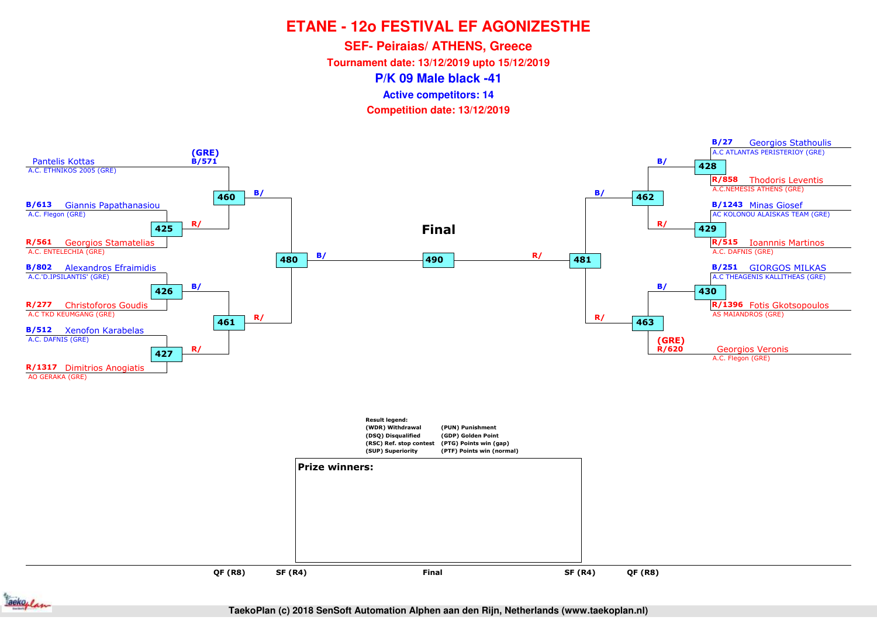# ETANE - 12o FESTIVAL EF AGONIZESTHE

## SEF- Peiraias/ ATHENS, Greece

**Tournament date: 13/12/2019 upto 15/12/2019**

### P/K 09 Male black -41

**Active competitors: 14**

**Competition date: 13/12/2019**

| Match | Blue | Red |
|---|---|---|
| 460 | (GRE) B/571 Pantelis Kottas — A.C. ETHNIKOS 2005 (GRE) | Winner 425 |
| 425 | B/613 Giannis Papathanasiou — A.C. Flegon (GRE) | R/561 Georgios Stamatelias — A.C. ENTELECHIA (GRE) |
| 426 | B/802 Alexandros Efraimidis — A.C.'D.IPSILANTIS' (GRE) | R/277 Christoforos Goudis — A.C TKD KEUMGANG (GRE) |
| 427 | B/512 Xenofon Karabelas — A.C. DAFNIS (GRE) | R/1317 Dimitrios Anogiatis — AO GERAKA (GRE) |
| 461 | Winner 426 | Winner 427 |
| 480 | Winner 460 | Winner 461 |
| 428 | B/27 Georgios Stathoulis — A.C ATLANTAS PERISTERIOY (GRE) | R/858 Thodoris Leventis — A.C.NEMESIS ATHENS (GRE) |
| 429 | B/1243 Minas Giosef — AC KOLONOU ALAISKAS TEAM (GRE) | R/515 Ioannnis Martinos — A.C. DAFNIS (GRE) |
| 430 | B/251 GIORGOS MILKAS — A.C THEAGENIS KALLITHEAS (GRE) | R/1396 Fotis Gkotsopoulos — AS MAIANDROS (GRE) |
| 462 | Winner 428 | Winner 429 |
| 463 | Winner 430 | (GRE) R/620 Georgios Veronis — A.C. Flegon (GRE) |
| 481 | Winner 462 | Winner 463 |
| 490 (Final) | Winner 480 | Winner 481 |

QF (R8) | SF (R4) | Final | SF (R4) | QF (R8)

**Result legend:**

- (WDR) Withdrawal
- (DSQ) Disqualified
- (RSC) Ref. stop contest
- (SUP) Superiority
- (PUN) Punishment
- (GDP) Golden Point
- (PTG) Points win (gap)
- (PTF) Points win (normal)

**Prize winners:**

TaekoPlan (c) 2018 SenSoft Automation Alphen aan den Rijn, Netherlands (www.taekoplan.nl)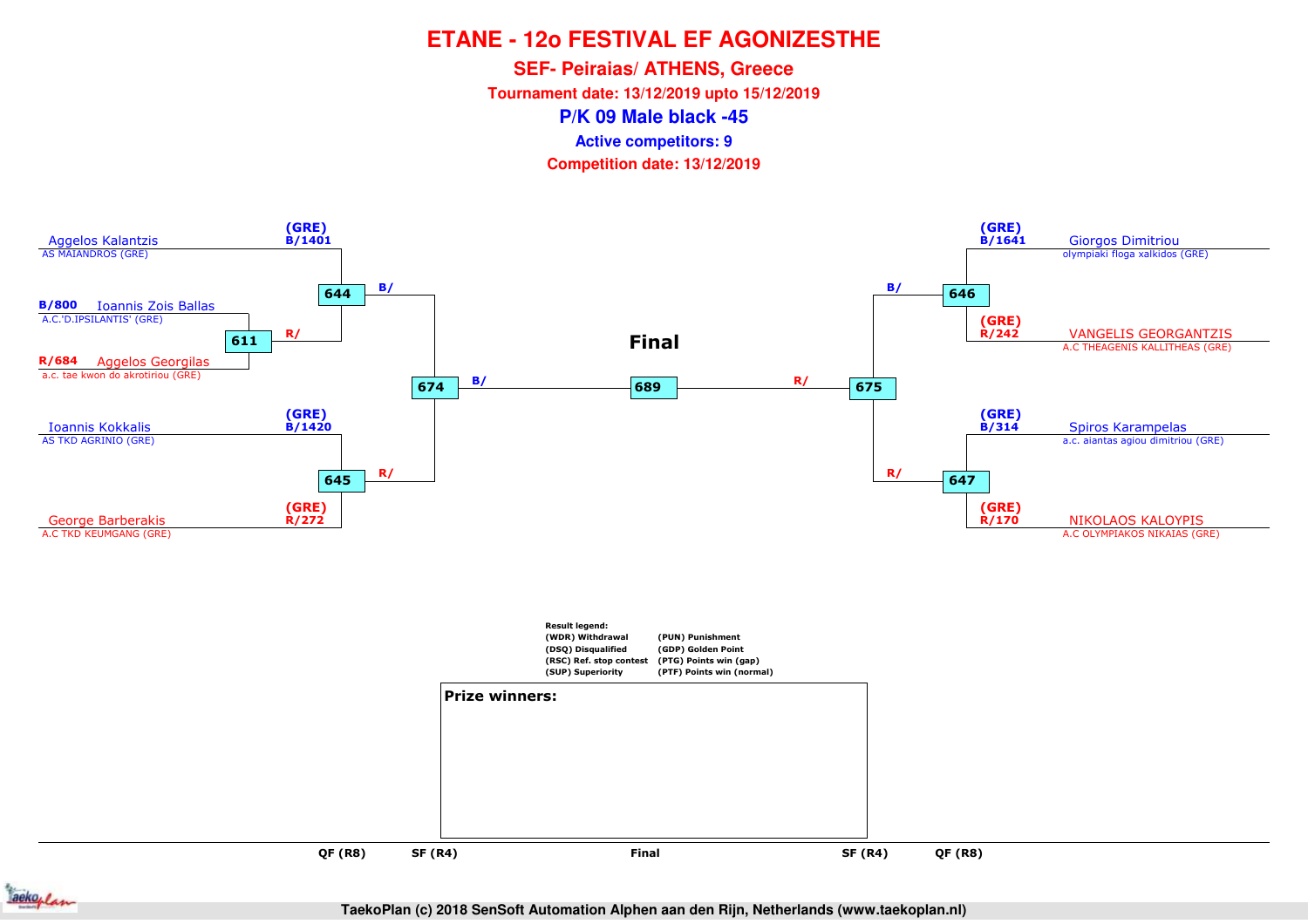# ETANE - 12o FESTIVAL EF AGONIZESTHE

## SEF- Peiraias/ ATHENS, Greece

**Tournament date: 13/12/2019 upto 15/12/2019**

## P/K 09 Male black -45

**Active competitors: 9**

**Competition date: 13/12/2019**

Aggelos Kalantzis
AS MAIANDROS (GRE)
(GRE)
B/1401

B/800 Ioannis Zois Ballas
A.C.'D.IPSILANTIS' (GRE)

611

R/684 Aggelos Georgilas
a.c. tae kwon do akrotiriou (GRE)

R/

644

B/

Ioannis Kokkalis
AS TKD AGRINIO (GRE)
(GRE)
B/1420

645

R/

George Barberakis
A.C TKD KEUMGANG (GRE)
(GRE)
R/272

674

B/

**Final**

689

R/

675

B/

646

(GRE)
B/1641
Giorgos Dimitriou
olympiaki floga xalkidos (GRE)

(GRE)
R/242
VANGELIS GEORGANTZIS
A.C THEAGENIS KALLITHEAS (GRE)

R/

647

(GRE)
B/314
Spiros Karampelas
a.c. aiantas agiou dimitriou (GRE)

(GRE)
R/170
NIKOLAOS KALOYPIS
A.C OLYMPIAKOS NIKAIAS (GRE)

**Result legend:**

| | |
|---|---|
| (WDR) Withdrawal | (PUN) Punishment |
| (DSQ) Disqualified | (GDP) Golden Point |
| (RSC) Ref. stop contest | (PTG) Points win (gap) |
| (SUP) Superiority | (PTF) Points win (normal) |

**Prize winners:**

QF (R8) SF (R4) Final SF (R4) QF (R8)

TaekoPlan (c) 2018 SenSoft Automation Alphen aan den Rijn, Netherlands (www.taekoplan.nl)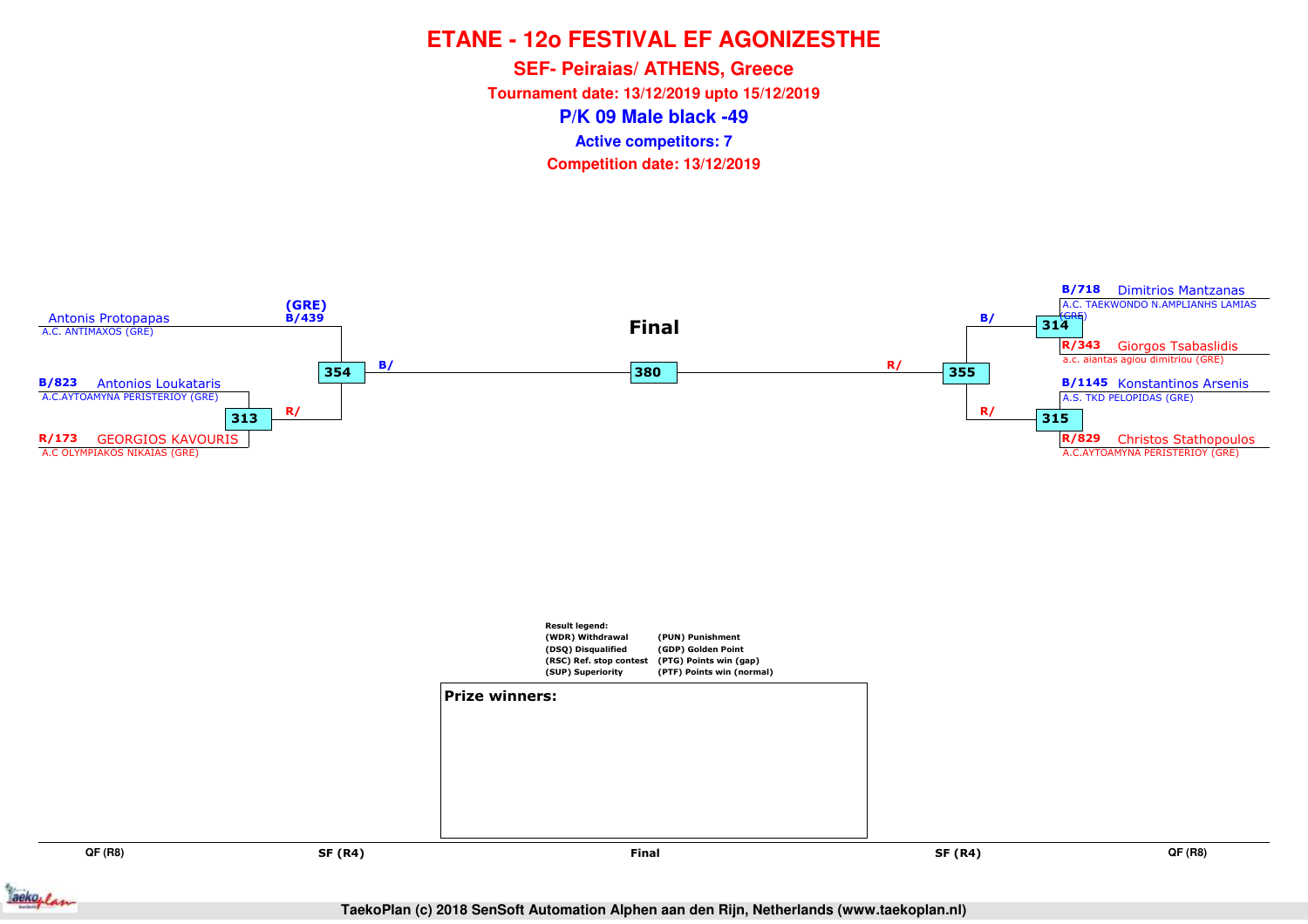# ETANE - 12o FESTIVAL EF AGONIZESTHE

## SEF- Peiraias/ ATHENS, Greece

**Tournament date: 13/12/2019 upto 15/12/2019**

## P/K 09 Male black -49

**Active competitors: 7**

**Competition date: 13/12/2019**

### Bracket

**QF (R8) — left side**

- Antonis Protopapas — A.C. ANTIMAXOS (GRE) — (GRE) B/439 (bye to match 354)
- Match 313:
  - B/823 Antonios Loukataris — A.C.AYTOAMYNA PERISTERIOY (GRE)
  - R/173 GEORGIOS KAVOURIS — A.C OLYMPIAKOS NIKAIAS (GRE)

**SF (R4) — left side**

- Match 354: B/ vs R/

**Final**

- Match 380: B/ vs R/

**SF (R4) — right side**

- Match 355: B/ vs R/

**QF (R8) — right side**

- Match 314:
  - B/718 Dimitrios Mantzanas — A.C. TAEKWONDO N.AMPLIANHS LAMIAS (GRE)
  - R/343 Giorgos Tsabaslidis — a.c. aiantas agiou dimitriou (GRE)
- Match 315:
  - B/1145 Konstantinos Arsenis — A.S. TKD PELOPIDAS (GRE)
  - R/829 Christos Stathopoulos — A.C.AYTOAMYNA PERISTERIOY (GRE)

**Result legend:**

| | |
|---|---|
| (WDR) Withdrawal | (PUN) Punishment |
| (DSQ) Disqualified | (GDP) Golden Point |
| (RSC) Ref. stop contest | (PTG) Points win (gap) |
| (SUP) Superiority | (PTF) Points win (normal) |

**Prize winners:**

QF (R8) | SF (R4) | Final | SF (R4) | QF (R8)

TaekoPlan (c) 2018 SenSoft Automation Alphen aan den Rijn, Netherlands (www.taekoplan.nl)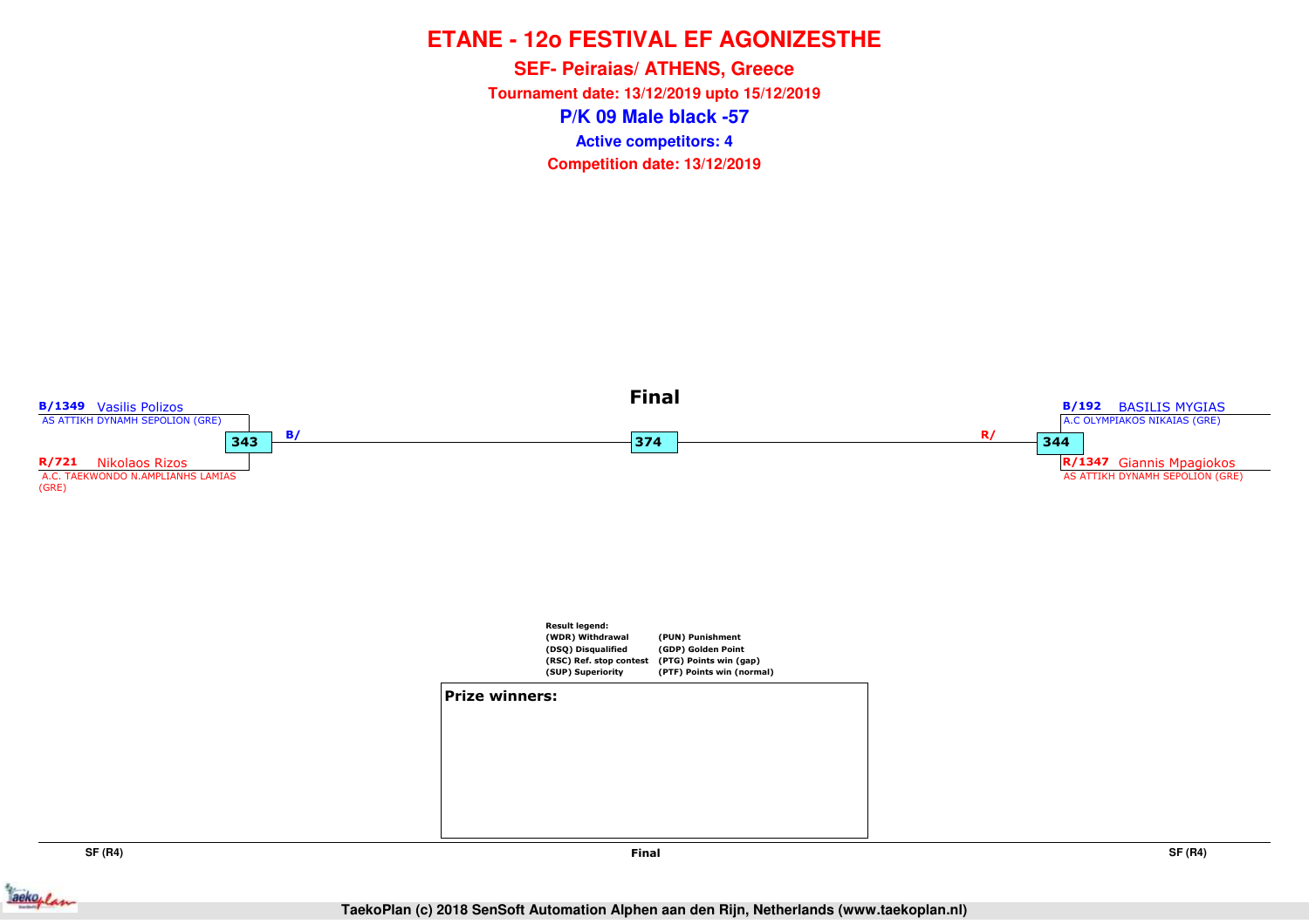# ETANE - 12o FESTIVAL EF AGONIZESTHE

## SEF- Peiraias/ ATHENS, Greece

**Tournament date: 13/12/2019 upto 15/12/2019**

## P/K 09 Male black -57

**Active competitors: 4**

**Competition date: 13/12/2019**

### Final

**B/1349** Vasilis Polizos
AS ATTIKH DYNAMH SEPOLION (GRE)

343

**R/721** Nikolaos Rizos
A.C. TAEKWONDO N.AMPLIANHS LAMIAS (GRE)

B/

374

R/

**B/192** BASILIS MYGIAS
A.C OLYMPIAKOS NIKAIAS (GRE)

344

**R/1347** Giannis Mpagiokos
AS ATTIKH DYNAMH SEPOLION (GRE)

**Result legend:**

| | |
|---|---|
| (WDR) Withdrawal | (PUN) Punishment |
| (DSQ) Disqualified | (GDP) Golden Point |
| (RSC) Ref. stop contest | (PTG) Points win (gap) |
| (SUP) Superiority | (PTF) Points win (normal) |

**Prize winners:**

SF (R4) | Final | SF (R4)

TaekoPlan (c) 2018 SenSoft Automation Alphen aan den Rijn, Netherlands (www.taekoplan.nl)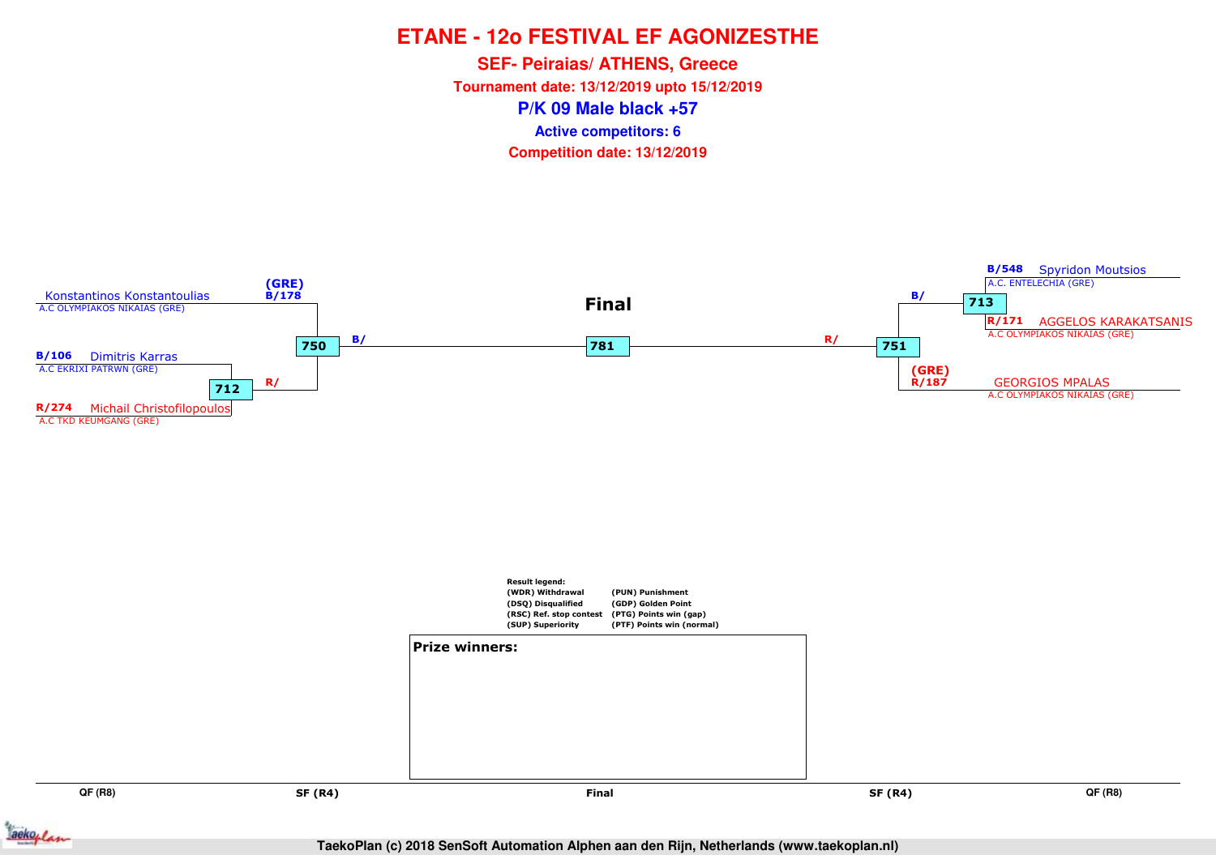# ETANE - 12o FESTIVAL EF AGONIZESTHE

## SEF- Peiraias/ ATHENS, Greece

**Tournament date: 13/12/2019 upto 15/12/2019**

## P/K 09 Male black +57

**Active competitors: 6**

**Competition date: 13/12/2019**

### Final

**QF (R8) – left side**

- **B/106** Dimitris Karras — A.C EKRIXI PATRWN (GRE)
- **R/274** Michail Christofilopoulos — A.C TKD KEUMGANG (GRE)
- Match 712 → R/

**SF (R4) – left side**

- (GRE) **B/178** Konstantinos Konstantoulias — A.C OLYMPIAKOS NIKAIAS (GRE)
- Match 750 → B/

**Final**

- Match 781

**SF (R4) – right side**

- Match 751 → R/
- (GRE) **R/187** GEORGIOS MPALAS — A.C OLYMPIAKOS NIKAIAS (GRE)

**QF (R8) – right side**

- **B/548** Spyridon Moutsios — A.C. ENTELECHIA (GRE)
- **R/171** AGGELOS KARAKATSANIS — A.C OLYMPIAKOS NIKAIAS (GRE)
- Match 713 → B/

**Result legend:**

| | |
|---|---|
| (WDR) Withdrawal | (PUN) Punishment |
| (DSQ) Disqualified | (GDP) Golden Point |
| (RSC) Ref. stop contest | (PTG) Points win (gap) |
| (SUP) Superiority | (PTF) Points win (normal) |

**Prize winners:**

QF (R8) | SF (R4) | Final | SF (R4) | QF (R8)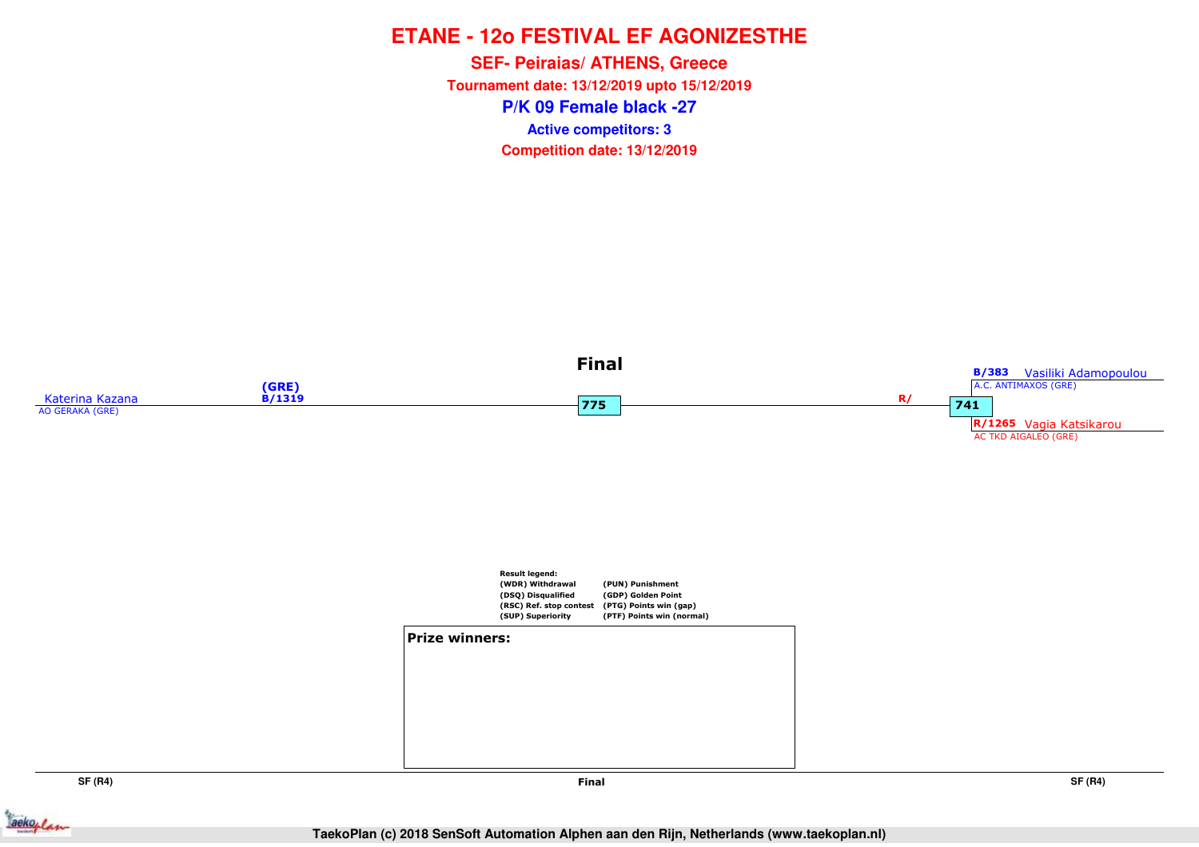# ETANE - 12o FESTIVAL EF AGONIZESTHE

**SEF- Peiraias/ ATHENS, Greece**

**Tournament date: 13/12/2019 upto 15/12/2019**

## P/K 09 Female black -27

**Active competitors: 3**

**Competition date: 13/12/2019**

### Final

Katerina Kazana
AO GERAKA (GRE)
(GRE)
B/1319

775

R/

741

B/383 Vasiliki Adamopoulou
A.C. ANTIMAXOS (GRE)

R/1265 Vagia Katsikarou
AC TKD AIGALEO (GRE)

**Result legend:**

| | |
|---|---|
| (WDR) Withdrawal | (PUN) Punishment |
| (DSQ) Disqualified | (GDP) Golden Point |
| (RSC) Ref. stop contest | (PTG) Points win (gap) |
| (SUP) Superiority | (PTF) Points win (normal) |

**Prize winners:**

SF (R4) | Final | SF (R4)

TaekoPlan (c) 2018 SenSoft Automation Alphen aan den Rijn, Netherlands (www.taekoplan.nl)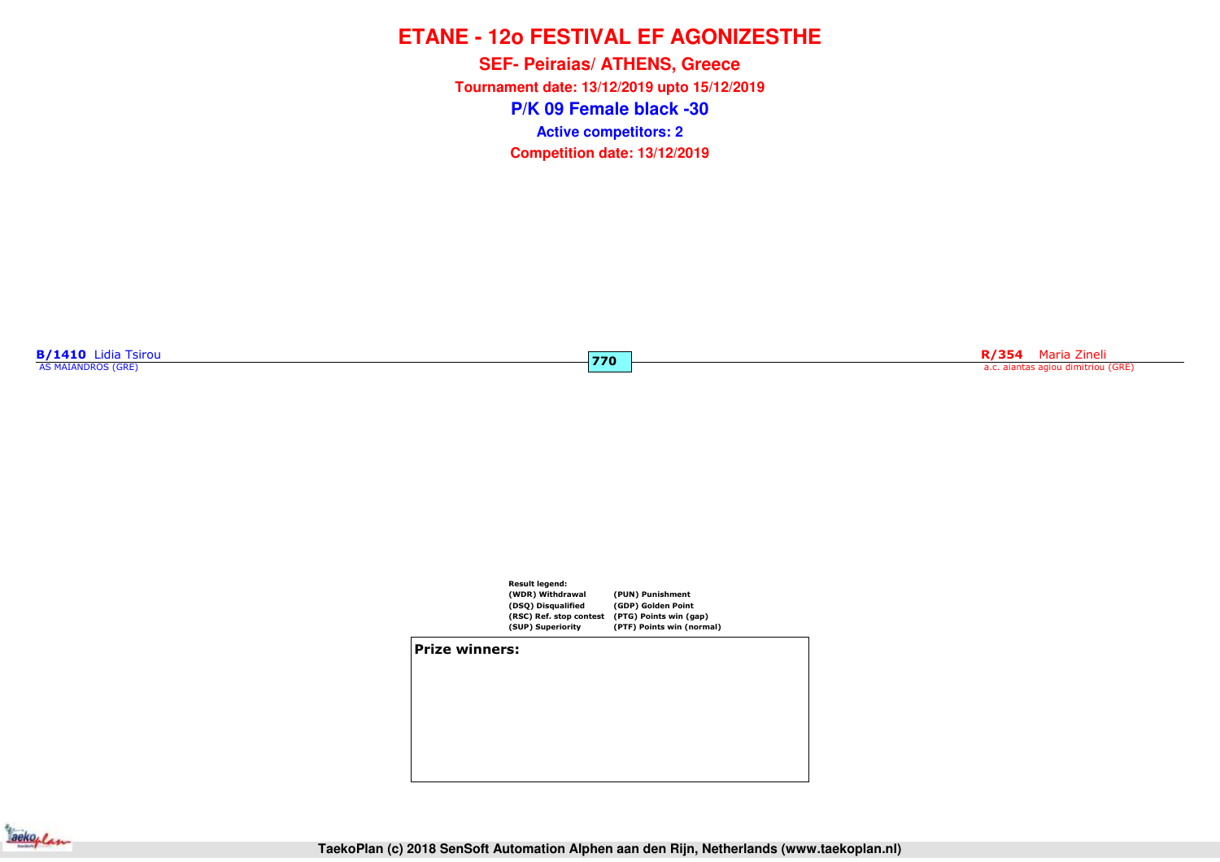# ETANE - 12o FESTIVAL EF AGONIZESTHE

**SEF- Peiraias/ ATHENS, Greece**

**Tournament date: 13/12/2019 upto 15/12/2019**

## P/K 09 Female black -30

**Active competitors: 2**

**Competition date: 13/12/2019**

**B/1410** Lidia Tsirou
AS MAIANDROS (GRE)

**770**

**R/354** Maria Zineli
a.c. aiantas agiou dimitriou (GRE)

**Result legend:**

| | |
|---|---|
| (WDR) Withdrawal | (PUN) Punishment |
| (DSQ) Disqualified | (GDP) Golden Point |
| (RSC) Ref. stop contest | (PTG) Points win (gap) |
| (SUP) Superiority | (PTF) Points win (normal) |

**Prize winners:**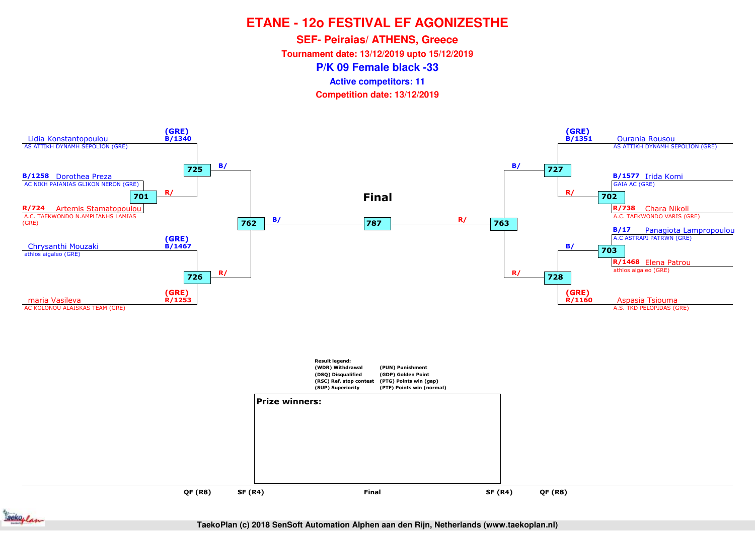# ETANE - 12o FESTIVAL EF AGONIZESTHE

## SEF- Peiraias/ ATHENS, Greece

**Tournament date: 13/12/2019 upto 15/12/2019**

## P/K 09 Female black -33

**Active competitors: 11**

**Competition date: 13/12/2019**

### Left side

- (GRE) B/1340 Lidia Konstantopoulou — AS ATTIKH DYNAMH SEPOLION (GRE)
- B/1258 Dorothea Preza — AC NIKH PAIANIAS GLIKON NERON (GRE)
- R/724 Artemis Stamatopoulou — A.C. TAEKWONDO N.AMPLIANHS LAMIAS (GRE)
- (GRE) B/1467 Chrysanthi Mouzaki — athlos aigaleo (GRE)
- (GRE) R/1253 maria Vasileva — AC KOLONOU ALAISKAS TEAM (GRE)

Matches: 701 (R/), 725 (B/), 726 (R/), 762 (B/)

### Final

787

### Right side

- (GRE) B/1351 Ourania Rousou — AS ATTIKH DYNAMH SEPOLION (GRE)
- B/1577 Irida Komi — GAIA AC (GRE)
- R/738 Chara Nikoli — A.C. TAEKWONDO VARIS (GRE)
- B/17 Panagiota Lampropoulou — A.C ASTRAPI PATRWN (GRE)
- R/1468 Elena Patrou — athlos aigaleo (GRE)
- (GRE) R/1160 Aspasia Tsiouma — A.S. TKD PELOPIDAS (GRE)

Matches: 702 (R/), 703 (B/), 727 (B/), 728 (R/), 763 (R/)

QF (R8) | SF (R4) | Final | SF (R4) | QF (R8)

**Result legend:**

| | |
|---|---|
| (WDR) Withdrawal | (PUN) Punishment |
| (DSQ) Disqualified | (GDP) Golden Point |
| (RSC) Ref. stop contest | (PTG) Points win (gap) |
| (SUP) Superiority | (PTF) Points win (normal) |

**Prize winners:**

TaekoPlan (c) 2018 SenSoft Automation Alphen aan den Rijn, Netherlands (www.taekoplan.nl)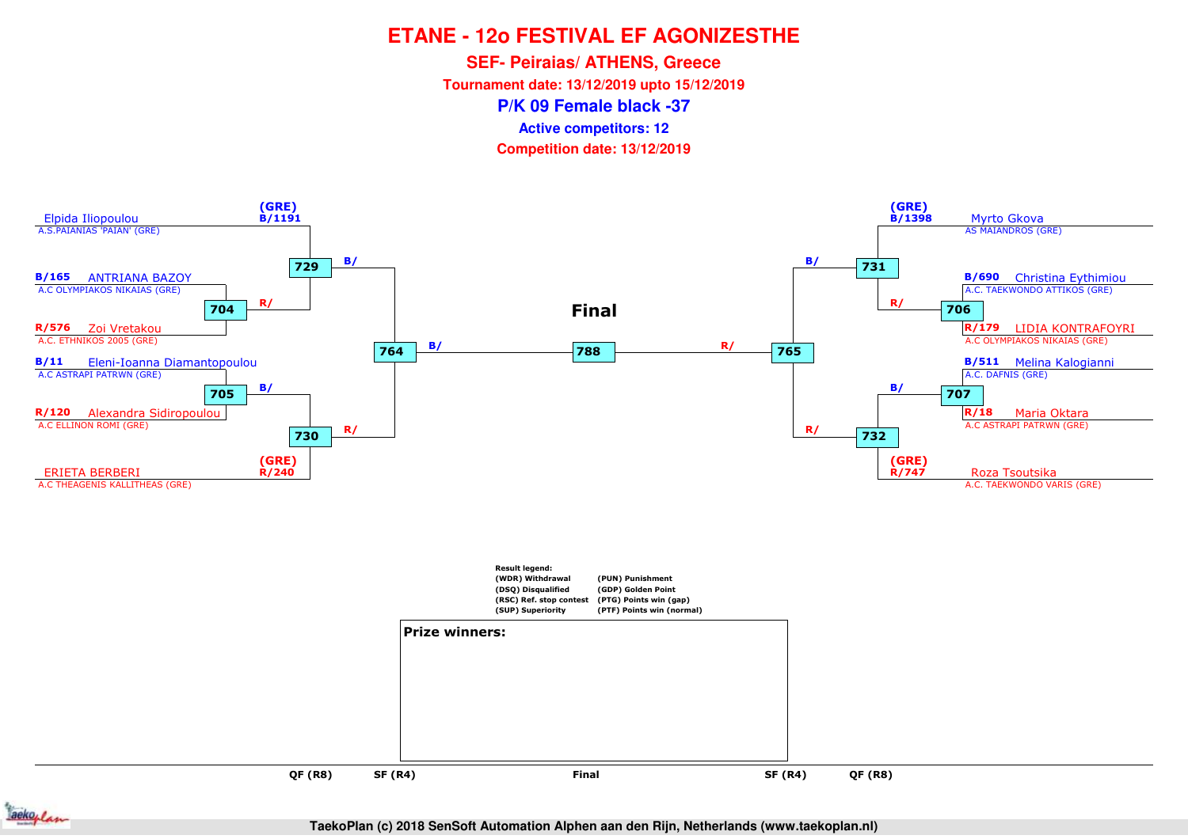# ETANE - 12o FESTIVAL EF AGONIZESTHE

**SEF- Peiraias/ ATHENS, Greece**

**Tournament date: 13/12/2019 upto 15/12/2019**

## P/K 09 Female black -37

**Active competitors: 12**

**Competition date: 13/12/2019**

### Left bracket

- (GRE) B/1191 — Elpida Iliopoulou — A.S.PAIANIAS 'PAIAN' (GRE)
- B/165 — ANTRIANA BAZOY — A.C OLYMPIAKOS NIKAIAS (GRE)
- R/576 — Zoi Vretakou — A.C. ETHNIKOS 2005 (GRE)
- B/11 — Eleni-Ioanna Diamantopoulou — A.C ASTRAPI PATRWN (GRE)
- R/120 — Alexandra Sidiropoulou — A.C ELLINON ROMI (GRE)
- (GRE) R/240 — ERIETA BERBERI — A.C THEAGENIS KALLITHEAS (GRE)

Matches: 704 (B/165 vs R/576), 705 (B/11 vs R/120), 729 (B/1191 vs R/ winner 704), 730 (B/ winner 705 vs R/240), 764 (B/ winner 729 vs R/ winner 730)

### Right bracket

- (GRE) B/1398 — Myrto Gkova — AS MAIANDROS (GRE)
- B/690 — Christina Eythimiou — A.C. TAEKWONDO ATTIKOS (GRE)
- R/179 — LIDIA KONTRAFOYRI — A.C OLYMPIAKOS NIKAIAS (GRE)
- B/511 — Melina Kalogianni — A.C. DAFNIS (GRE)
- R/18 — Maria Oktara — A.C ASTRAPI PATRWN (GRE)
- (GRE) R/747 — Roza Tsoutsika — A.C. TAEKWONDO VARIS (GRE)

Matches: 706 (B/690 vs R/179), 707 (B/511 vs R/18), 731 (B/1398 vs R/ winner 706), 732 (B/ winner 707 vs R/747), 765 (B/ winner 731 vs R/ winner 732)

### Final

788 (B/ winner 764 vs R/ winner 765)

Rounds: QF (R8) — SF (R4) — Final — SF (R4) — QF (R8)

**Result legend:**

| | |
|---|---|
| (WDR) Withdrawal | (PUN) Punishment |
| (DSQ) Disqualified | (GDP) Golden Point |
| (RSC) Ref. stop contest | (PTG) Points win (gap) |
| (SUP) Superiority | (PTF) Points win (normal) |

**Prize winners:**

TaekoPlan (c) 2018 SenSoft Automation Alphen aan den Rijn, Netherlands (www.taekoplan.nl)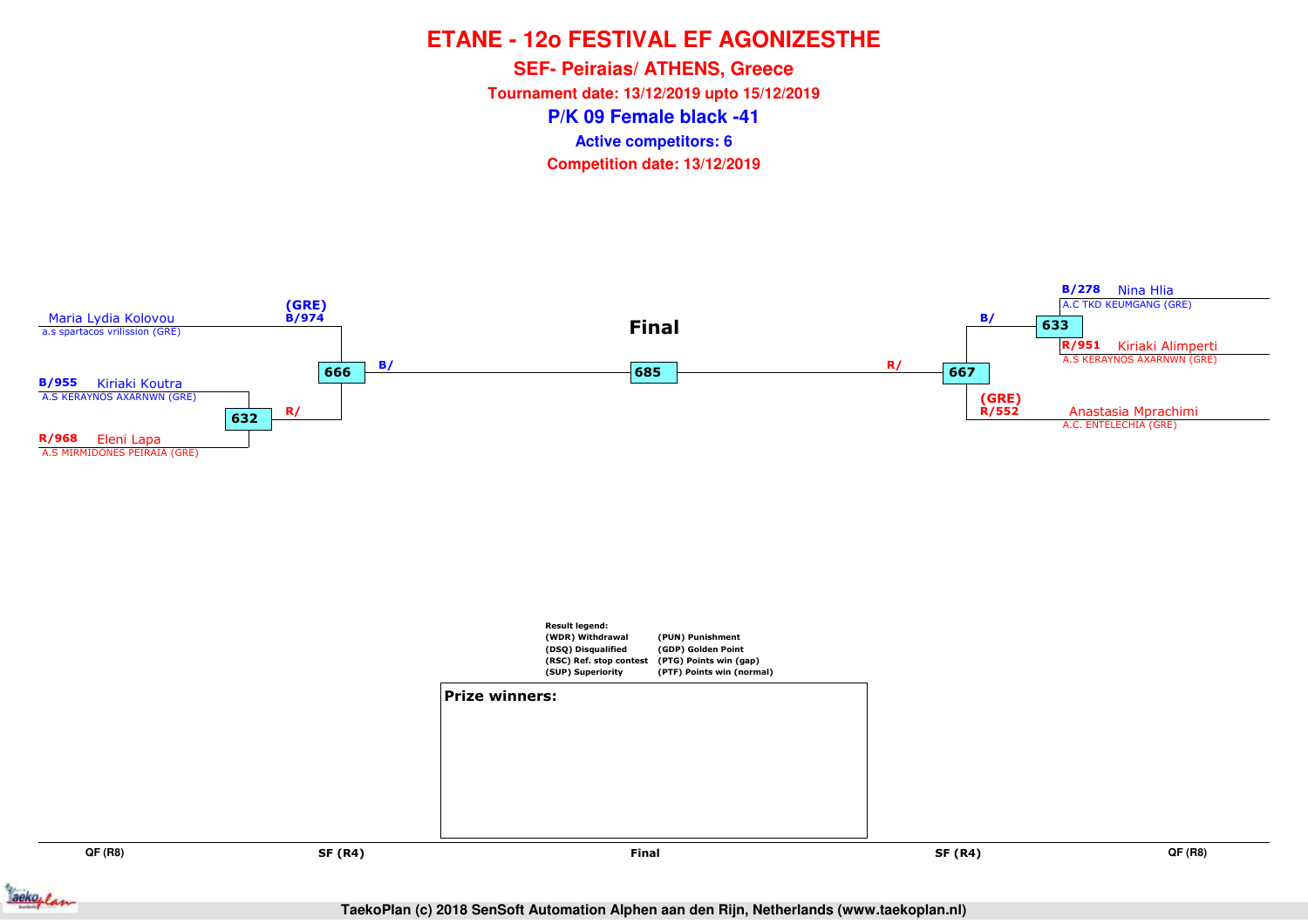# ETANE - 12o FESTIVAL EF AGONIZESTHE

## SEF- Peiraias/ ATHENS, Greece

**Tournament date: 13/12/2019 upto 15/12/2019**

## P/K 09 Female black -41

**Active competitors: 6**

**Competition date: 13/12/2019**

**Final**

Maria Lydia Kolovou
a.s spartacos vrilission (GRE)

(GRE)
B/974

666 — B/

B/955 Kiriaki Koutra
A.S KERAYNOS AXARNWN (GRE)

632 — R/

R/968 Eleni Lapa
A.S MIRMIDONES PEIRAIA (GRE)

685

B/278 Nina Hlia
A.C TKD KEUMGANG (GRE)

633 — B/

R/951 Kiriaki Alimperti
A.S KERAYNOS AXARNWN (GRE)

667 — R/

(GRE)
R/552 Anastasia Mprachimi
A.C. ENTELECHIA (GRE)

**Result legend:**

| | |
|---|---|
| (WDR) Withdrawal | (PUN) Punishment |
| (DSQ) Disqualified | (GDP) Golden Point |
| (RSC) Ref. stop contest | (PTG) Points win (gap) |
| (SUP) Superiority | (PTF) Points win (normal) |

**Prize winners:**

QF (R8) | SF (R4) | Final | SF (R4) | QF (R8)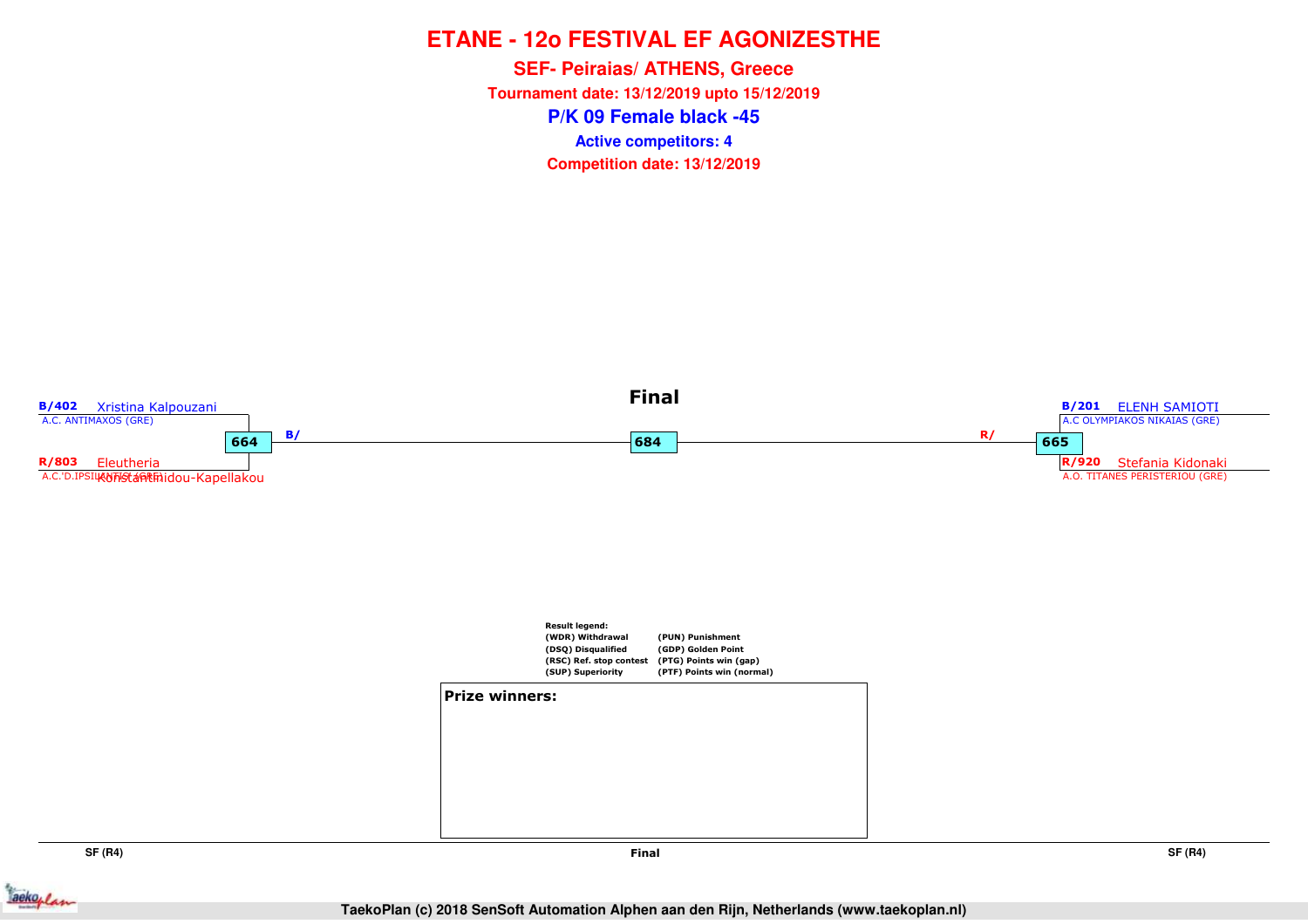# ETANE - 12o FESTIVAL EF AGONIZESTHE

## SEF- Peiraias/ ATHENS, Greece

**Tournament date: 13/12/2019 upto 15/12/2019**

## P/K 09 Female black -45

**Active competitors: 4**

**Competition date: 13/12/2019**

### Final

**B/402** Xristina Kalpouzani
A.C. ANTIMAXOS (GRE)

**664** B/

**R/803** Eleutheria Konstantinidou-Kapellakou
A.C.'D.IPSILANTIS' (GRE)

**684**

**B/201** ELENH SAMIOTI
A.C OLYMPIAKOS NIKAIAS (GRE)

R/ **665**

**R/920** Stefania Kidonaki
A.O. TITANES PERISTERIOU (GRE)

**Result legend:**

| | |
|---|---|
| (WDR) Withdrawal | (PUN) Punishment |
| (DSQ) Disqualified | (GDP) Golden Point |
| (RSC) Ref. stop contest | (PTG) Points win (gap) |
| (SUP) Superiority | (PTF) Points win (normal) |

**Prize winners:**

SF (R4) | Final | SF (R4)

TaekoPlan (c) 2018 SenSoft Automation Alphen aan den Rijn, Netherlands (www.taekoplan.nl)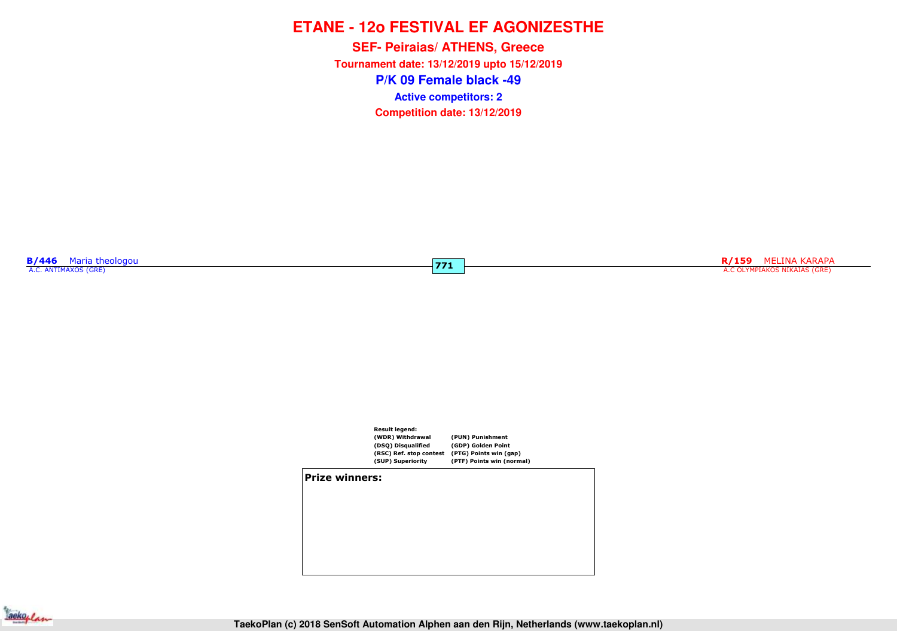# ETANE - 12o FESTIVAL EF AGONIZESTHE

## SEF- Peiraias/ ATHENS, Greece

**Tournament date: 13/12/2019 upto 15/12/2019**

## P/K 09 Female black -49

**Active competitors: 2**

**Competition date: 13/12/2019**

**B/446** Maria theologou
A.C. ANTIMAXOS (GRE)

**771**

**R/159** MELINA KARAPA
A.C OLYMPIAKOS NIKAIAS (GRE)

Result legend:

| | |
|---|---|
| (WDR) Withdrawal | (PUN) Punishment |
| (DSQ) Disqualified | (GDP) Golden Point |
| (RSC) Ref. stop contest | (PTG) Points win (gap) |
| (SUP) Superiority | (PTF) Points win (normal) |

**Prize winners:**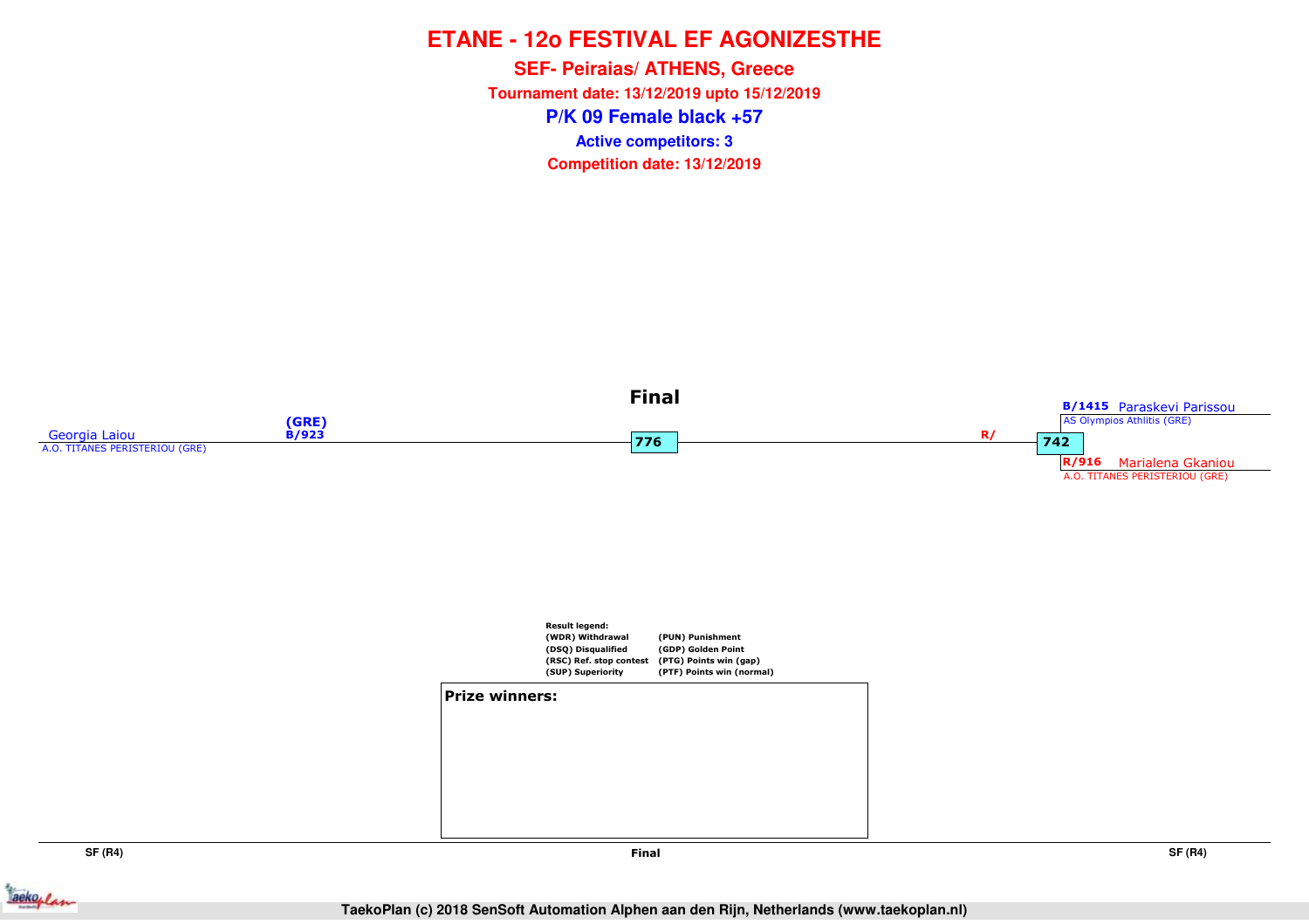# ETANE - 12o FESTIVAL EF AGONIZESTHE

**SEF- Peiraias/ ATHENS, Greece**

**Tournament date: 13/12/2019 upto 15/12/2019**

## P/K 09 Female black +57

**Active competitors: 3**

**Competition date: 13/12/2019**

### Final

Georgia Laiou
A.O. TITANES PERISTERIOU (GRE)

(GRE)
B/923

776

R/

742

B/1415 Paraskevi Parissou
AS Olympios Athlitis (GRE)

R/916 Marialena Gkaniou
A.O. TITANES PERISTERIOU (GRE)

**Result legend:**

| | |
|---|---|
| (WDR) Withdrawal | (PUN) Punishment |
| (DSQ) Disqualified | (GDP) Golden Point |
| (RSC) Ref. stop contest | (PTG) Points win (gap) |
| (SUP) Superiority | (PTF) Points win (normal) |

**Prize winners:**

SF (R4) | Final | SF (R4)

TaekoPlan (c) 2018 SenSoft Automation Alphen aan den Rijn, Netherlands (www.taekoplan.nl)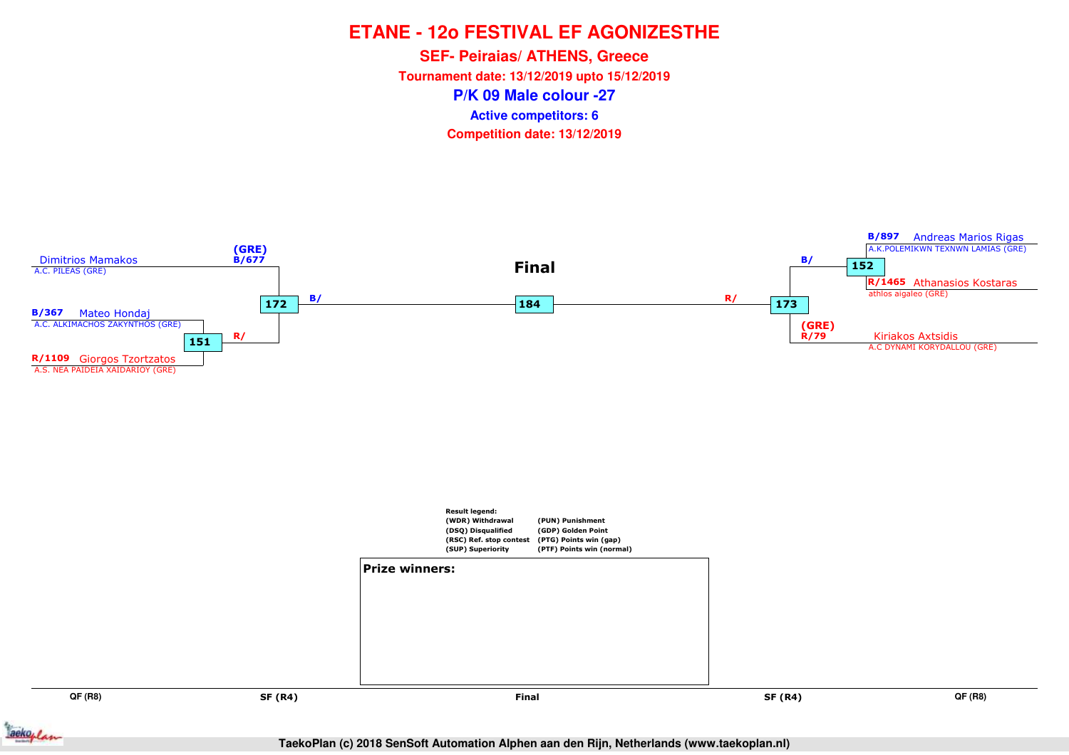# ETANE - 12o FESTIVAL EF AGONIZESTHE

## SEF- Peiraias/ ATHENS, Greece

**Tournament date: 13/12/2019 upto 15/12/2019**

## P/K 09 Male colour -27

**Active competitors: 6**

**Competition date: 13/12/2019**

Dimitrios Mamakos
A.C. PILEAS (GRE)

(GRE)
B/677

172

B/

B/367 Mateo Hondaj
A.C. ALKIMACHOS ZAKYNTHOS (GRE)

151

R/

R/1109 Giorgos Tzortzatos
A.S. NEA PAIDEIA XAIDARIOY (GRE)

**Final**

184

R/

173

B/

152

B/897 Andreas Marios Rigas
A.K.POLEMIKWN TEXNWN LAMIAS (GRE)

R/1465 Athanasios Kostaras
athlos aigaleo (GRE)

(GRE)
R/79

Kiriakos Axtsidis
A.C DYNAMI KORYDALLOU (GRE)

**Result legend:**

| | |
|---|---|
| (WDR) Withdrawal | (PUN) Punishment |
| (DSQ) Disqualified | (GDP) Golden Point |
| (RSC) Ref. stop contest | (PTG) Points win (gap) |
| (SUP) Superiority | (PTF) Points win (normal) |

**Prize winners:**

QF (R8) | SF (R4) | Final | SF (R4) | QF (R8)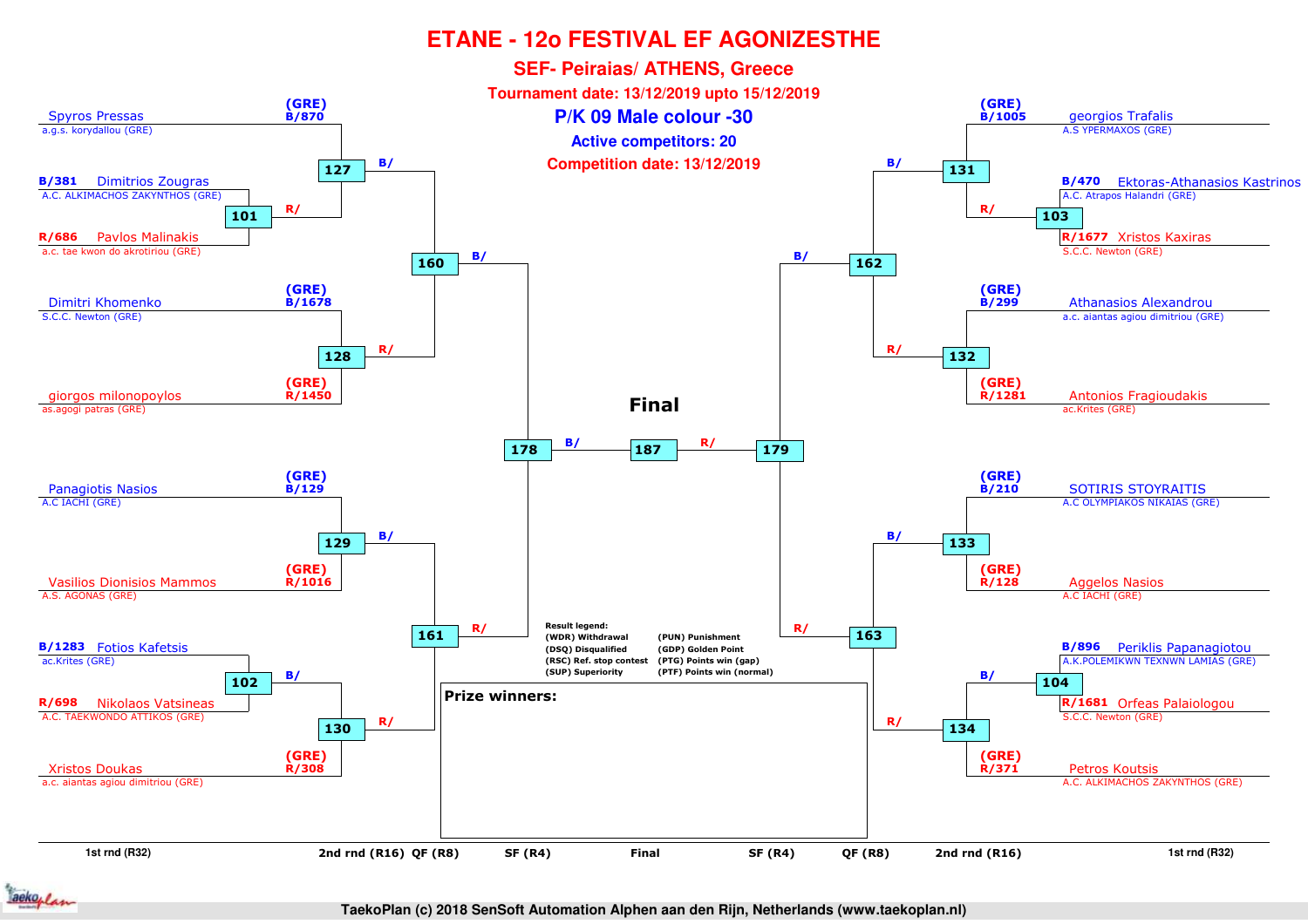# ETANE - 12o FESTIVAL EF AGONIZESTHE

## SEF- Peiraias/ ATHENS, Greece

**Tournament date: 13/12/2019 upto 15/12/2019**

## P/K 09 Male colour -30

**Active competitors: 20**

**Competition date: 13/12/2019**

### Left side

| Competitor | Club | Draw | Match |
|---|---|---|---|
| Spyros Pressas | a.g.s. korydallou (GRE) | (GRE) B/870 | 127 |
| Dimitrios Zougras | A.C. ALKIMACHOS ZAKYNTHOS (GRE) | B/381 | 101 |
| Pavlos Malinakis | a.c. tae kwon do akrotiriou (GRE) | R/686 | 101 |
| Dimitri Khomenko | S.C.C. Newton (GRE) | (GRE) B/1678 | 128 |
| giorgos milonopoylos | as.agogi patras (GRE) | (GRE) R/1450 | 128 |
| Panagiotis Nasios | A.C IACHI (GRE) | (GRE) B/129 | 129 |
| Vasilios Dionisios Mammos | A.S. AGONAS (GRE) | (GRE) R/1016 | 129 |
| Fotios Kafetsis | ac.Krites (GRE) | B/1283 | 102 |
| Nikolaos Vatsineas | A.C. TAEKWONDO ATTIKOS (GRE) | R/698 | 102 |
| Xristos Doukas | a.c. aiantas agiou dimitriou (GRE) | (GRE) R/308 | 130 |

Match 101 winner: R/ → 127
Match 127: B/ → 160
Match 128: R/ → 160
Match 102: B/ → 130
Match 129: B/ → 161
Match 130: R/ → 161
Match 160: B/ → 178
Match 161: R/ → 178

### Right side

| Competitor | Club | Draw | Match |
|---|---|---|---|
| georgios Trafalis | A.S YPERMAXOS (GRE) | (GRE) B/1005 | 131 |
| Ektoras-Athanasios Kastrinos | A.C. Atrapos Halandri (GRE) | B/470 | 103 |
| Xristos Kaxiras | S.C.C. Newton (GRE) | R/1677 | 103 |
| Athanasios Alexandrou | a.c. aiantas agiou dimitriou (GRE) | (GRE) B/299 | 132 |
| Antonios Fragioudakis | ac.Krites (GRE) | (GRE) R/1281 | 132 |
| SOTIRIS STOYRAITIS | A.C OLYMPIAKOS NIKAIAS (GRE) | (GRE) B/210 | 133 |
| Aggelos Nasios | A.C IACHI (GRE) | (GRE) R/128 | 133 |
| Periklis Papanagiotou | A.K.POLEMIKWN TEXNWN LAMIAS (GRE) | B/896 | 104 |
| Orfeas Palaiologou | S.C.C. Newton (GRE) | R/1681 | 104 |
| Petros Koutsis | A.C. ALKIMACHOS ZAKYNTHOS (GRE) | (GRE) R/371 | 134 |

Match 103: R/ → 131
Match 131: B/ → 162
Match 132: R/ → 162
Match 104: B/ → 134
Match 133: B/ → 163
Match 134: R/ → 163
Match 162: B/ → 179
Match 163: R/ → 179

### Final

Match 178: B/ → 187
Match 179: R/ → 187

**Result legend:**

| | |
|---|---|
| (WDR) Withdrawal | (PUN) Punishment |
| (DSQ) Disqualified | (GDP) Golden Point |
| (RSC) Ref. stop contest | (PTG) Points win (gap) |
| (SUP) Superiority | (PTF) Points win (normal) |

**Prize winners:**

1st rnd (R32) | 2nd rnd (R16) | QF (R8) | SF (R4) | Final | SF (R4) | QF (R8) | 2nd rnd (R16) | 1st rnd (R32)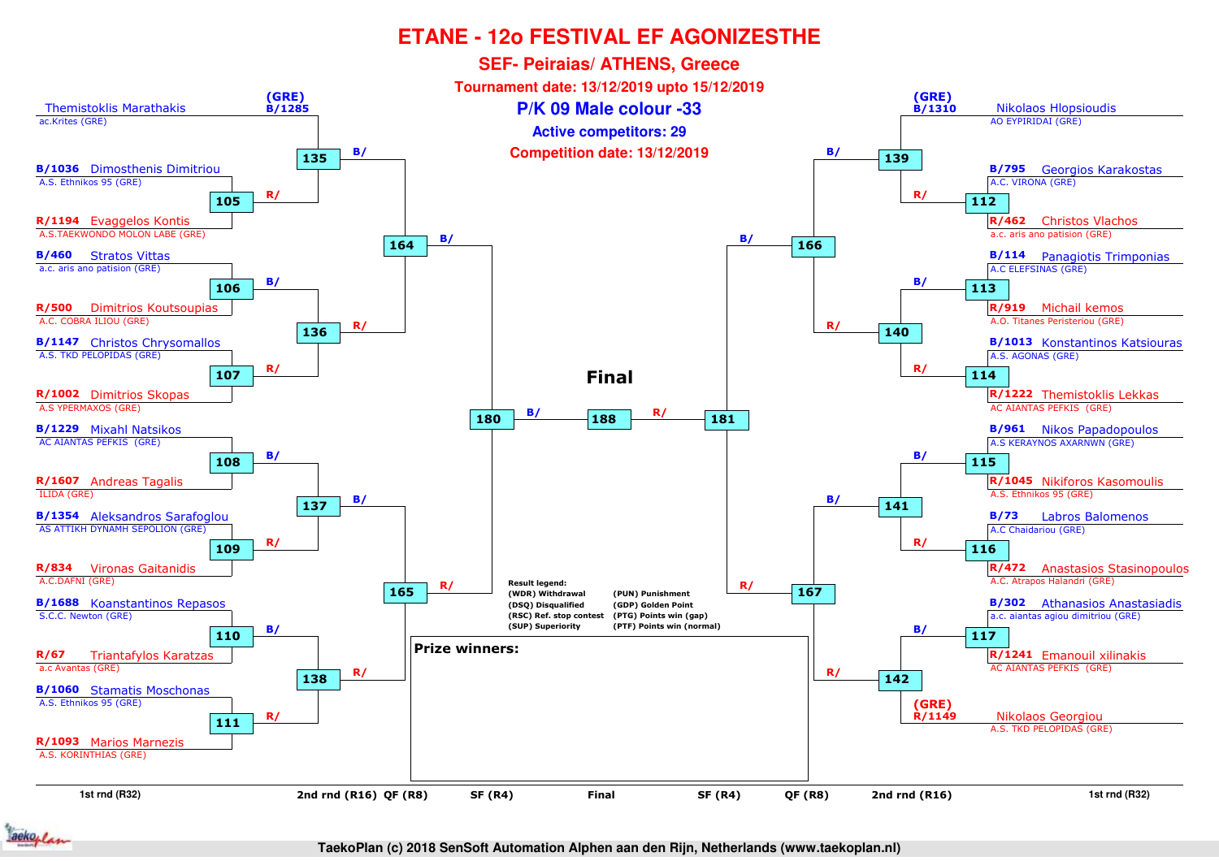# ETANE - 12o FESTIVAL EF AGONIZESTHE

## SEF- Peiraias/ ATHENS, Greece

**Tournament date: 13/12/2019 upto 15/12/2019**

**P/K 09 Male colour -33**

**Active competitors: 29**

**Competition date: 13/12/2019**

### Left side

| Seed | Name | Club | Match (R32) | Match (R16) | Match (QF) | Match (SF) |
|---|---|---|---|---|---|---|
| (GRE) B/1285 | Themistoklis Marathakis | ac.Krites (GRE) | | 135 | 164 | 180 |
| B/1036 | Dimosthenis Dimitriou | A.S. Ethnikos 95 (GRE) | 105 | 135 | 164 | 180 |
| R/1194 | Evaggelos Kontis | A.S.TAEKWONDO MOLON LABE (GRE) | 105 | 135 | 164 | 180 |
| B/460 | Stratos Vittas | a.c. aris ano patision (GRE) | 106 | 136 | 164 | 180 |
| R/500 | Dimitrios Koutsoupias | A.C. COBRA ILIOU (GRE) | 106 | 136 | 164 | 180 |
| B/1147 | Christos Chrysomallos | A.S. TKD PELOPIDAS (GRE) | 107 | 136 | 164 | 180 |
| R/1002 | Dimitrios Skopas | A.S YPERMAXOS (GRE) | 107 | 136 | 164 | 180 |
| B/1229 | Mixahl Natsikos | AC AIANTAS PEFKIS (GRE) | 108 | 137 | 165 | 180 |
| R/1607 | Andreas Tagalis | ILIDA (GRE) | 108 | 137 | 165 | 180 |
| B/1354 | Aleksandros Sarafoglou | AS ATTIKH DYNAMH SEPOLION (GRE) | 109 | 137 | 165 | 180 |
| R/834 | Vironas Gaitanidis | A.C.DAFNI (GRE) | 109 | 137 | 165 | 180 |
| B/1688 | Koanstantinos Repasos | S.C.C. Newton (GRE) | 110 | 138 | 165 | 180 |
| R/67 | Triantafyllos Karatzas | a.c Avantas (GRE) | 110 | 138 | 165 | 180 |
| B/1060 | Stamatis Moschonas | A.S. Ethnikos 95 (GRE) | 111 | 138 | 165 | 180 |
| R/1093 | Marios Marnezis | A.S. KORINTHIAS (GRE) | 111 | 138 | 165 | 180 |

### Right side

| Seed | Name | Club | Match (R32) | Match (R16) | Match (QF) | Match (SF) |
|---|---|---|---|---|---|---|
| (GRE) B/1310 | Nikolaos Hlopsioudis | AO EYPIRIDAI (GRE) | | 139 | 166 | 181 |
| B/795 | Georgios Karakostas | A.C. VIRONA (GRE) | 112 | 139 | 166 | 181 |
| R/462 | Christos Vlachos | a.c. aris ano patision (GRE) | 112 | 139 | 166 | 181 |
| B/114 | Panagiotis Trimponias | A.C ELEFSINAS (GRE) | 113 | 140 | 166 | 181 |
| R/919 | Michail kemos | A.O. Titanes Peristeriou (GRE) | 113 | 140 | 166 | 181 |
| B/1013 | Konstantinos Katsiouras | A.S. AGONAS (GRE) | 114 | 140 | 166 | 181 |
| R/1222 | Themistoklis Lekkas | AC AIANTAS PEFKIS (GRE) | 114 | 140 | 166 | 181 |
| B/961 | Nikos Papadopoulos | A.S KERAYNOS AXARNWN (GRE) | 115 | 141 | 167 | 181 |
| R/1045 | Nikiforos Kasomoulis | A.S. Ethnikos 95 (GRE) | 115 | 141 | 167 | 181 |
| B/73 | Labros Balomenos | A.C Chaidariou (GRE) | 116 | 141 | 167 | 181 |
| R/472 | Anastasios Stasinopoulos | A.C. Atrapos Halandri (GRE) | 116 | 141 | 167 | 181 |
| B/302 | Athanasios Anastasiadis | a.c. aiantas agiou dimitriou (GRE) | 117 | 142 | 167 | 181 |
| R/1241 | Emanouil xilinakis | AC AIANTAS PEFKIS (GRE) | 117 | 142 | 167 | 181 |
| (GRE) R/1149 | Nikolaos Georgiou | A.S. TKD PELOPIDAS (GRE) | | 142 | 167 | 181 |

### Final

Match 188: B/ (winner of 180) vs R/ (winner of 181)

Rounds: 1st rnd (R32) | 2nd rnd (R16) | QF (R8) | SF (R4) | Final | SF (R4) | QF (R8) | 2nd rnd (R16) | 1st rnd (R32)

**Result legend:**

| | |
|---|---|
| (WDR) Withdrawal | (PUN) Punishment |
| (DSQ) Disqualified | (GDP) Golden Point |
| (RSC) Ref. stop contest | (PTG) Points win (gap) |
| (SUP) Superiority | (PTF) Points win (normal) |

**Prize winners:**

TaekoPlan (c) 2018 SenSoft Automation Alphen aan den Rijn, Netherlands (www.taekoplan.nl)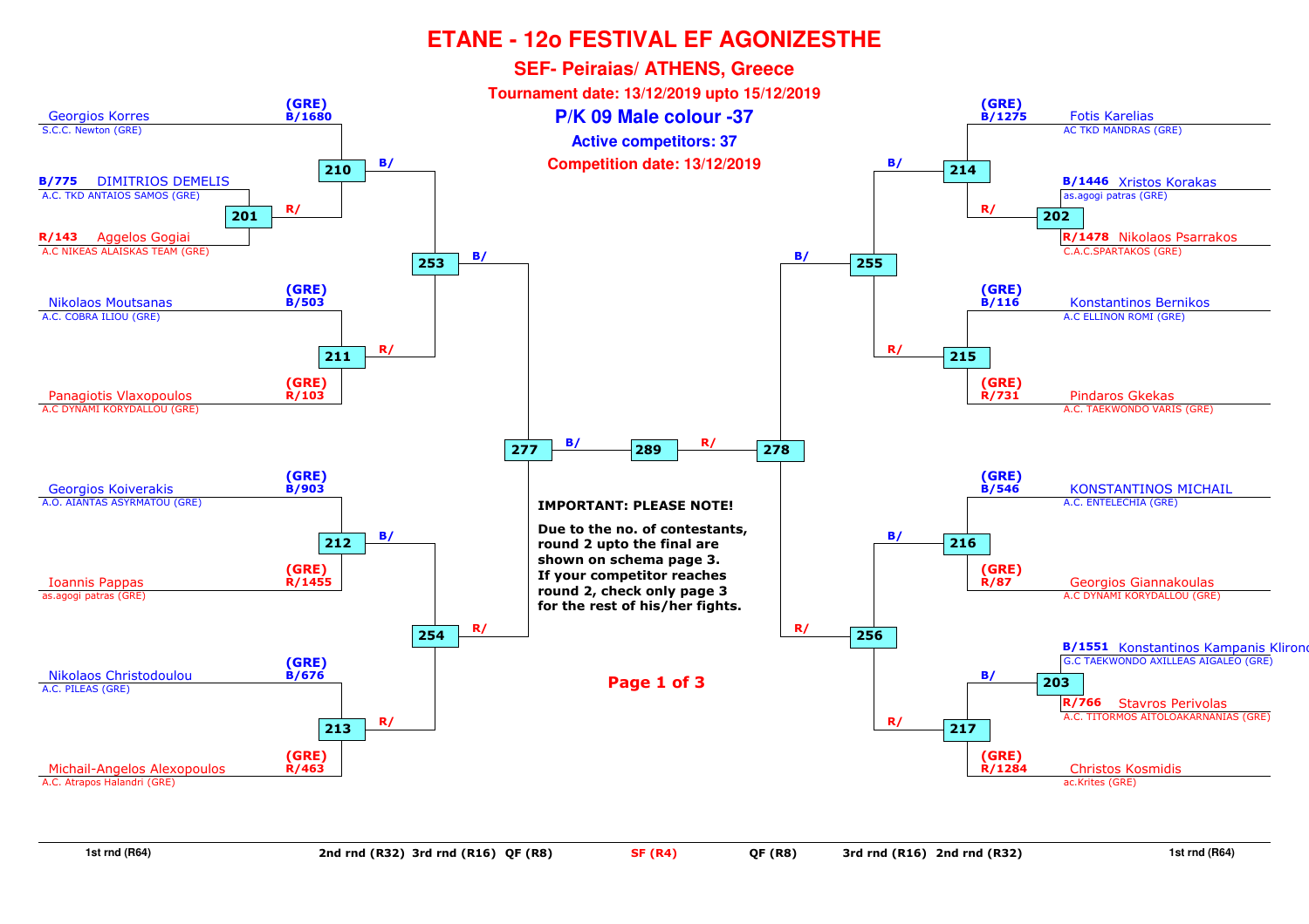# ETANE - 12o FESTIVAL EF AGONIZESTHE

## SEF- Peiraias/ ATHENS, Greece

**Tournament date: 13/12/2019 upto 15/12/2019**

**P/K 09 Male colour -37**

**Active competitors: 37**

**Competition date: 13/12/2019**

### 1st rnd (R64) / 2nd rnd (R32) — Left side

| Match | Blue | Red |
|---|---|---|
| 201 | B/775 DIMITRIOS DEMELIS — A.C. TKD ANTAIOS SAMOS (GRE) | R/143 Aggelos Gogiai — A.C NIKEAS ALAISKAS TEAM (GRE) |
| 210 | (GRE) B/1680 Georgios Korres — S.C.C. Newton (GRE) | R/ (winner 201) |
| 211 | (GRE) B/503 Nikolaos Moutsanas — A.C. COBRA ILIOU (GRE) | (GRE) R/103 Panagiotis Vlaxopoulos — A.C DYNAMI KORYDALLOU (GRE) |
| 212 | (GRE) B/903 Georgios Koiverakis — A.O. AIANTAS ASYRMATOU (GRE) | (GRE) R/1455 Ioannis Pappas — as.agogi patras (GRE) |
| 213 | (GRE) B/676 Nikolaos Christodoulou — A.C. PILEAS (GRE) | (GRE) R/463 Michail-Angelos Alexopoulos — A.C. Atrapos Halandri (GRE) |

### 1st rnd (R64) / 2nd rnd (R32) — Right side

| Match | Blue | Red |
|---|---|---|
| 202 | B/1446 Xristos Korakas — as.agogi patras (GRE) | R/1478 Nikolaos Psarrakos — C.A.C.SPARTAKOS (GRE) |
| 214 | (GRE) B/1275 Fotis Karelias — AC TKD MANDRAS (GRE) | R/ (winner 202) |
| 215 | (GRE) B/116 Konstantinos Bernikos — A.C ELLINON ROMI (GRE) | (GRE) R/731 Pindaros Gkekas — A.C. TAEKWONDO VARIS (GRE) |
| 216 | (GRE) B/546 KONSTANTINOS MICHAIL — A.C. ENTELECHIA (GRE) | (GRE) R/87 Georgios Giannakoulas — A.C DYNAMI KORYDALLOU (GRE) |
| 203 | B/1551 Konstantinos Kampanis Klirono — G.C TAEKWONDO AXILLEAS AIGALEO (GRE) | R/766 Stavros Perivolas — A.C. TITORMOS AITOLOAKARNANIAS (GRE) |
| 217 | B/ (winner 203) | (GRE) R/1284 Christos Kosmidis — ac.Krites (GRE) |

### 3rd rnd (R16)

| Match | Blue | Red |
|---|---|---|
| 253 | B/ (winner 210) | R/ (winner 211) |
| 254 | B/ (winner 212) | R/ (winner 213) |
| 255 | B/ (winner 214) | R/ (winner 215) |
| 256 | B/ (winner 216) | R/ (winner 217) |

### QF (R8)

| Match | Blue | Red |
|---|---|---|
| 277 | B/ (winner 253) | R/ (winner 254) |
| 278 | B/ (winner 255) | R/ (winner 256) |

### SF (R4)

| Match | Blue | Red |
|---|---|---|
| 289 | B/ (winner 277) | R/ (winner 278) |

**IMPORTANT: PLEASE NOTE!**

**Due to the no. of contestants, round 2 upto the final are shown on schema page 3. If your competitor reaches round 2, check only page 3 for the rest of his/her fights.**

1st rnd (R64) | 2nd rnd (R32) | 3rd rnd (R16) | QF (R8) | SF (R4) | QF (R8) | 3rd rnd (R16) | 2nd rnd (R32) | 1st rnd (R64)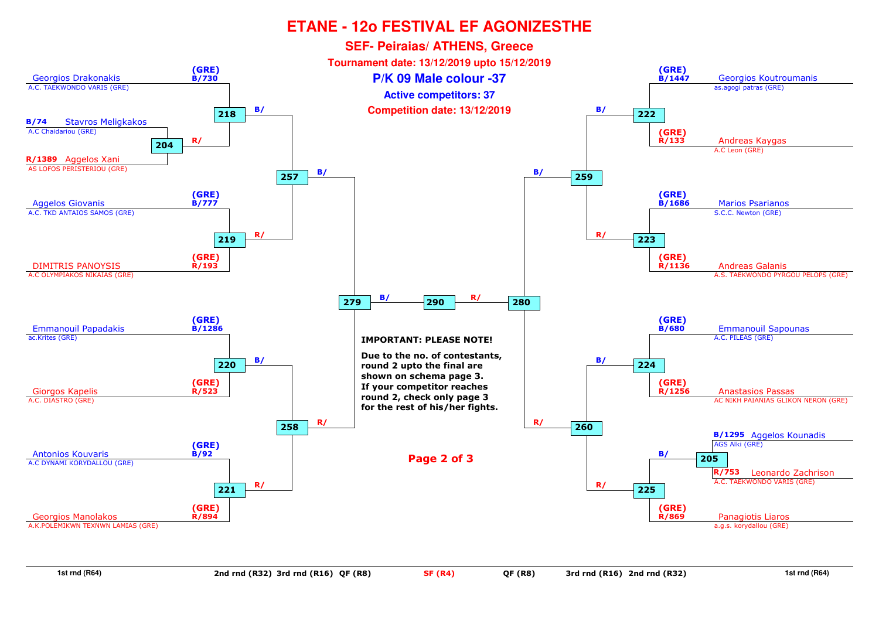# ETANE - 12o FESTIVAL EF AGONIZESTHE

## SEF- Peiraias/ ATHENS, Greece

**Tournament date: 13/12/2019 upto 15/12/2019**

**P/K 09 Male colour -37**

**Active competitors: 37**

**Competition date: 13/12/2019**

### Left side

| Competitor | Club | Code |
|---|---|---|
| Georgios Drakonakis | A.C. TAEKWONDO VARIS (GRE) | (GRE) B/730 |
| Stavros Meligkakos | A.C Chaidariou (GRE) | B/74 |
| Aggelos Xani | AS LOFOS PERISTERIOU (GRE) | R/1389 |
| Aggelos Giovanis | A.C. TKD ANTAIOS SAMOS (GRE) | (GRE) B/777 |
| DIMITRIS PANOYSIS | A.C OLYMPIAKOS NIKAIAS (GRE) | (GRE) R/193 |
| Emmanouil Papadakis | ac.Krites (GRE) | (GRE) B/1286 |
| Giorgos Kapelis | A.C. DIASTRO (GRE) | (GRE) R/523 |
| Antonios Kouvaris | A.C DYNAMI KORYDALLOU (GRE) | (GRE) B/92 |
| Georgios Manolakos | A.K.POLEMIKWN TEXNWN LAMIAS (GRE) | (GRE) R/894 |

Matches: 204 (Meligkakos B/ vs Xani R/) → R/ to 218; 218 (Drakonakis vs winner 204) → B/ to 257; 219 (Giovanis vs Panoysis) → R/ to 257; 257 → B/ to 279; 220 (Papadakis vs Kapelis) → B/ to 258; 221 (Kouvaris vs Manolakos) → R/ to 258; 258 → R/ to 279; 279 → B/ to 290.

### Right side

| Competitor | Club | Code |
|---|---|---|
| Georgios Koutroumanis | as.agogi patras (GRE) | (GRE) B/1447 |
| Andreas Kaygas | A.C Leon (GRE) | (GRE) R/133 |
| Marios Psarianos | S.C.C. Newton (GRE) | (GRE) B/1686 |
| Andreas Galanis | A.S. TAEKWONDO PYRGOU PELOPS (GRE) | (GRE) R/1136 |
| Emmanouil Sapounas | A.C. PILEAS (GRE) | (GRE) B/680 |
| Anastasios Passas | AC NIKH PAIANIAS GLIKON NERON (GRE) | (GRE) R/1256 |
| Aggelos Kounadis | AGS Alki (GRE) | B/1295 |
| Leonardo Zachrison | A.C. TAEKWONDO VARIS (GRE) | R/753 |
| Panagiotis Liaros | a.g.s. korydallou (GRE) | (GRE) R/869 |

Matches: 222 (Koutroumanis vs Kaygas) → B/ to 259; 223 (Psarianos vs Galanis) → R/ to 259; 259 → B/ to 280; 224 (Sapounas vs Passas) → B/ to 260; 205 (Kounadis B/ vs Zachrison R/) → B/ to 225; 225 (winner 205 vs Liaros) → R/ to 260; 260 → R/ to 280; 280 → R/ to 290.

**IMPORTANT: PLEASE NOTE!**

**Due to the no. of contestants, round 2 upto the final are shown on schema page 3. If your competitor reaches round 2, check only page 3 for the rest of his/her fights.**

1st rnd (R64) | 2nd rnd (R32) | 3rd rnd (R16) | QF (R8) | SF (R4) | QF (R8) | 3rd rnd (R16) | 2nd rnd (R32) | 1st rnd (R64)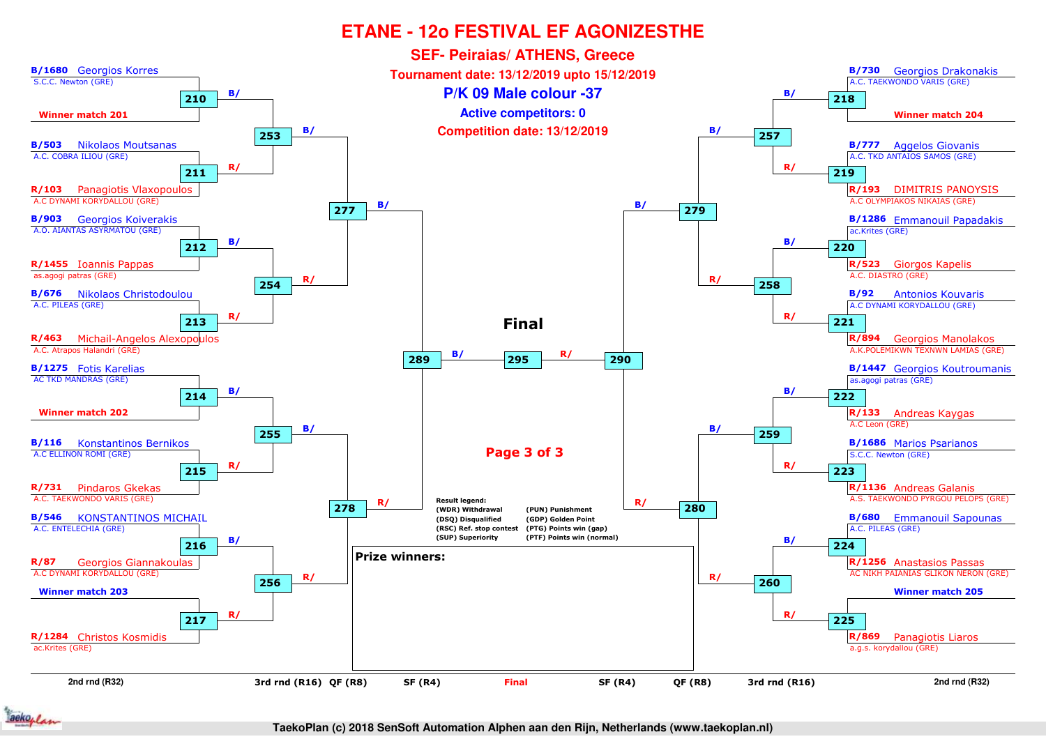# ETANE - 12o FESTIVAL EF AGONIZESTHE

## SEF- Peiraias/ ATHENS, Greece

**Tournament date: 13/12/2019 upto 15/12/2019**

### P/K 09 Male colour -37

**Active competitors: 0**

**Competition date: 13/12/2019**

## Left side of bracket

| Match | Blue | Red |
|---|---|---|
| 210 | B/1680 Georgios Korres – S.C.C. Newton (GRE) | Winner match 201 |
| 211 | B/503 Nikolaos Moutsanas – A.C. COBRA ILIOU (GRE) | R/103 Panagiotis Vlaxopoulos – A.C DYNAMI KORYDALLOU (GRE) |
| 212 | B/903 Georgios Koiverakis – A.O. AIANTAS ASYRMATOU (GRE) | R/1455 Ioannis Pappas – as.agogi patras (GRE) |
| 213 | B/676 Nikolaos Christodoulou – A.C. PILEAS (GRE) | R/463 Michail-Angelos Alexopoulos – A.C. Atrapos Halandri (GRE) |
| 214 | B/1275 Fotis Karelias – AC TKD MANDRAS (GRE) | Winner match 202 |
| 215 | B/116 Konstantinos Bernikos – A.C ELLINON ROMI (GRE) | R/731 Pindaros Gkekas – A.C. TAEKWONDO VARIS (GRE) |
| 216 | B/546 KONSTANTINOS MICHAIL – A.C. ENTELECHIA (GRE) | R/87 Georgios Giannakoulas – A.C DYNAMI KORYDALLOU (GRE) |
| 217 | Winner match 203 | R/1284 Christos Kosmidis – ac.Krites (GRE) |

- 253: B/ (winner 210) vs R/ (winner 211)
- 254: B/ (winner 212) vs R/ (winner 213)
- 255: B/ (winner 214) vs R/ (winner 215)
- 256: B/ (winner 216) vs R/ (winner 217)
- 277: B/ (winner 253) vs R/ (winner 254)
- 278: B/ (winner 255) vs R/ (winner 256)
- 289: B/ (winner 277) vs R/ (winner 278)

## Right side of bracket

| Match | Blue | Red |
|---|---|---|
| 218 | B/730 Georgios Drakonakis – A.C. TAEKWONDO VARIS (GRE) | Winner match 204 |
| 219 | B/777 Aggelos Giovanis – A.C. TKD ANTAIOS SAMOS (GRE) | R/193 DIMITRIS PANOYSIS – A.C OLYMPIAKOS NIKAIAS (GRE) |
| 220 | B/1286 Emmanouil Papadakis – ac.Krites (GRE) | R/523 Giorgos Kapelis – A.C. DIASTRO (GRE) |
| 221 | B/92 Antonios Kouvaris – A.C DYNAMI KORYDALLOU (GRE) | R/894 Georgios Manolakos – A.K.POLEMIKWN TEXNWN LAMIAS (GRE) |
| 222 | B/1447 Georgios Koutroumanis – as.agogi patras (GRE) | R/133 Andreas Kaygas – A.C Leon (GRE) |
| 223 | B/1686 Marios Psarianos – S.C.C. Newton (GRE) | R/1136 Andreas Galanis – A.S. TAEKWONDO PYRGOU PELOPS (GRE) |
| 224 | B/680 Emmanouil Sapounas – A.C. PILEAS (GRE) | R/1256 Anastasios Passas – AC NIKH PAIANIAS GLIKON NERON (GRE) |
| 225 | Winner match 205 | R/869 Panagiotis Liaros – a.g.s. korydallou (GRE) |

- 257: B/ (winner 218) vs R/ (winner 219)
- 258: B/ (winner 220) vs R/ (winner 221)
- 259: B/ (winner 222) vs R/ (winner 223)
- 260: B/ (winner 224) vs R/ (winner 225)
- 279: B/ (winner 257) vs R/ (winner 258)
- 280: B/ (winner 259) vs R/ (winner 260)
- 290: B/ (winner 279) vs R/ (winner 280)

## Final

- 295: B/ (winner 289) vs R/ (winner 290)

**Result legend:**

| | |
|---|---|
| (WDR) Withdrawal | (PUN) Punishment |
| (DSQ) Disqualified | (GDP) Golden Point |
| (RSC) Ref. stop contest | (PTG) Points win (gap) |
| (SUP) Superiority | (PTF) Points win (normal) |

**Prize winners:**

2nd rnd (R32) | 3rd rnd (R16) | QF (R8) | SF (R4) | Final | SF (R4) | QF (R8) | 3rd rnd (R16) | 2nd rnd (R32)

TaekoPlan (c) 2018 SenSoft Automation Alphen aan den Rijn, Netherlands (www.taekoplan.nl)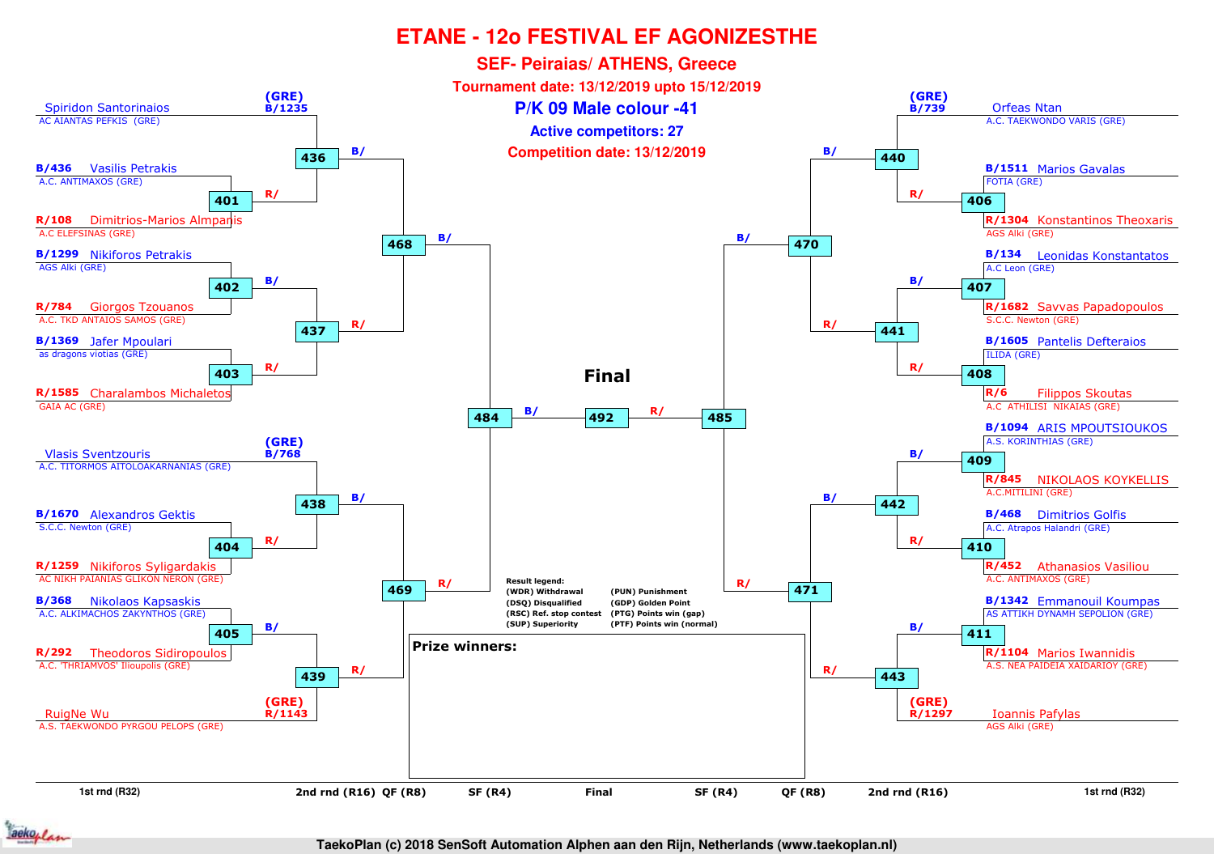# ETANE - 12o FESTIVAL EF AGONIZESTHE

## SEF- Peiraias/ ATHENS, Greece

**Tournament date: 13/12/2019 upto 15/12/2019**

**P/K 09 Male colour -41**

**Active competitors: 27**

**Competition date: 13/12/2019**

### Left side

| 1st rnd (R32) | Club | 2nd rnd (R16) | QF (R8) | SF (R4) |
|---|---|---|---|---|
| (GRE) B/1235 Spiridon Santorinaios | AC AIANTAS PEFKIS (GRE) | 436 B/ | 468 B/ | 484 B/ |
| B/436 Vasilis Petrakis | A.C. ANTIMAXOS (GRE) | 401 R/ | | |
| R/108 Dimitrios-Marios Almpanis | A.C ELEFSINAS (GRE) | | | |
| B/1299 Nikiforos Petrakis | AGS Alki (GRE) | 402 B/ | 437 R/ | |
| R/784 Giorgos Tzouanos | A.C. TKD ANTAIOS SAMOS (GRE) | | | |
| B/1369 Jafer Mpoulari | as dragons viotias (GRE) | 403 R/ | | |
| R/1585 Charalambos Michaletos | GAIA AC (GRE) | | | |
| (GRE) B/768 Vlasis Sventzouris | A.C. TITORMOS AITOLOAKARNANIAS (GRE) | 438 B/ | 469 R/ | |
| B/1670 Alexandros Gektis | S.C.C. Newton (GRE) | 404 R/ | | |
| R/1259 Nikiforos Syligardakis | AC NIKH PAIANIAS GLIKON NERON (GRE) | | | |
| B/368 Nikolaos Kapsaskis | A.C. ALKIMACHOS ZAKYNTHOS (GRE) | 405 B/ | 439 R/ | |
| R/292 Theodoros Sidiropoulos | A.C. 'THRIAMVOS' Ilioupolis (GRE) | | | |
| (GRE) R/1143 RuigNe Wu | A.S. TAEKWONDO PYRGOU PELOPS (GRE) | | | |

### Final

**Final** — 484 B/ — 492 — R/ 485

### Right side

| 1st rnd (R32) | Club | 2nd rnd (R16) | QF (R8) | SF (R4) |
|---|---|---|---|---|
| (GRE) B/739 Orfeas Ntan | A.C. TAEKWONDO VARIS (GRE) | 440 B/ | 470 B/ | 485 R/ |
| B/1511 Marios Gavalas | FOTIA (GRE) | 406 R/ | | |
| R/1304 Konstantinos Theoxaris | AGS Alki (GRE) | | | |
| B/134 Leonidas Konstantatos | A.C Leon (GRE) | 407 B/ | 441 R/ | |
| R/1682 Savvas Papadopoulos | S.C.C. Newton (GRE) | | | |
| B/1605 Pantelis Defteraios | ILIDA (GRE) | 408 R/ | | |
| R/6 Filippos Skoutas | A.C ATHLISI NIKAIAS (GRE) | | | |
| B/1094 ARIS MPOUTSIOUKOS | A.S. KORINTHIAS (GRE) | 409 B/ | 442 B/ | |
| R/845 NIKOLAOS KOYKELLIS | A.C.MITILINI (GRE) | | 471 R/ | |
| B/468 Dimitrios Golfis | A.C. Atrapos Halandri (GRE) | 410 R/ | | |
| R/452 Athanasios Vasiliou | A.C. ANTIMAXOS (GRE) | | | |
| B/1342 Emmanouil Koumpas | AS ATTIKH DYNAMH SEPOLION (GRE) | 411 B/ | 443 R/ | |
| R/1104 Marios Iwannidis | A.S. NEA PAIDEIA XAIDARIOY (GRE) | | | |
| (GRE) R/1297 Ioannis Pafylas | AGS Alki (GRE) | | | |

**Result legend:**
(WDR) Withdrawal (PUN) Punishment
(DSQ) Disqualified (GDP) Golden Point
(RSC) Ref. stop contest (PTG) Points win (gap)
(SUP) Superiority (PTF) Points win (normal)

**Prize winners:**

1st rnd (R32) | 2nd rnd (R16) | QF (R8) | SF (R4) | Final | SF (R4) | QF (R8) | 2nd rnd (R16) | 1st rnd (R32)

TaekoPlan (c) 2018 SenSoft Automation Alphen aan den Rijn, Netherlands (www.taekoplan.nl)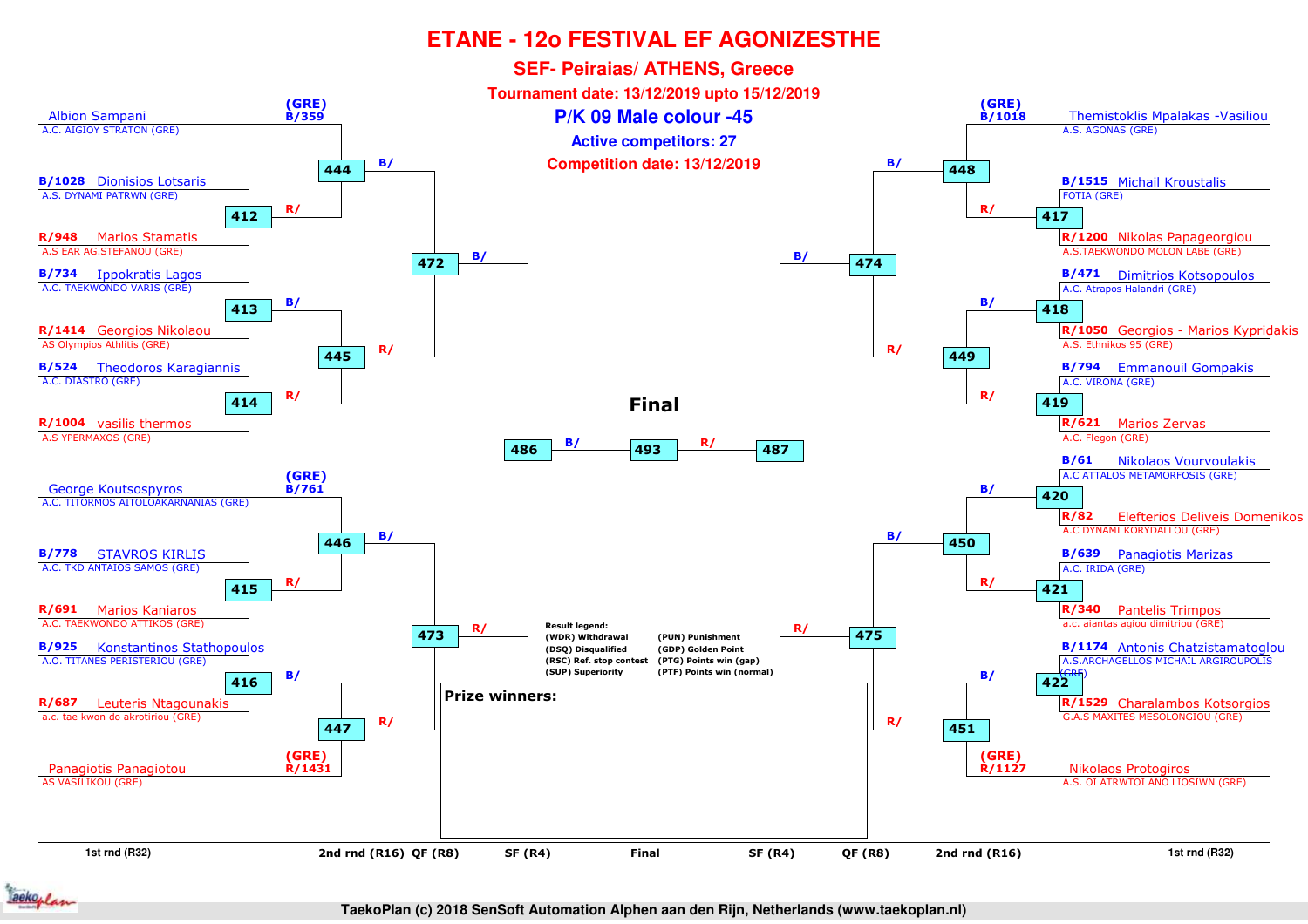# ETANE - 12o FESTIVAL EF AGONIZESTHE

## SEF- Peiraias/ ATHENS, Greece

**Tournament date: 13/12/2019 upto 15/12/2019**

## P/K 09 Male colour -45

**Active competitors: 27**

**Competition date: 13/12/2019**

### Left half of bracket

| Match | Blue | Red |
|---|---|---|
| 444 | (GRE) B/359 Albion Sampani – A.C. AIGIOY STRATON (GRE) | Winner 412 |
| 412 | B/1028 Dionisios Lotsaris – A.S. DYNAMI PATRWN (GRE) | R/948 Marios Stamatis – A.S EAR AG.STEFANOU (GRE) |
| 413 | B/734 Ippokratis Lagos – A.C. TAEKWONDO VARIS (GRE) | R/1414 Georgios Nikolaou – AS Olympios Athlitis (GRE) |
| 414 | B/524 Theodoros Karagiannis – A.C. DIASTRO (GRE) | R/1004 vasilis thermos – A.S YPERMAXOS (GRE) |
| 445 | Winner 413 | Winner 414 |
| 472 | Winner 444 | Winner 445 |
| 446 | (GRE) B/761 George Koutsospyros – A.C. TITORMOS AITOLOAKARNANIAS (GRE) | Winner 415 |
| 415 | B/778 STAVROS KIRLIS – A.C. TKD ANTAIOS SAMOS (GRE) | R/691 Marios Kaniaros – A.C. TAEKWONDO ATTIKOS (GRE) |
| 416 | B/925 Konstantinos Stathopoulos – A.O. TITANES PERISTERIOU (GRE) | R/687 Leuteris Ntagounakis – a.c. tae kwon do akrotiriou (GRE) |
| 447 | Winner 416 | (GRE) R/1431 Panagiotis Panagiotou – AS VASILIKOU (GRE) |
| 473 | Winner 446 | Winner 447 |
| 486 | Winner 472 | Winner 473 |

### Right half of bracket

| Match | Blue | Red |
|---|---|---|
| 448 | (GRE) B/1018 Themistoklis Mpalakas -Vasiliou – A.S. AGONAS (GRE) | Winner 417 |
| 417 | B/1515 Michail Kroustalis – FOTIA (GRE) | R/1200 Nikolas Papageorgiou – A.S.TAEKWONDO MOLON LABE (GRE) |
| 418 | B/471 Dimitrios Kotsopoulos – A.C. Atrapos Halandri (GRE) | R/1050 Georgios - Marios Kypridakis – A.S. Ethnikos 95 (GRE) |
| 419 | B/794 Emmanouil Gompakis – A.C. VIRONA (GRE) | R/621 Marios Zervas – A.C. Flegon (GRE) |
| 449 | Winner 418 | Winner 419 |
| 474 | Winner 448 | Winner 449 |
| 420 | B/61 Nikolaos Vourvoulakis – A.C ATTALOS METAMORFOSIS (GRE) | R/82 Elefterios Deliveis Domenikos – A.C DYNAMI KORYDALLOU (GRE) |
| 421 | B/639 Panagiotis Marizas – A.C. IRIDA (GRE) | R/340 Pantelis Trimpos – a.c. aiantas agiou dimitriou (GRE) |
| 450 | Winner 420 | Winner 421 |
| 422 | B/1174 Antonis Chatzistamatoglou – A.S.ARCHAGELLOS MICHAIL ARGIROUPOLIS (GRE) | R/1529 Charalambos Kotsorgios – G.A.S MAXITES MESOLONGIOU (GRE) |
| 451 | Winner 422 | (GRE) R/1127 Nikolaos Protogiros – A.S. OI ATRWTOI ANO LIOSIWN (GRE) |
| 475 | Winner 450 | Winner 451 |
| 487 | Winner 474 | Winner 475 |

### Final

| Match | Blue | Red |
|---|---|---|
| 493 | Winner 486 | Winner 487 |

**Result legend:**

- (WDR) Withdrawal
- (DSQ) Disqualified
- (RSC) Ref. stop contest
- (SUP) Superiority
- (PUN) Punishment
- (GDP) Golden Point
- (PTG) Points win (gap)
- (PTF) Points win (normal)

**Prize winners:**

1st rnd (R32) | 2nd rnd (R16) | QF (R8) | SF (R4) | Final | SF (R4) | QF (R8) | 2nd rnd (R16) | 1st rnd (R32)

TaekoPlan (c) 2018 SenSoft Automation Alphen aan den Rijn, Netherlands (www.taekoplan.nl)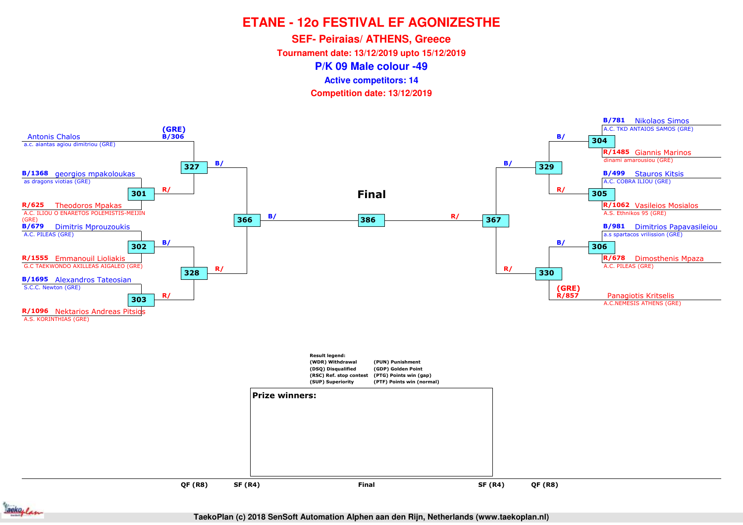# ETANE - 12o FESTIVAL EF AGONIZESTHE

## SEF- Peiraias/ ATHENS, Greece

**Tournament date: 13/12/2019 upto 15/12/2019**

### P/K 09 Male colour -49

**Active competitors: 14**

**Competition date: 13/12/2019**

**Left side of bracket:**

- (GRE) B/306 Antonis Chalos – a.c. aiantas agiou dimitriou (GRE)
- B/1368 georgios mpakoloukas – as dragons viotias (GRE)
- R/625 Theodoros Mpakas – A.C. ILIOU O ENARETOS POLEMISTIS-MEIJIN (GRE)
- B/679 Dimitris Mprouzoukis – A.C. PILEAS (GRE)
- R/1555 Emmanouil Lioliakis – G.C TAEKWONDO AXILLEAS AIGALEO (GRE)
- B/1695 Alexandros Tateosian – S.C.C. Newton (GRE)
- R/1096 Nektarios Andreas Pitsios – A.S. KORINTHIAS (GRE)

Matches: 301 (B/1368 vs R/625), 302 (B/679 vs R/1555), 303 (B/1695 vs R/1096), 327 (B/306 vs R/ winner 301), 328 (B/ winner 302 vs R/ winner 303), 366 (B/ winner 327 vs R/ winner 328)

**Right side of bracket:**

- B/781 Nikolaos Simos – A.C. TKD ANTAIOS SAMOS (GRE)
- R/1485 Giannis Marinos – dinami amarousiou (GRE)
- B/499 Stauros Kitsis – A.C. COBRA ILIOU (GRE)
- R/1062 Vasileios Mosialos – A.S. Ethnikos 95 (GRE)
- B/981 Dimitrios Papavasileiou – a.s spartacos vrilission (GRE)
- R/678 Dimosthenis Mpaza – A.C. PILEAS (GRE)
- (GRE) R/857 Panagiotis Kritselis – A.C.NEMESIS ATHENS (GRE)

Matches: 304 (B/781 vs R/1485), 305 (B/499 vs R/1062), 306 (B/981 vs R/678), 329 (B/ winner 304 vs R/ winner 305), 330 (B/ winner 306 vs R/857), 367 (B/ winner 329 vs R/ winner 330)

**Final:** 386 (B/ winner 366 vs R/ winner 367)

Rounds: QF (R8) – SF (R4) – Final – SF (R4) – QF (R8)

**Result legend:**

| | |
|---|---|
| (WDR) Withdrawal | (PUN) Punishment |
| (DSQ) Disqualified | (GDP) Golden Point |
| (RSC) Ref. stop contest | (PTG) Points win (gap) |
| (SUP) Superiority | (PTF) Points win (normal) |

**Prize winners:**

TaekoPlan (c) 2018 SenSoft Automation Alphen aan den Rijn, Netherlands (www.taekoplan.nl)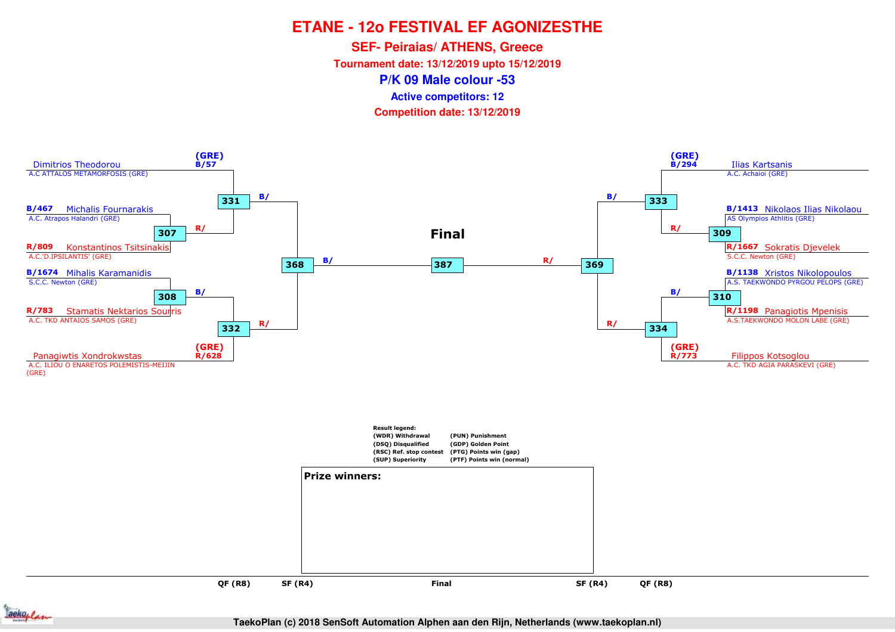# ETANE - 12o FESTIVAL EF AGONIZESTHE

## SEF- Peiraias/ ATHENS, Greece

**Tournament date: 13/12/2019 upto 15/12/2019**

## P/K 09 Male colour -53

**Active competitors: 12**

**Competition date: 13/12/2019**

**Left bracket**

- (GRE) B/57 Dimitrios Theodorou — A.C ATTALOS METAMORFOSIS (GRE)
- B/467 Michalis Fournarakis — A.C. Atrapos Halandri (GRE)
- R/809 Konstantinos Tsitsinakis — A.C.'D.IPSILANTIS' (GRE)
- B/1674 Mihalis Karamanidis — S.C.C. Newton (GRE)
- R/783 Stamatis Nektarios Sourris — A.C. TKD ANTAIOS SAMOS (GRE)
- (GRE) R/628 Panagiwtis Xondrokwstas — A.C. ILIOU O ENARETOS POLEMISTIS-MEIJIN (GRE)

Matches: 307 (R/), 308 (B/), 331 (B/), 332 (R/), 368 (B/)

**Right bracket**

- (GRE) B/294 Ilias Kartsanis — A.C. Achaioi (GRE)
- B/1413 Nikolaos Ilias Nikolaou — AS Olympios Athlitis (GRE)
- R/1667 Sokratis Djevelek — S.C.C. Newton (GRE)
- B/1138 Xristos Nikolopoulos — A.S. TAEKWONDO PYRGOU PELOPS (GRE)
- R/1198 Panagiotis Mpenisis — A.S.TAEKWONDO MOLON LABE (GRE)
- (GRE) R/773 Filippos Kotsoglou — A.C. TKD AGIA PARASKEVI (GRE)

Matches: 309 (R/), 310 (B/), 333 (B/), 334 (R/), 369 (R/)

**Final**

387

QF (R8) | SF (R4) | Final | SF (R4) | QF (R8)

**Result legend:**

| | |
|---|---|
| (WDR) Withdrawal | (PUN) Punishment |
| (DSQ) Disqualified | (GDP) Golden Point |
| (RSC) Ref. stop contest | (PTG) Points win (gap) |
| (SUP) Superiority | (PTF) Points win (normal) |

**Prize winners:**

TaekoPlan (c) 2018 SenSoft Automation Alphen aan den Rijn, Netherlands (www.taekoplan.nl)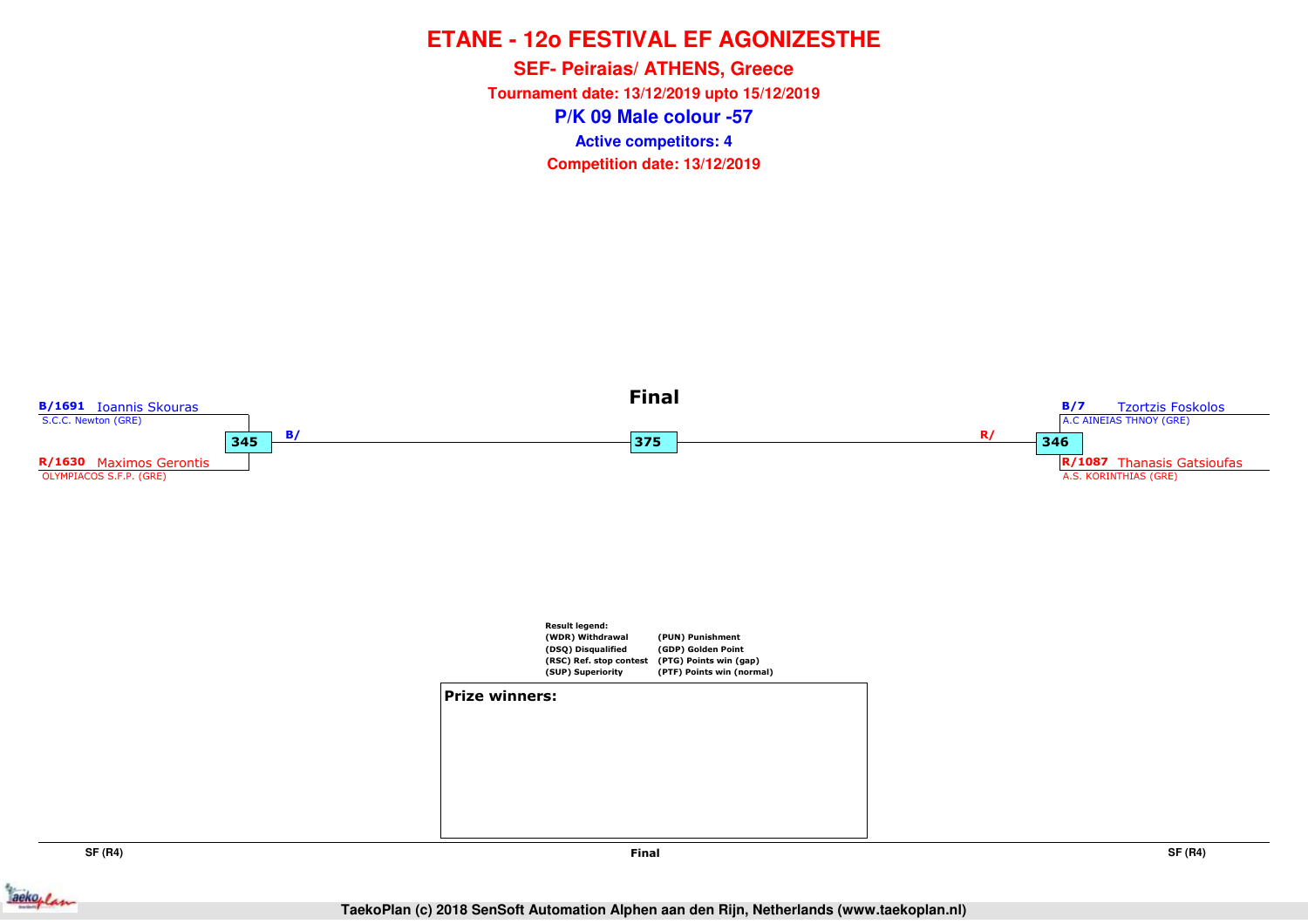# ETANE - 12o FESTIVAL EF AGONIZESTHE

## SEF- Peiraias/ ATHENS, Greece

**Tournament date: 13/12/2019 upto 15/12/2019**

## P/K 09 Male colour -57

**Active competitors: 4**

**Competition date: 13/12/2019**

### Final

**B/1691** Ioannis Skouras
S.C.C. Newton (GRE)

**345** B/

**R/1630** Maximos Gerontis
OLYMPIACOS S.F.P. (GRE)

**375**

**B/7** Tzortzis Foskolos
A.C AINEIAS THNOY (GRE)

R/ **346**

**R/1087** Thanasis Gatsioufas
A.S. KORINTHIAS (GRE)

**Result legend:**

| | |
|---|---|
| (WDR) Withdrawal | (PUN) Punishment |
| (DSQ) Disqualified | (GDP) Golden Point |
| (RSC) Ref. stop contest | (PTG) Points win (gap) |
| (SUP) Superiority | (PTF) Points win (normal) |

**Prize winners:**

SF (R4) | Final | SF (R4)

TaekoPlan (c) 2018 SenSoft Automation Alphen aan den Rijn, Netherlands (www.taekoplan.nl)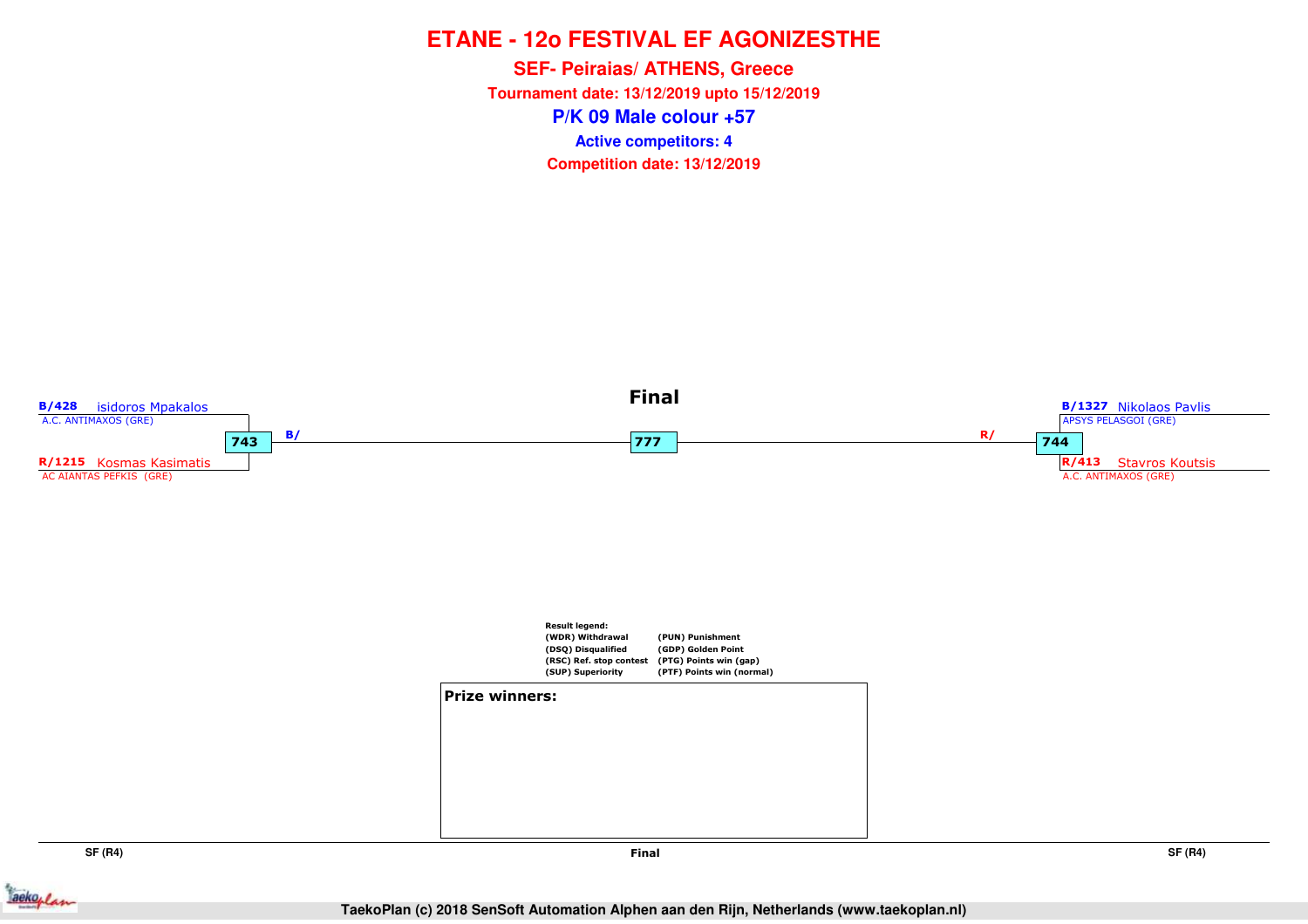# ETANE - 12o FESTIVAL EF AGONIZESTHE

## SEF- Peiraias/ ATHENS, Greece

**Tournament date: 13/12/2019 upto 15/12/2019**

## P/K 09 Male colour +57

**Active competitors: 4**

**Competition date: 13/12/2019**

### Final

**SF (R4)**

- B/428 isidoros Mpakalos — A.C. ANTIMAXOS (GRE)
- R/1215 Kosmas Kasimatis — AC AIANTAS PEFKIS (GRE)
- Match 743 → B/

**Final**

- Match 777

**SF (R4)**

- B/1327 Nikolaos Pavlis — APSYS PELASGOI (GRE)
- R/413 Stavros Koutsis — A.C. ANTIMAXOS (GRE)
- Match 744 → R/

**Result legend:**

| | |
|---|---|
| (WDR) Withdrawal | (PUN) Punishment |
| (DSQ) Disqualified | (GDP) Golden Point |
| (RSC) Ref. stop contest | (PTG) Points win (gap) |
| (SUP) Superiority | (PTF) Points win (normal) |

**Prize winners:**

TaekoPlan (c) 2018 SenSoft Automation Alphen aan den Rijn, Netherlands (www.taekoplan.nl)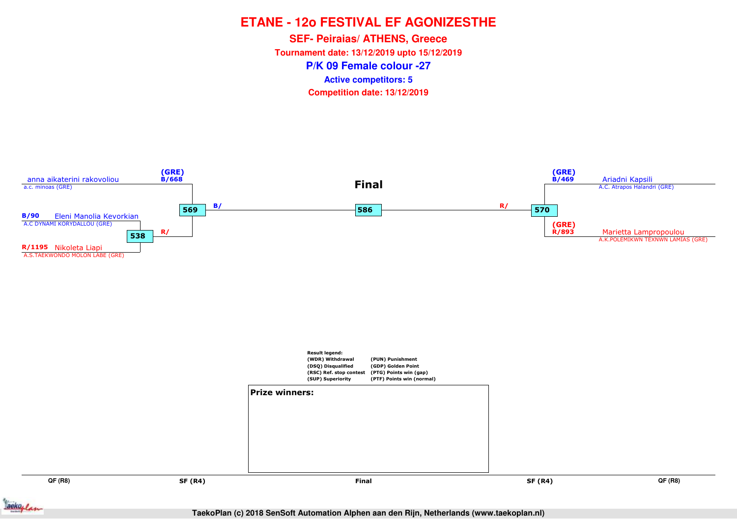# ETANE - 12o FESTIVAL EF AGONIZESTHE

## SEF- Peiraias/ ATHENS, Greece

**Tournament date: 13/12/2019 upto 15/12/2019**

## P/K 09 Female colour -27

**Active competitors: 5**

**Competition date: 13/12/2019**

**Final**

anna aikaterini rakovoliou
a.c. minoas (GRE)
(GRE)
B/668

B/90 Eleni Manolia Kevorkian
A.C DYNAMI KORYDALLOU (GRE)

R/1195 Nikoleta Liapi
A.S.TAEKWONDO MOLON LABE (GRE)

538 R/

569 B/

586

R/ 570

(GRE)
B/469
Ariadni Kapsili
A.C. Atrapos Halandri (GRE)

(GRE)
R/893
Marietta Lampropoulou
A.K.POLEMIKWN TEXNWN LAMIAS (GRE)

**Result legend:**

| | |
|---|---|
| (WDR) Withdrawal | (PUN) Punishment |
| (DSQ) Disqualified | (GDP) Golden Point |
| (RSC) Ref. stop contest | (PTG) Points win (gap) |
| (SUP) Superiority | (PTF) Points win (normal) |

**Prize winners:**

QF (R8) SF (R4) Final SF (R4) QF (R8)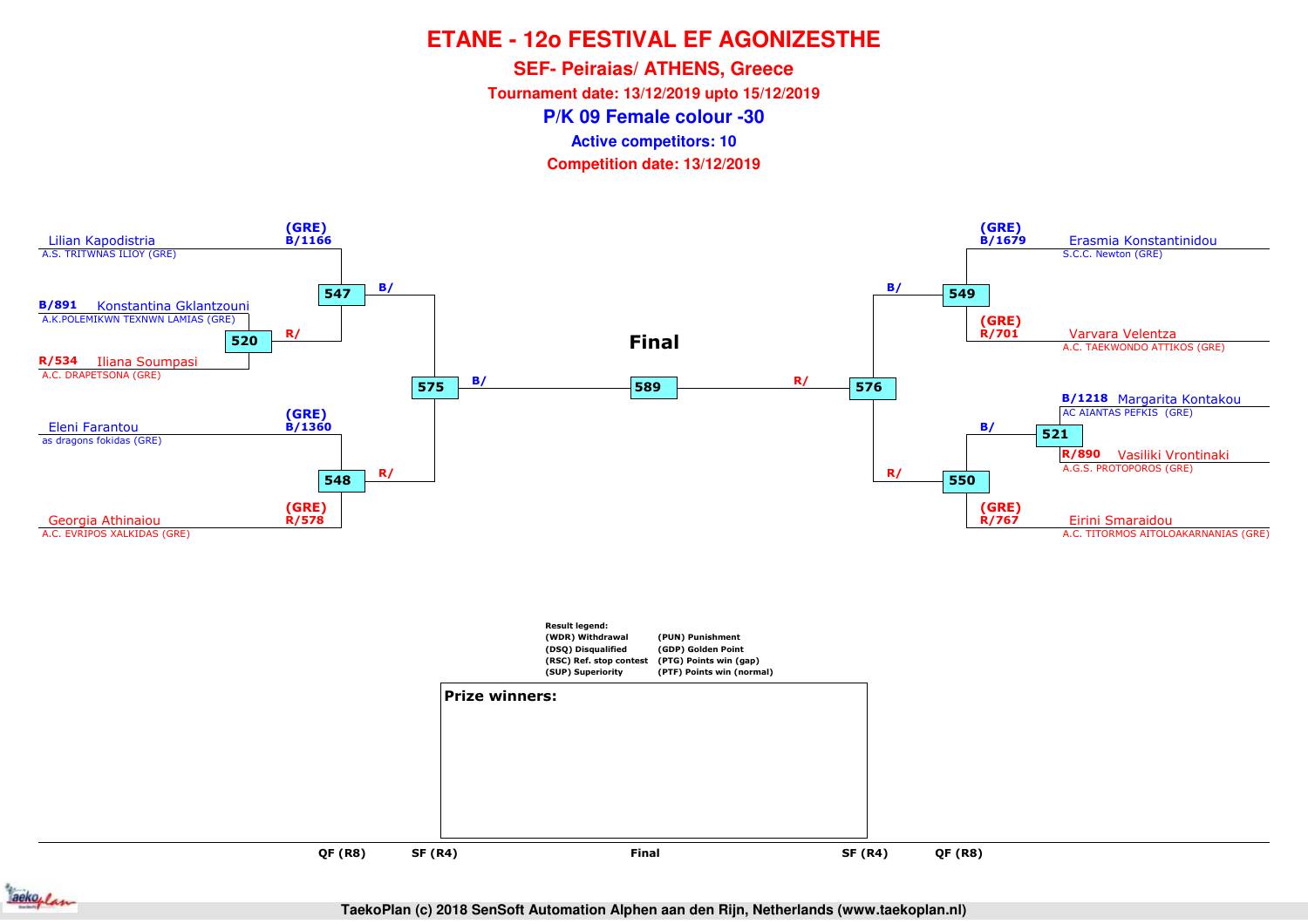# ETANE - 12o FESTIVAL EF AGONIZESTHE

## SEF- Peiraias/ ATHENS, Greece

**Tournament date: 13/12/2019 upto 15/12/2019**

## P/K 09 Female colour -30

**Active competitors: 10**

**Competition date: 13/12/2019**

(GRE) B/1166 Lilian Kapodistria
A.S. TRITWNAS ILIOY (GRE)

B/891 Konstantina Gklantzouni
A.K.POLEMIKWN TEXNWN LAMIAS (GRE)

520 R/

R/534 Iliana Soumpasi
A.C. DRAPETSONA (GRE)

547 B/

(GRE) B/1360 Eleni Farantou
as dragons fokidas (GRE)

548 R/

(GRE) R/578 Georgia Athinaiou
A.C. EVRIPOS XALKIDAS (GRE)

575 B/

**Final**

589

576 R/

(GRE) B/1679 Erasmia Konstantinidou
S.C.C. Newton (GRE)

549 B/

(GRE) R/701 Varvara Velentza
A.C. TAEKWONDO ATTIKOS (GRE)

B/1218 Margarita Kontakou
AC AIANTAS PEFKIS (GRE)

521 B/

R/890 Vasiliki Vrontinaki
A.G.S. PROTOPOROS (GRE)

550 R/

(GRE) R/767 Eirini Smaraidou
A.C. TITORMOS AITOLOAKARNANIAS (GRE)

**Result legend:**

| | |
|---|---|
| (WDR) Withdrawal | (PUN) Punishment |
| (DSQ) Disqualified | (GDP) Golden Point |
| (RSC) Ref. stop contest | (PTG) Points win (gap) |
| (SUP) Superiority | (PTF) Points win (normal) |

**Prize winners:**

QF (R8) | SF (R4) | Final | SF (R4) | QF (R8)

TaekoPlan (c) 2018 SenSoft Automation Alphen aan den Rijn, Netherlands (www.taekoplan.nl)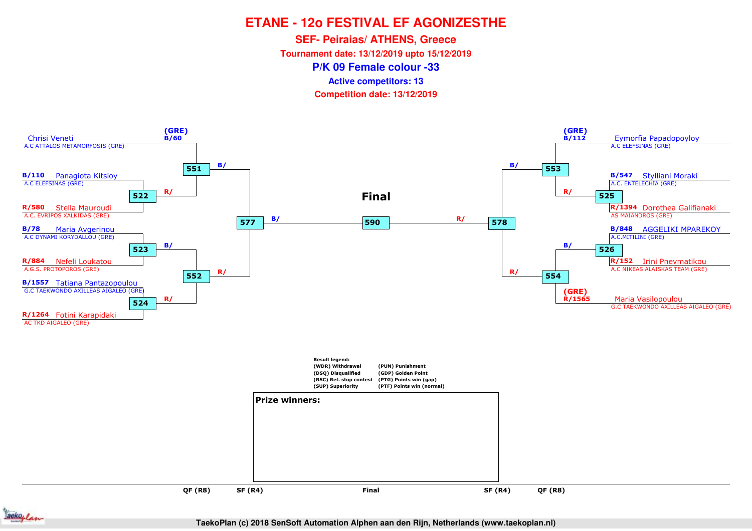# ETANE - 12o FESTIVAL EF AGONIZESTHE

## SEF- Peiraias/ ATHENS, Greece

**Tournament date: 13/12/2019 upto 15/12/2019**

## P/K 09 Female colour -33

**Active competitors: 13**

**Competition date: 13/12/2019**

### Left side of bracket

- (GRE) B/60 Chrisi Veneti — A.C ATTALOS METAMORFOSIS (GRE)
- B/110 Panagiota Kitsioy — A.C ELEFSINAS (GRE)
- R/580 Stella Mauroudi — A.C. EVRIPOS XALKIDAS (GRE)
- B/78 Maria Avgerinou — A.C DYNAMI KORYDALLOU (GRE)
- R/884 Nefeli Loukatou — A.G.S. PROTOPOROS (GRE)
- B/1557 Tatiana Pantazopoulou — G.C TAEKWONDO AXILLEAS AIGALEO (GRE)
- R/1264 Fotini Karapidaki — AC TKD AIGALEO (GRE)

Matches: 522 (R/), 523 (B/), 524 (R/), 551 (B/), 552 (R/), 577 (B/)

### Final

590 — B/ vs R/

### Right side of bracket

- (GRE) B/112 Eymorfia Papadopoyloy — A.C ELEFSINAS (GRE)
- B/547 Stylliani Moraki — A.C. ENTELECHIA (GRE)
- R/1394 Dorothea Galifianaki — AS MAIANDROS (GRE)
- B/848 AGGELIKI MPAREKOY — A.C.MITILINI (GRE)
- R/152 Irini Pnevmatikou — A.C NIKEAS ALAISKAS TEAM (GRE)
- (GRE) R/1565 Maria Vasilopoulou — G.C TAEKWONDO AXILLEAS AIGALEO (GRE)

Matches: 525 (R/), 526 (B/), 553 (B/), 554 (R/), 578 (R/)

Rounds: QF (R8) | SF (R4) | Final | SF (R4) | QF (R8)

**Result legend:**

| | |
|---|---|
| (WDR) Withdrawal | (PUN) Punishment |
| (DSQ) Disqualified | (GDP) Golden Point |
| (RSC) Ref. stop contest | (PTG) Points win (gap) |
| (SUP) Superiority | (PTF) Points win (normal) |

**Prize winners:**

TaekoPlan (c) 2018 SenSoft Automation Alphen aan den Rijn, Netherlands (www.taekoplan.nl)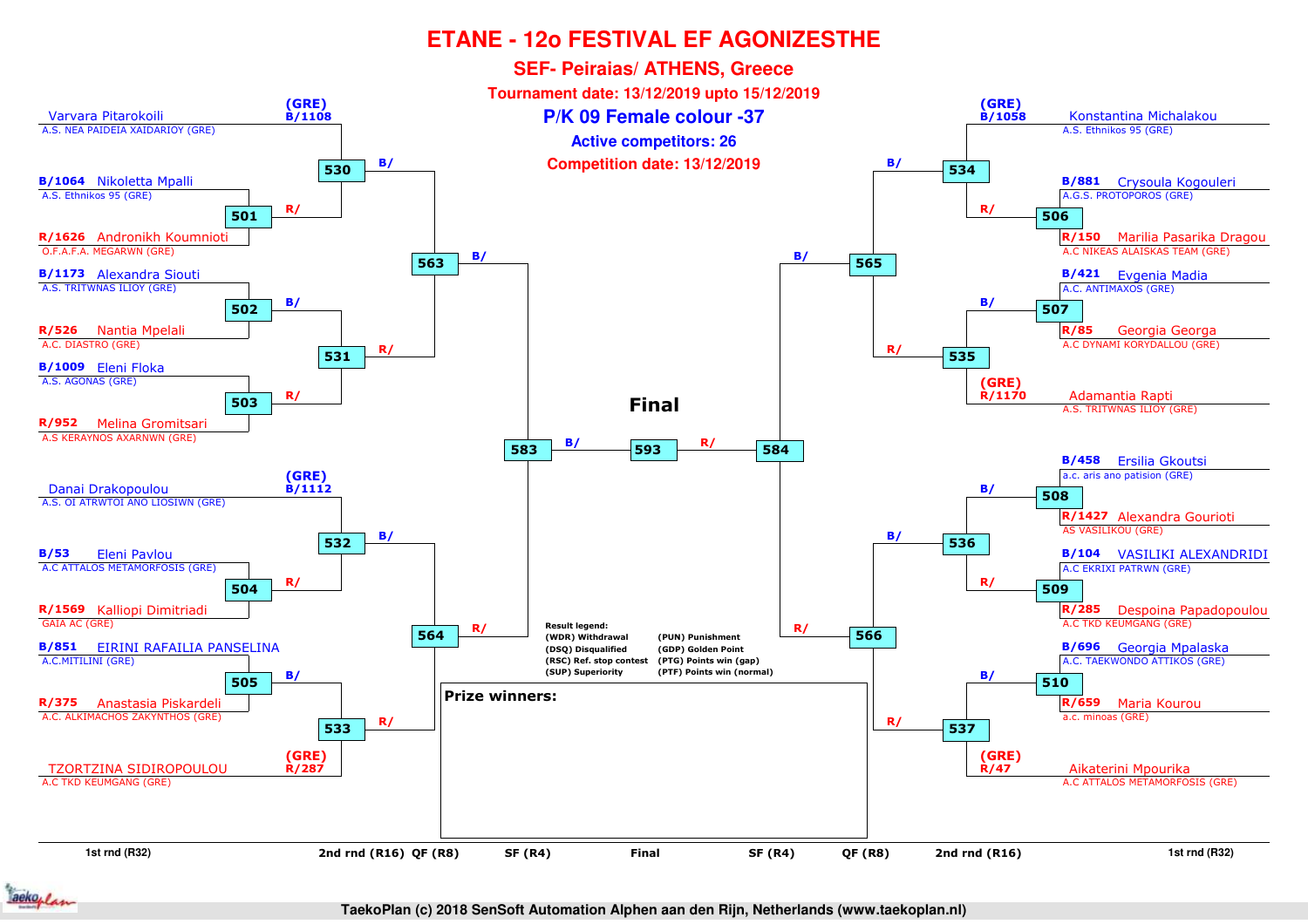# ETANE - 12o FESTIVAL EF AGONIZESTHE

## SEF- Peiraias/ ATHENS, Greece

**Tournament date: 13/12/2019 upto 15/12/2019**

## P/K 09 Female colour -37

**Active competitors: 26**

**Competition date: 13/12/2019**

### Left side of bracket

| Competitor | Club | 1st rnd (R32) | 2nd rnd (R16) | QF (R8) | SF (R4) |
|---|---|---|---|---|---|
| (GRE) B/1108 Varvara Pitarokoili | A.S. NEA PAIDEIA XAIDARIOY (GRE) | | 530 B/ | 563 B/ | 583 B/ |
| B/1064 Nikoletta Mpalli | A.S. Ethnikos 95 (GRE) | 501 | 530 R/ | | |
| R/1626 Andronikh Koumnioti | O.F.A.F.A. MEGARWN (GRE) | 501 | | | |
| B/1173 Alexandra Siouti | A.S. TRITWNAS ILIOY (GRE) | 502 B/ | 531 | 563 R/ | |
| R/526 Nantia Mpelali | A.C. DIASTRO (GRE) | 502 | | | |
| B/1009 Eleni Floka | A.S. AGONAS (GRE) | 503 | 531 R/ | | |
| R/952 Melina Gromitsari | A.S KERAYNOS AXARNWN (GRE) | 503 | | | |
| (GRE) B/1112 Danai Drakopoulou | A.S. OI ATRWTOI ANO LIOSIWN (GRE) | | 532 B/ | 564 | 583 R/ |
| B/53 Eleni Pavlou | A.C ATTALOS METAMORFOSIS (GRE) | 504 | 532 R/ | | |
| R/1569 Kalliopi Dimitriadi | GAIA AC (GRE) | 504 | | | |
| B/851 EIRINI RAFAILIA PANSELINA | A.C.MITILINI (GRE) | 505 B/ | 533 | 564 R/ | |
| R/375 Anastasia Piskardeli | A.C. ALKIMACHOS ZAKYNTHOS (GRE) | 505 | | | |
| (GRE) R/287 TZORTZINA SIDIROPOULOU | A.C TKD KEUMGANG (GRE) | | 533 R/ | | |

### Final

583 B/ — 593 — R/ 584

### Right side of bracket

| Competitor | Club | 1st rnd (R32) | 2nd rnd (R16) | QF (R8) | SF (R4) |
|---|---|---|---|---|---|
| (GRE) B/1058 Konstantina Michalakou | A.S. Ethnikos 95 (GRE) | | 534 B/ | 565 B/ | 584 |
| B/881 Crysoula Kogouleri | A.G.S. PROTOPOROS (GRE) | 506 | 534 R/ | | |
| R/150 Marilia Pasarika Dragou | A.C NIKEAS ALAISKAS TEAM (GRE) | 506 | | | |
| B/421 Evgenia Madia | A.C. ANTIMAXOS (GRE) | 507 B/ | 535 | 565 R/ | |
| R/85 Georgia Georga | A.C DYNAMI KORYDALLOU (GRE) | 507 | | | |
| (GRE) R/1170 Adamantia Rapti | A.S. TRITWNAS ILIOY (GRE) | | 535 | | |
| B/458 Ersilia Gkoutsi | a.c. aris ano patision (GRE) | 508 B/ | 536 B/ | 566 | 584 R/ |
| R/1427 Alexandra Gourioti | AS VASILIKOU (GRE) | 508 | | | |
| B/104 VASILIKI ALEXANDRIDI | A.C EKRIXI PATRWN (GRE) | 509 | 536 R/ | | |
| R/285 Despoina Papadopoulou | A.C TKD KEUMGANG (GRE) | 509 | | | |
| B/696 Georgia Mpalaska | A.C. TAEKWONDO ATTIKOS (GRE) | 510 B/ | 537 | 566 R/ | |
| R/659 Maria Kourou | a.c. minoas (GRE) | 510 | | | |
| (GRE) R/47 Aikaterini Mpourika | A.C ATTALOS METAMORFOSIS (GRE) | | 537 R/ | | |

**Result legend:**

- (WDR) Withdrawal
- (DSQ) Disqualified
- (RSC) Ref. stop contest
- (SUP) Superiority
- (PUN) Punishment
- (GDP) Golden Point
- (PTG) Points win (gap)
- (PTF) Points win (normal)

**Prize winners:**

1st rnd (R32) | 2nd rnd (R16) | QF (R8) | SF (R4) | Final | SF (R4) | QF (R8) | 2nd rnd (R16) | 1st rnd (R32)

TaekoPlan (c) 2018 SenSoft Automation Alphen aan den Rijn, Netherlands (www.taekoplan.nl)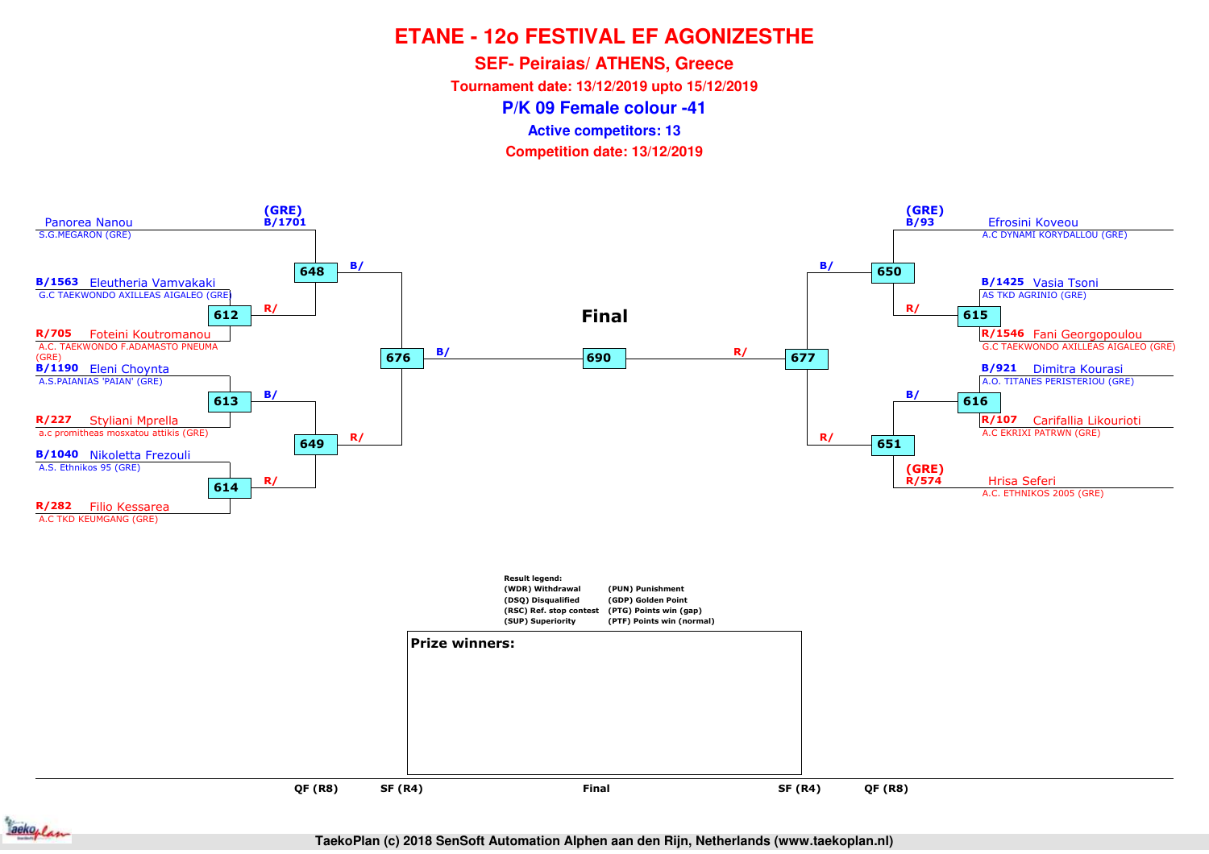# ETANE - 12o FESTIVAL EF AGONIZESTHE

## SEF- Peiraias/ ATHENS, Greece

**Tournament date: 13/12/2019 upto 15/12/2019**

## P/K 09 Female colour -41

**Active competitors: 13**

**Competition date: 13/12/2019**

### Left side

- (GRE) B/1701 Panorea Nanou — S.G.MEGARON (GRE)
- B/1563 Eleutheria Vamvakaki — G.C TAEKWONDO AXILLEAS AIGALEO (GRE)
- R/705 Foteini Koutromanou — A.C. TAEKWONDO F.ADAMASTO PNEUMA (GRE)
- B/1190 Eleni Choynta — A.S.PAIANIAS 'PAIAN' (GRE)
- R/227 Styliani Mprella — a.c promitheas mosxatou attikis (GRE)
- B/1040 Nikoletta Frezouli — A.S. Ethnikos 95 (GRE)
- R/282 Filio Kessarea — A.C TKD KEUMGANG (GRE)

Matches: 612 (R/), 613 (B/), 614 (R/), 648 (B/), 649 (R/), 676 (B/)

### Final

690 (B/ 676 – R/ 677)

### Right side

- (GRE) B/93 Efrosini Koveou — A.C DYNAMI KORYDALLOU (GRE)
- B/1425 Vasia Tsoni — AS TKD AGRINIO (GRE)
- R/1546 Fani Georgopoulou — G.C TAEKWONDO AXILLEAS AIGALEO (GRE)
- B/921 Dimitra Kourasi — A.O. TITANES PERISTERIOU (GRE)
- R/107 Carifallia Likourioti — A.C EKRIXI PATRWN (GRE)
- (GRE) R/574 Hrisa Seferi — A.C. ETHNIKOS 2005 (GRE)

Matches: 615 (R/), 616 (B/), 650 (B/), 651 (R/), 677 (R/)

**Result legend:**

| | |
|---|---|
| (WDR) Withdrawal | (PUN) Punishment |
| (DSQ) Disqualified | (GDP) Golden Point |
| (RSC) Ref. stop contest | (PTG) Points win (gap) |
| (SUP) Superiority | (PTF) Points win (normal) |

**Prize winners:**

QF (R8) | SF (R4) | Final | SF (R4) | QF (R8)

TaekoPlan (c) 2018 SenSoft Automation Alphen aan den Rijn, Netherlands (www.taekoplan.nl)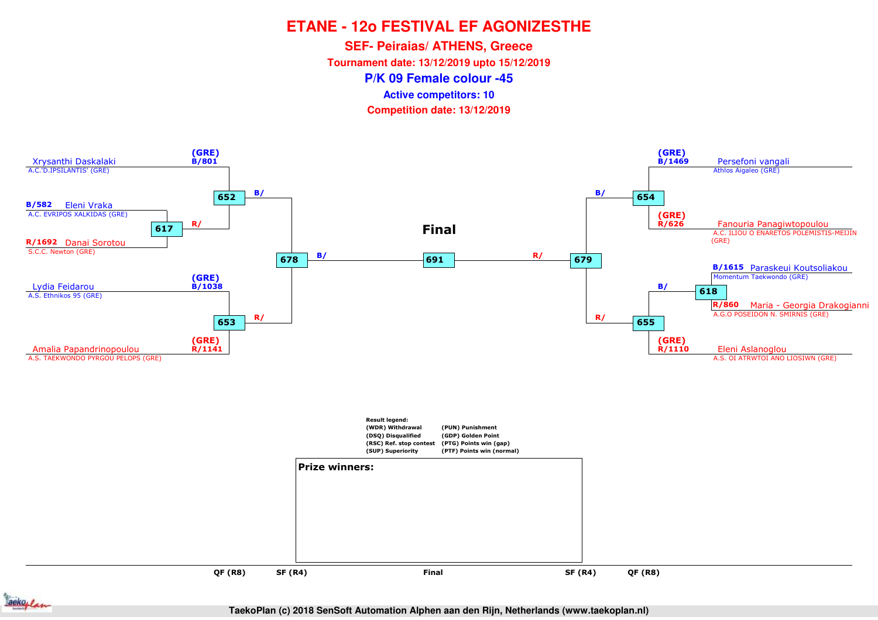# ETANE - 12o FESTIVAL EF AGONIZESTHE

## SEF- Peiraias/ ATHENS, Greece

**Tournament date: 13/12/2019 upto 15/12/2019**

## P/K 09 Female colour -45

**Active competitors: 10**

**Competition date: 13/12/2019**

(GRE) B/801 Xrysanthi Daskalaki — A.C.'D.IPSILANTIS' (GRE)

B/582 Eleni Vraka — A.C. EVRIPOS XALKIDAS (GRE)

R/1692 Danai Sorotou — S.C.C. Newton (GRE)

617 R/

652 B/

(GRE) B/1038 Lydia Feidarou — A.S. Ethnikos 95 (GRE)

(GRE) R/1141 Amalia Papandrinopoulou — A.S. TAEKWONDO PYRGOU PELOPS (GRE)

653 R/

678 B/

**Final**

691

679 R/

(GRE) B/1469 Persefoni vangali — Athlos Aigaleo (GRE)

(GRE) R/626 Fanouria Panagiwtopoulou — A.C. ILIOU O ENARETOS POLEMISTIS-MEIJIN (GRE)

654 B/

B/1615 Paraskeui Koutsoliakou — Momentum Taekwondo (GRE)

R/860 Maria - Georgia Drakogianni — A.G.O POSEIDON N. SMIRNIS (GRE)

618 B/

(GRE) R/1110 Eleni Aslanoglou — A.S. OI ATRWTOI ANO LIOSIWN (GRE)

655 R/

**Result legend:**

| | |
|---|---|
| (WDR) Withdrawal | (PUN) Punishment |
| (DSQ) Disqualified | (GDP) Golden Point |
| (RSC) Ref. stop contest | (PTG) Points win (gap) |
| (SUP) Superiority | (PTF) Points win (normal) |

**Prize winners:**

QF (R8) SF (R4) Final SF (R4) QF (R8)

TaekoPlan (c) 2018 SenSoft Automation Alphen aan den Rijn, Netherlands (www.taekoplan.nl)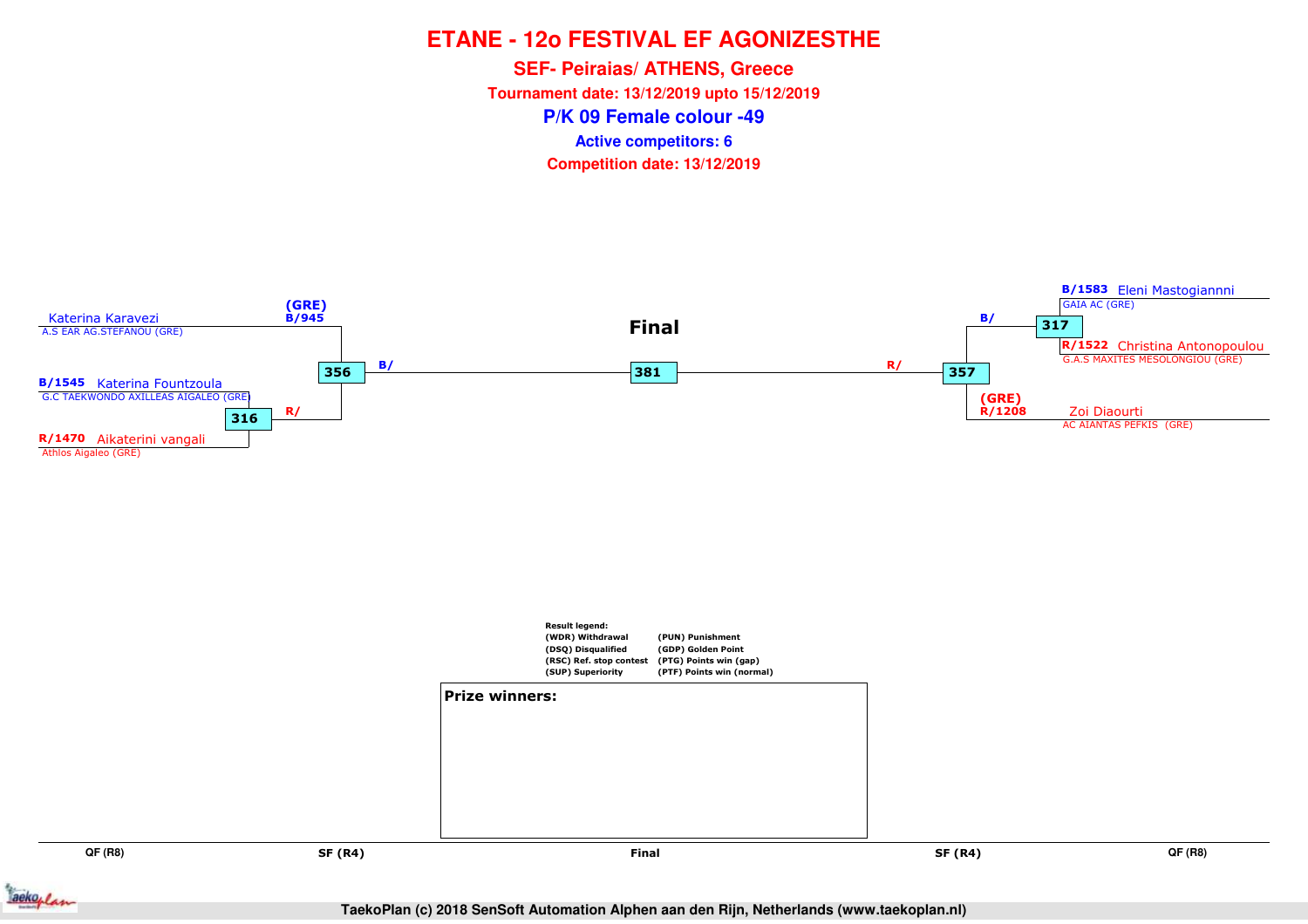# ETANE - 12o FESTIVAL EF AGONIZESTHE

## SEF- Peiraias/ ATHENS, Greece

**Tournament date: 13/12/2019 upto 15/12/2019**

## P/K 09 Female colour -49

**Active competitors: 6**

**Competition date: 13/12/2019**

Katerina Karavezi
A.S EAR AG.STEFANOU (GRE)

(GRE)
B/945

B/1545 Katerina Fountzoula
G.C TAEKWONDO AXILLEAS AIGALEO (GRE)

316

R/

R/1470 Aikaterini vangali
Athlos Aigaleo (GRE)

356

B/

**Final**

381

R/

357

B/

317

B/1583 Eleni Mastogiannni
GAIA AC (GRE)

R/1522 Christina Antonopoulou
G.A.S MAXITES MESOLONGIOU (GRE)

(GRE)
R/1208

Zoi Diaourti
AC AIANTAS PEFKIS (GRE)

Result legend:

| | |
|---|---|
| (WDR) Withdrawal | (PUN) Punishment |
| (DSQ) Disqualified | (GDP) Golden Point |
| (RSC) Ref. stop contest | (PTG) Points win (gap) |
| (SUP) Superiority | (PTF) Points win (normal) |

**Prize winners:**

QF (R8) | SF (R4) | Final | SF (R4) | QF (R8)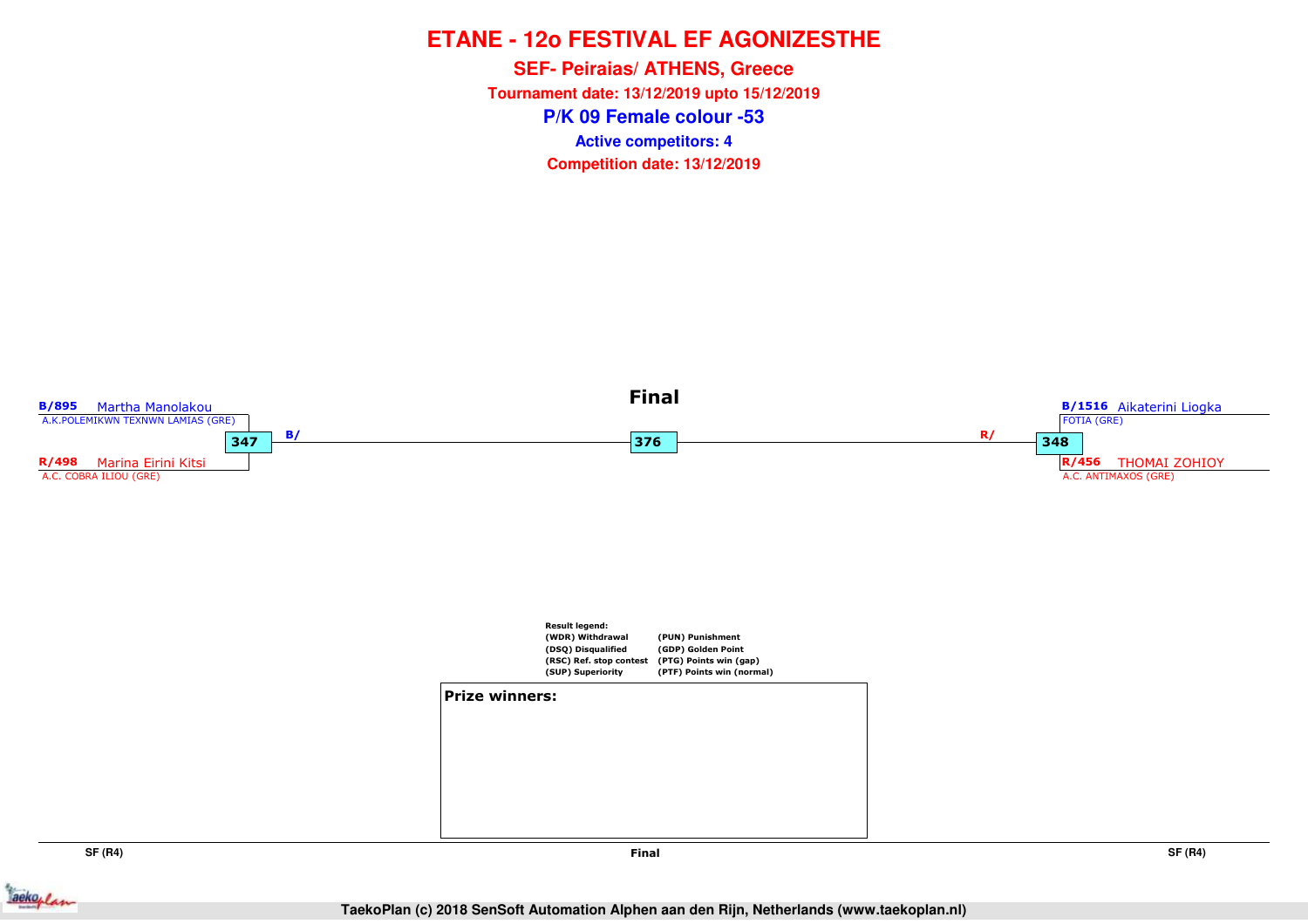# ETANE - 12o FESTIVAL EF AGONIZESTHE

## SEF- Peiraias/ ATHENS, Greece

**Tournament date: 13/12/2019 upto 15/12/2019**

## P/K 09 Female colour -53

**Active competitors: 4**

**Competition date: 13/12/2019**

### Final

**SF (R4) — Match 347**

- B/895 Martha Manolakou — A.K.POLEMIKWN TEXNWN LAMIAS (GRE)
- R/498 Marina Eirini Kitsi — A.C. COBRA ILIOU (GRE)

Result: B/

**SF (R4) — Match 348**

- B/1516 Aikaterini Liogka — FOTIA (GRE)
- R/456 THOMAI ZOHIOY — A.C. ANTIMAXOS (GRE)

Result: R/

**Final — Match 376**

**Result legend:**

| | |
|---|---|
| (WDR) Withdrawal | (PUN) Punishment |
| (DSQ) Disqualified | (GDP) Golden Point |
| (RSC) Ref. stop contest | (PTG) Points win (gap) |
| (SUP) Superiority | (PTF) Points win (normal) |

**Prize winners:**

SF (R4) | Final | SF (R4)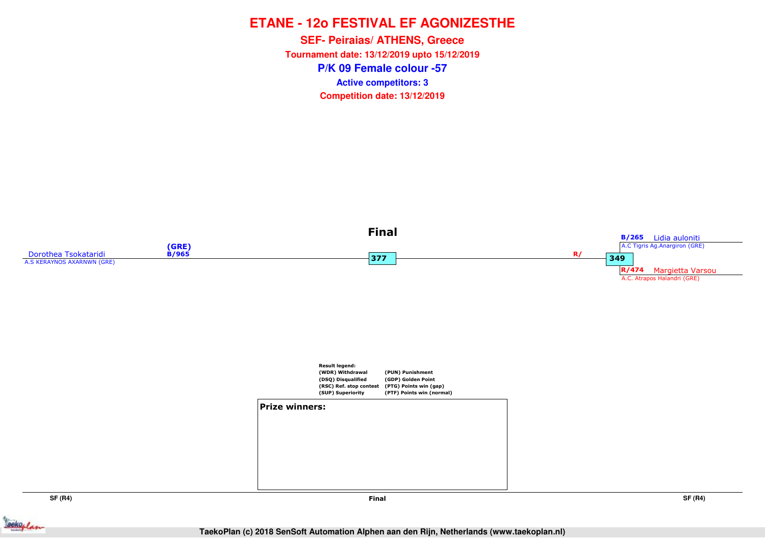# ETANE - 12o FESTIVAL EF AGONIZESTHE

**SEF- Peiraias/ ATHENS, Greece**

**Tournament date: 13/12/2019 upto 15/12/2019**

## P/K 09 Female colour -57

**Active competitors: 3**

**Competition date: 13/12/2019**

### Final

Dorothea Tsokataridi (GRE) B/965
A.S KERAYNOS AXARNWN (GRE)

377

R/

349

B/265 Lidia auloniti
A.C Tigris Ag.Anargiron (GRE)

R/474 Margietta Varsou
A.C. Atrapos Halandri (GRE)

**Result legend:**

| | |
|---|---|
| (WDR) Withdrawal | (PUN) Punishment |
| (DSQ) Disqualified | (GDP) Golden Point |
| (RSC) Ref. stop contest | (PTG) Points win (gap) |
| (SUP) Superiority | (PTF) Points win (normal) |

**Prize winners:**

SF (R4) | Final | SF (R4)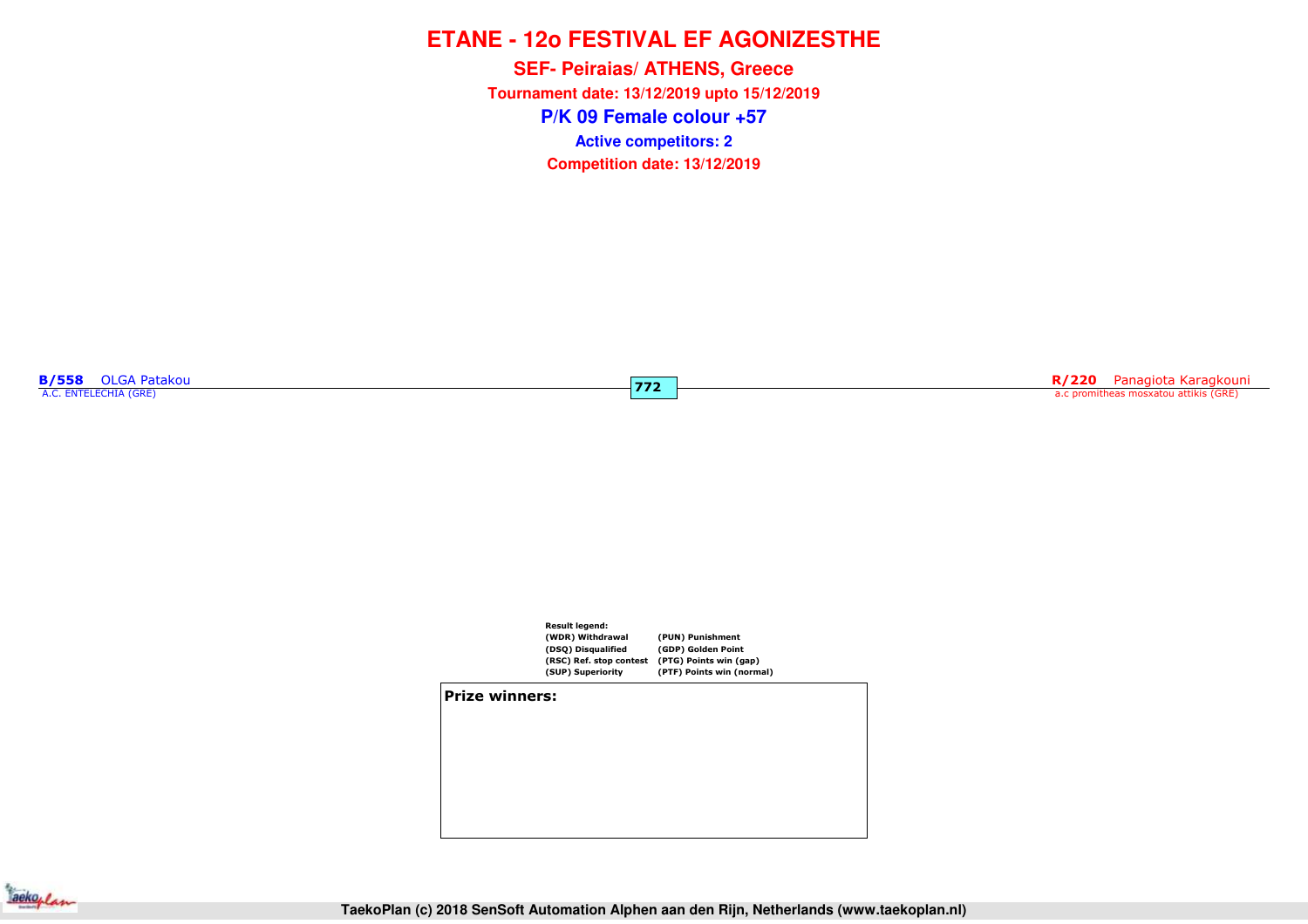# ETANE - 12o FESTIVAL EF AGONIZESTHE

## SEF- Peiraias/ ATHENS, Greece

**Tournament date: 13/12/2019 upto 15/12/2019**

## P/K 09 Female colour +57

**Active competitors: 2**

**Competition date: 13/12/2019**

**B/558** OLGA Patakou
A.C. ENTELECHIA (GRE)

**772**

**R/220** Panagiota Karagkouni
a.c promitheas mosxatou attikis (GRE)

**Result legend:**

| | |
|---|---|
| (WDR) Withdrawal | (PUN) Punishment |
| (DSQ) Disqualified | (GDP) Golden Point |
| (RSC) Ref. stop contest | (PTG) Points win (gap) |
| (SUP) Superiority | (PTF) Points win (normal) |

**Prize winners:**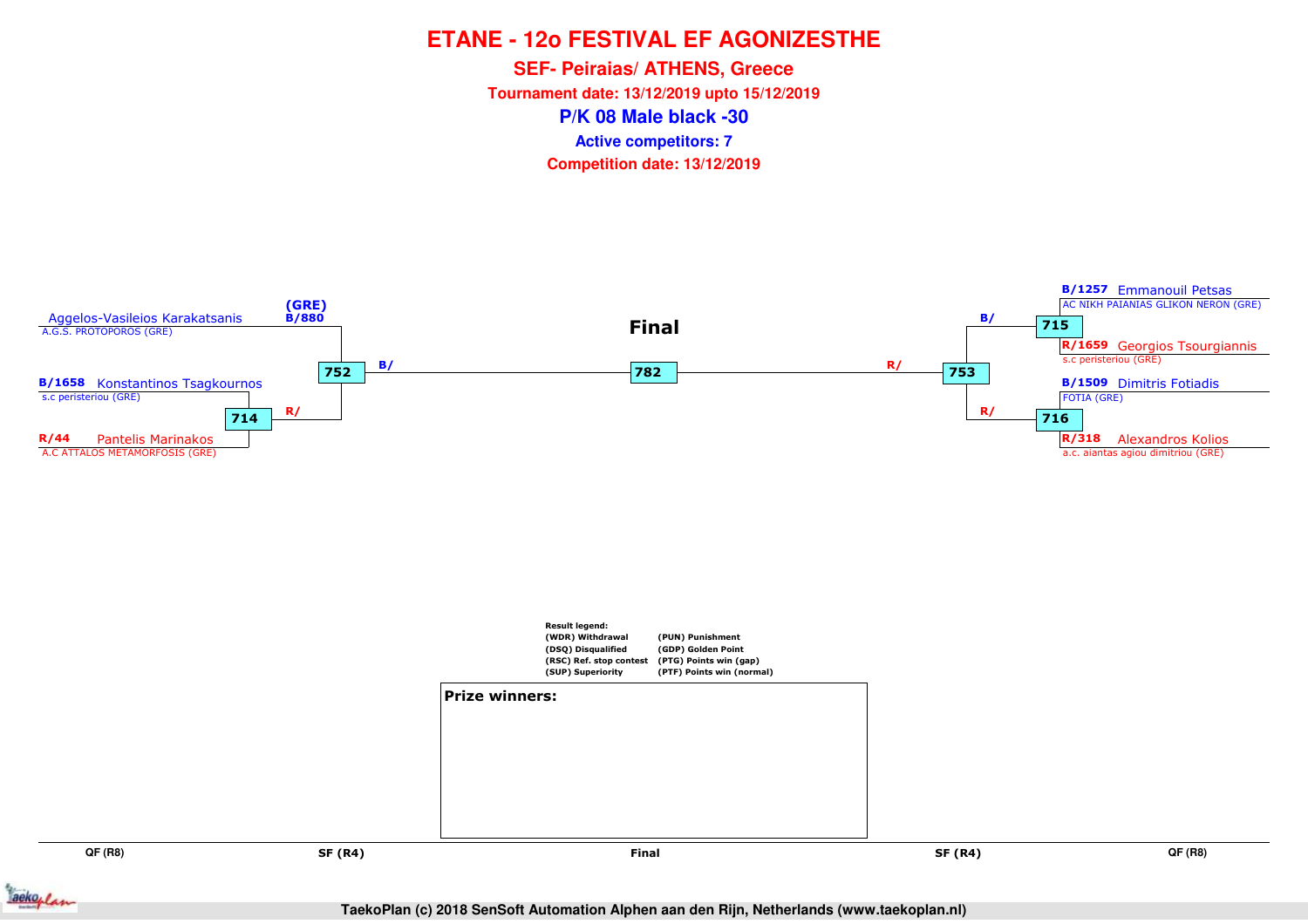# ETANE - 12o FESTIVAL EF AGONIZESTHE

## SEF- Peiraias/ ATHENS, Greece

**Tournament date: 13/12/2019 upto 15/12/2019**

## P/K 08 Male black -30

**Active competitors: 7**

**Competition date: 13/12/2019**

**Final**

| Match | Competitor | Club |
|---|---|---|
| 752 | (GRE) B/880 Aggelos-Vasileios Karakatsanis | A.G.S. PROTOPOROS (GRE) |
| 714 | B/1658 Konstantinos Tsagkournos | s.c peristeriou (GRE) |
| 714 | R/44 Pantelis Marinakos | A.C ATTALOS METAMORFOSIS (GRE) |
| 715 | B/1257 Emmanouil Petsas | AC NIKH PAIANIAS GLIKON NERON (GRE) |
| 715 | R/1659 Georgios Tsourgiannis | s.c peristeriou (GRE) |
| 716 | B/1509 Dimitris Fotiadis | FOTIA (GRE) |
| 716 | R/318 Alexandros Kolios | a.c. aiantas agiou dimitriou (GRE) |

- 714 winner → 752 (R/)
- 752 winner → 782 Final (B/)
- 715 winner → 753 (B/)
- 716 winner → 753 (R/)
- 753 winner → 782 Final (R/)

QF (R8) | SF (R4) | Final | SF (R4) | QF (R8)

**Result legend:**

- (WDR) Withdrawal
- (DSQ) Disqualified
- (RSC) Ref. stop contest
- (SUP) Superiority
- (PUN) Punishment
- (GDP) Golden Point
- (PTG) Points win (gap)
- (PTF) Points win (normal)

**Prize winners:**

TaekoPlan (c) 2018 SenSoft Automation Alphen aan den Rijn, Netherlands (www.taekoplan.nl)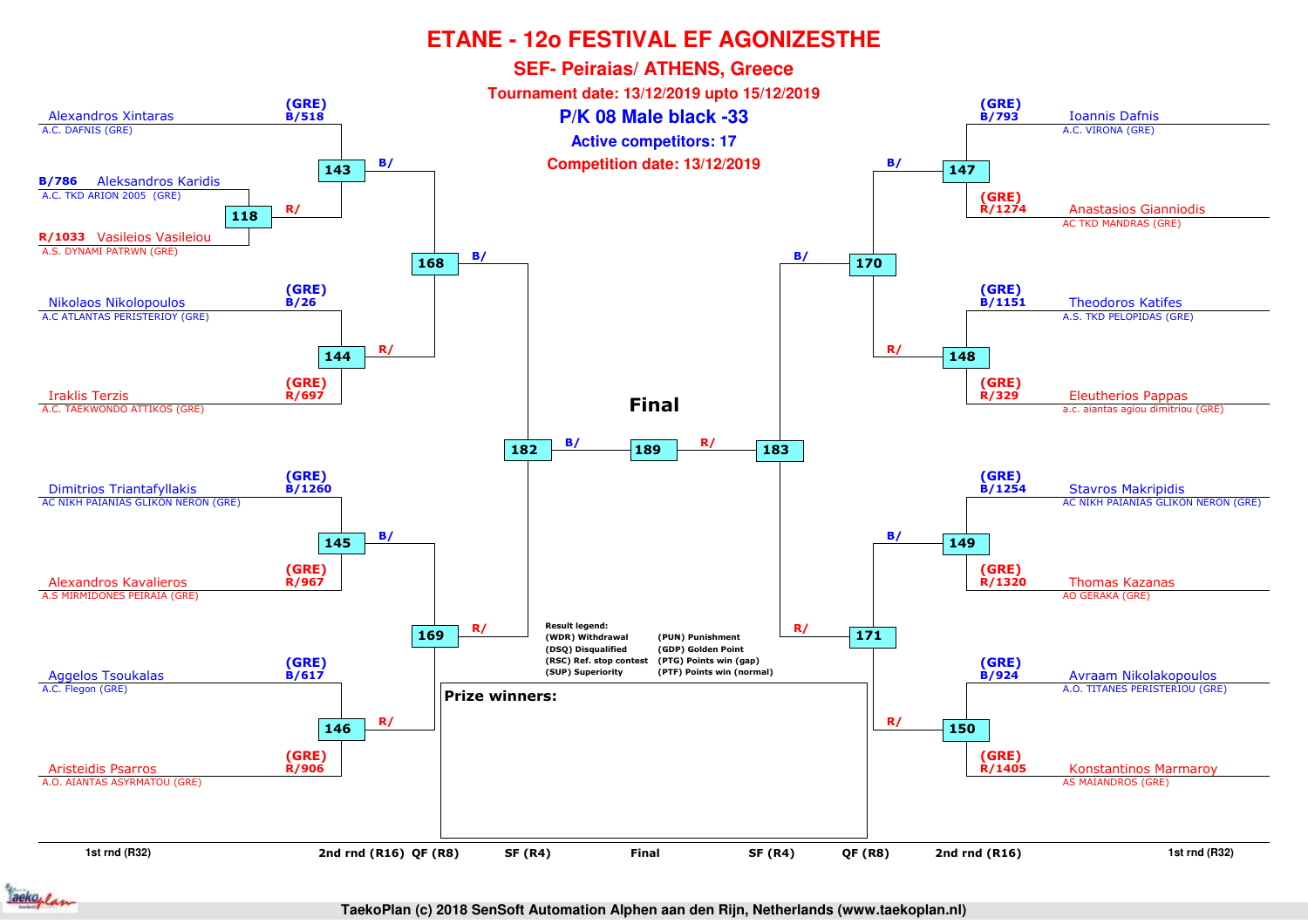# ETANE - 12o FESTIVAL EF AGONIZESTHE

## SEF- Peiraias/ ATHENS, Greece

**Tournament date: 13/12/2019 upto 15/12/2019**

## P/K 08 Male black -33

**Active competitors: 17**

**Competition date: 13/12/2019**

### Left side

| Competitor | Club | Country | Code | Match |
|---|---|---|---|---|
| Alexandros Xintaras | A.C. DAFNIS (GRE) | (GRE) | B/518 | 143 |
| Aleksandros Karidis | A.C. TKD ARION 2005 (GRE) | | B/786 | 118 |
| Vasileios Vasileiou | A.S. DYNAMI PATRWN (GRE) | | R/1033 | 118 |
| Nikolaos Nikolopoulos | A.C ATLANTAS PERISTERIOY (GRE) | (GRE) | B/26 | 144 |
| Iraklis Terzis | A.C. TAEKWONDO ATTIKOS (GRE) | (GRE) | R/697 | 144 |
| Dimitrios Triantafyllakis | AC NIKH PAIANIAS GLIKON NERON (GRE) | (GRE) | B/1260 | 145 |
| Alexandros Kavalieros | A.S MIRMIDONES PEIRAIA (GRE) | (GRE) | R/967 | 145 |
| Aggelos Tsoukalas | A.C. Flegon (GRE) | (GRE) | B/617 | 146 |
| Aristeidis Psarros | A.O. AIANTAS ASYRMATOU (GRE) | (GRE) | R/906 | 146 |

- Match 118: R/ → 143
- Match 143: B/ → 168; Match 144: R/ → 168
- Match 145: B/ → 169; Match 146: R/ → 169
- Match 168: B/ → 182; Match 169: R/ → 182

### Right side

| Competitor | Club | Country | Code | Match |
|---|---|---|---|---|
| Ioannis Dafnis | A.C. VIRONA (GRE) | (GRE) | B/793 | 147 |
| Anastasios Gianniodis | AC TKD MANDRAS (GRE) | (GRE) | R/1274 | 147 |
| Theodoros Katifes | A.S. TKD PELOPIDAS (GRE) | (GRE) | B/1151 | 148 |
| Eleutherios Pappas | a.c. aiantas agiou dimitriou (GRE) | (GRE) | R/329 | 148 |
| Stavros Makripidis | AC NIKH PAIANIAS GLIKON NERON (GRE) | (GRE) | B/1254 | 149 |
| Thomas Kazanas | AO GERAKA (GRE) | (GRE) | R/1320 | 149 |
| Avraam Nikolakopoulos | A.O. TITANES PERISTERIOU (GRE) | (GRE) | B/924 | 150 |
| Konstantinos Marmaroy | AS MAIANDROS (GRE) | (GRE) | R/1405 | 150 |

- Match 147: B/ → 170; Match 148: R/ → 170
- Match 149: B/ → 171; Match 150: R/ → 171
- Match 170: B/ → 183; Match 171: R/ → 183

### Final

- Match 182: B/ → 189
- Match 183: R/ → 189

**Result legend:**
(WDR) Withdrawal (PUN) Punishment
(DSQ) Disqualified (GDP) Golden Point
(RSC) Ref. stop contest (PTG) Points win (gap)
(SUP) Superiority (PTF) Points win (normal)

**Prize winners:**

1st rnd (R32) | 2nd rnd (R16) | QF (R8) | SF (R4) | Final | SF (R4) | QF (R8) | 2nd rnd (R16) | 1st rnd (R32)

TaekoPlan (c) 2018 SenSoft Automation Alphen aan den Rijn, Netherlands (www.taekoplan.nl)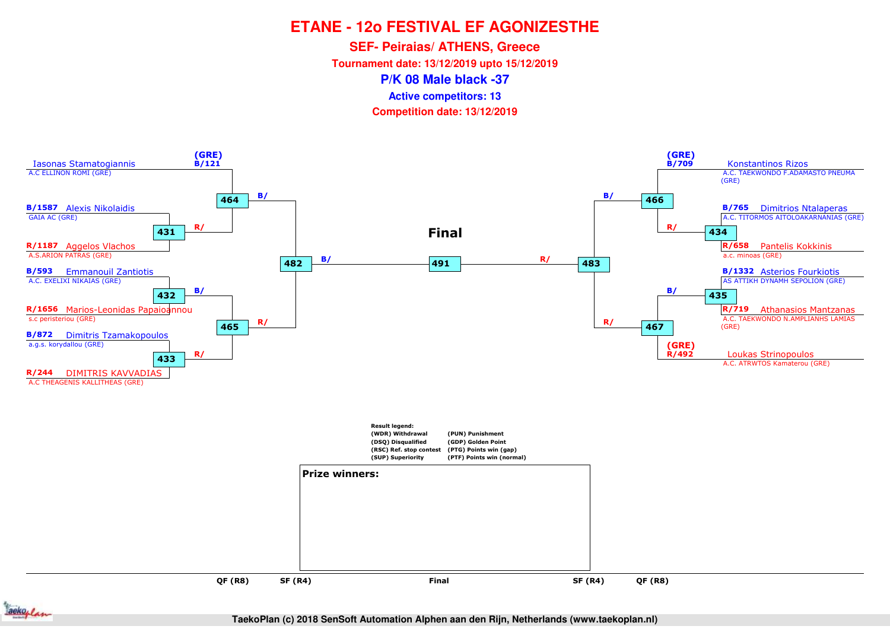# ETANE - 12o FESTIVAL EF AGONIZESTHE

## SEF- Peiraias/ ATHENS, Greece

**Tournament date: 13/12/2019 upto 15/12/2019**

### P/K 08 Male black -37

**Active competitors: 13**

**Competition date: 13/12/2019**

**Left side of bracket**

| Competitor | Club | Match (QF) | Match (SF) |
|---|---|---|---|
| (GRE) B/121 Iasonas Stamatogiannis | A.C ELLINON ROMI (GRE) | 464 (B/) | 482 (B/) |
| B/1587 Alexis Nikolaidis | GAIA AC (GRE) | 431 → 464 (R/) | |
| R/1187 Aggelos Vlachos | A.S.ARION PATRAS (GRE) | 431 | |
| B/593 Emmanouil Zantiotis | A.C. EXELIXI NIKAIAS (GRE) | 432 → 465 (B/) | 465 → 482 (R/) |
| R/1656 Marios-Leonidas Papaioannou | s.c peristeriou (GRE) | 432 | |
| B/872 Dimitris Tzamakopoulos | a.g.s. korydallou (GRE) | 433 → 465 (R/) | |
| R/244 DIMITRIS KAVVADIAS | A.C THEAGENIS KALLITHEAS (GRE) | 433 | |

**Final**

482 (B/) — 491 — 483 (R/)

**Right side of bracket**

| Competitor | Club | Match (QF) | Match (SF) |
|---|---|---|---|
| (GRE) B/709 Konstantinos Rizos | A.C. TAEKWONDO F.ADAMASTO PNEUMA (GRE) | 466 (B/) | 483 (B/) |
| B/765 Dimitrios Ntalaperas | A.C. TITORMOS AITOLOAKARNANIAS (GRE) | 434 → 466 (R/) | |
| R/658 Pantelis Kokkinis | a.c. minoas (GRE) | 434 | |
| B/1332 Asterios Fourkiotis | AS ATTIKH DYNAMH SEPOLION (GRE) | 435 → 467 (B/) | 467 → 483 (R/) |
| R/719 Athanasios Mantzanas | A.C. TAEKWONDO N.AMPLIANHS LAMIAS (GRE) | 435 | |
| (GRE) R/492 Loukas Strinopoulos | A.C. ATRWTOS Kamaterou (GRE) | 467 (R/) | |

**Result legend:**

| | |
|---|---|
| (WDR) Withdrawal | (PUN) Punishment |
| (DSQ) Disqualified | (GDP) Golden Point |
| (RSC) Ref. stop contest | (PTG) Points win (gap) |
| (SUP) Superiority | (PTF) Points win (normal) |

**Prize winners:**

QF (R8) | SF (R4) | Final | SF (R4) | QF (R8)

TaekoPlan (c) 2018 SenSoft Automation Alphen aan den Rijn, Netherlands (www.taekoplan.nl)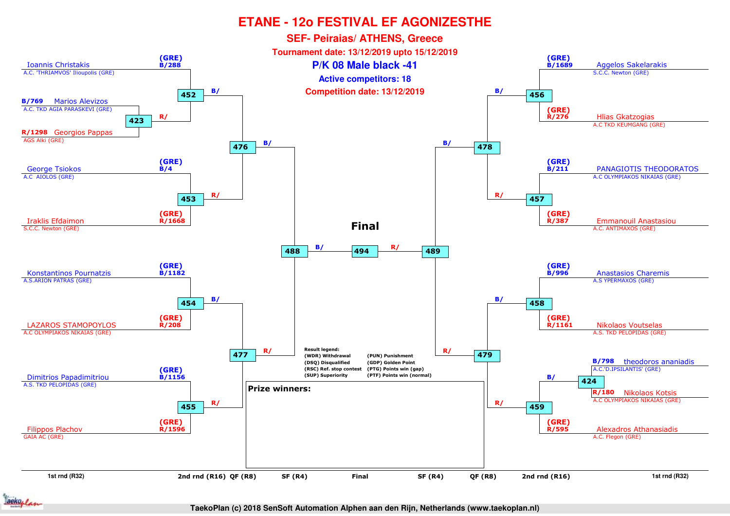# ETANE - 12o FESTIVAL EF AGONIZESTHE

## SEF- Peiraias/ ATHENS, Greece

**Tournament date: 13/12/2019 upto 15/12/2019**

### P/K 08 Male black -41

**Active competitors: 18**

**Competition date: 13/12/2019**

| Match | Blue (B/) | Red (R/) |
|---|---|---|
| 423 | B/769 Marios Alevizos – A.C. TKD AGIA PARASKEVI (GRE) | R/1298 Georgios Pappas – AGS Alki (GRE) |
| 452 | B/288 Ioannis Christakis (GRE) – A.C. 'THRIAMVOS' Ilioupolis (GRE) | Winner 423 |
| 453 | B/4 George Tsiokos (GRE) – A.C AIOLOS (GRE) | R/1668 Iraklis Efdaimon (GRE) – S.C.C. Newton (GRE) |
| 454 | B/1182 Konstantinos Pournatzis (GRE) – A.S.ARION PATRAS (GRE) | R/208 LAZAROS STAMOPOYLOS (GRE) – A.C OLYMPIAKOS NIKAIAS (GRE) |
| 455 | B/1156 Dimitrios Papadimitriou (GRE) – A.S. TKD PELOPIDAS (GRE) | R/1596 Filippos Plachov (GRE) – GAIA AC (GRE) |
| 456 | B/1689 Aggelos Sakelarakis (GRE) – S.C.C. Newton (GRE) | R/276 Hlias Gkatzogias (GRE) – A.C TKD KEUMGANG (GRE) |
| 457 | B/211 PANAGIOTIS THEODORATOS (GRE) – A.C OLYMPIAKOS NIKAIAS (GRE) | R/387 Emmanouil Anastasiou (GRE) – A.C. ANTIMAXOS (GRE) |
| 458 | B/996 Anastasios Charemis (GRE) – A.S YPERMAXOS (GRE) | R/1161 Nikolaos Voutselas (GRE) – A.S. TKD PELOPIDAS (GRE) |
| 424 | B/798 theodoros ananiadis – A.C.'D.IPSILANTIS' (GRE) | R/180 Nikolaos Kotsis – A.C OLYMPIAKOS NIKAIAS (GRE) |
| 459 | Winner 424 | R/595 Alexadros Athanasiadis (GRE) – A.C. Flegon (GRE) |
| 476 | Winner 452 | Winner 453 |
| 477 | Winner 454 | Winner 455 |
| 478 | Winner 456 | Winner 457 |
| 479 | Winner 458 | Winner 459 |
| 488 | Winner 476 | Winner 477 |
| 489 | Winner 478 | Winner 479 |
| 494 (Final) | Winner 488 | Winner 489 |

Rounds: 1st rnd (R32) – 2nd rnd (R16) – QF (R8) – SF (R4) – Final – SF (R4) – QF (R8) – 2nd rnd (R16) – 1st rnd (R32)

**Result legend:**
- (WDR) Withdrawal
- (DSQ) Disqualified
- (RSC) Ref. stop contest
- (SUP) Superiority
- (PUN) Punishment
- (GDP) Golden Point
- (PTG) Points win (gap)
- (PTF) Points win (normal)

**Prize winners:**

TaekoPlan (c) 2018 SenSoft Automation Alphen aan den Rijn, Netherlands (www.taekoplan.nl)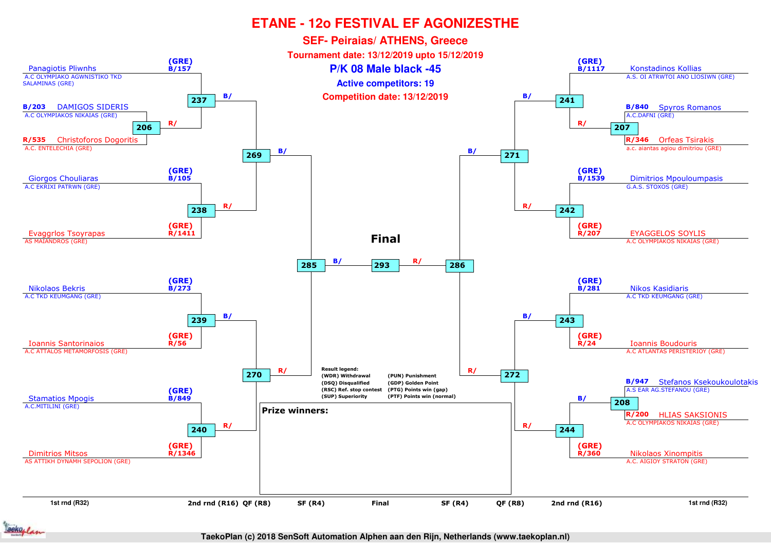# ETANE - 12o FESTIVAL EF AGONIZESTHE

## SEF- Peiraias/ ATHENS, Greece

**Tournament date: 13/12/2019 upto 15/12/2019**

**P/K 08 Male black -45**

**Active competitors: 19**

**Competition date: 13/12/2019**

### Left side

| 1st rnd (R32) | 2nd rnd (R16) | QF (R8) | SF (R4) |
|---|---|---|---|
| B/203 DAMIGOS SIDERIS – A.C OLYMPIAKOS NIKAIAS (GRE) vs R/535 Christoforos Dogoritis – A.C. ENTELECHIA (GRE): **206** | (GRE) B/157 Panagiotis Pliwnhs – A.C OLYMPIAKO AGWNISTIKO TKD SALAMINAS (GRE) vs R/ (winner 206): **237** | B/ (winner 237) vs R/ (winner 238): **269** | B/ (winner 269) vs R/ (winner 270): **285** |
| | (GRE) B/105 Giorgos Chouliaras – A.C EKRIXI PATRWN (GRE) vs (GRE) R/1411 Evaggrlos Tsoyrapas – AS MAIANDROS (GRE): **238** | | |
| | (GRE) B/273 Nikolaos Bekris – A.C TKD KEUMGANG (GRE) vs (GRE) R/56 Ioannis Santorinaios – A.C ATTALOS METAMORFOSIS (GRE): **239** | B/ (winner 239) vs R/ (winner 240): **270** | |
| | (GRE) B/849 Stamatios Mpogis – A.C.MITILINI (GRE) vs (GRE) R/1346 Dimitrios Mitsos – AS ATTIKH DYNAMH SEPOLION (GRE): **240** | | |

### Final

**293**: B/ (winner 285) vs R/ (winner 286)

### Right side

| SF (R4) | QF (R8) | 2nd rnd (R16) | 1st rnd (R32) |
|---|---|---|---|
| B/ (winner 271) vs R/ (winner 272): **286** | B/ (winner 241) vs R/ (winner 242): **271** | (GRE) B/1117 Konstadinos Kollias – A.S. OI ATRWTOI ANO LIOSIWN (GRE) vs R/ (winner 207): **241** | B/840 Spyros Romanos – A.C.DAFNI (GRE) vs R/346 Orfeas Tsirakis – a.c. aiantas agiou dimitriou (GRE): **207** |
| | | (GRE) B/1539 Dimitrios Mpouloumpasis – G.A.S. STOXOS (GRE) vs (GRE) R/207 EYAGGELOS SOYLIS – A.C OLYMPIAKOS NIKAIAS (GRE): **242** | |
| | B/ (winner 243) vs R/ (winner 244): **272** | (GRE) B/281 Nikos Kasidiaris – A.C TKD KEUMGANG (GRE) vs (GRE) R/24 Ioannis Boudouris – A.C ATLANTAS PERISTERIOY (GRE): **243** | |
| | | B/ (winner 208) vs (GRE) R/360 Nikolaos Xinompitis – A.C. AIGIOY STRATON (GRE): **244** | B/947 Stefanos Ksekoukoulotakis – A.S EAR AG.STEFANOU (GRE) vs R/200 HLIAS SAKSIONIS – A.C OLYMPIAKOS NIKAIAS (GRE): **208** |

**Result legend:**

- (WDR) Withdrawal
- (DSQ) Disqualified
- (RSC) Ref. stop contest
- (SUP) Superiority
- (PUN) Punishment
- (GDP) Golden Point
- (PTG) Points win (gap)
- (PTF) Points win (normal)

**Prize winners:**

TaekoPlan (c) 2018 SenSoft Automation Alphen aan den Rijn, Netherlands (www.taekoplan.nl)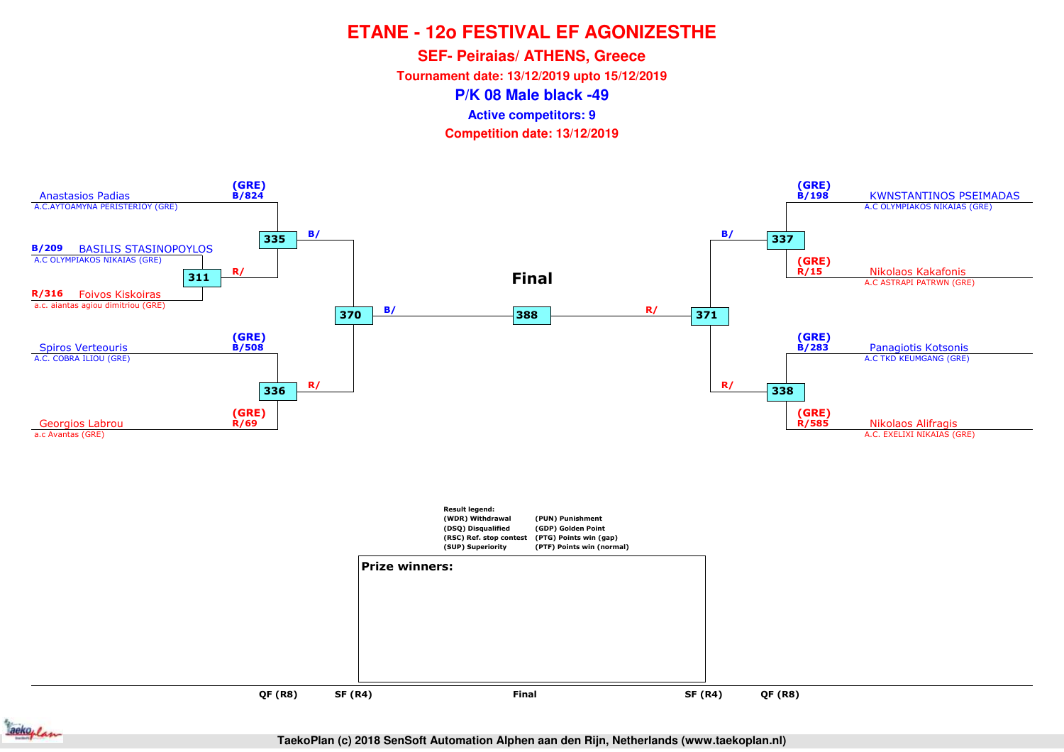# ETANE - 12o FESTIVAL EF AGONIZESTHE

## SEF- Peiraias/ ATHENS, Greece

**Tournament date: 13/12/2019 upto 15/12/2019**

## P/K 08 Male black -49

**Active competitors: 9**

**Competition date: 13/12/2019**

### Left bracket

| Competitor | Club | Code | Match |
|---|---|---|---|
| Anastasios Padias | A.C.AYTOAMYNA PERISTERIOY (GRE) | (GRE) B/824 | 335 |
| BASILIS STASINOPOYLOS | A.C OLYMPIAKOS NIKAIAS (GRE) | B/209 | 311 |
| Foivos Kiskoiras | a.c. aiantas agiou dimitriou (GRE) | R/316 | 311 |
| Spiros Verteouris | A.C. COBRA ILIOU (GRE) | (GRE) B/508 | 336 |
| Georgios Labrou | a.c Avantas (GRE) | (GRE) R/69 | 336 |

- 311 → R/ (to 335)
- 335 → B/ (to 370)
- 336 → R/ (to 370)
- 370 → B/ (to Final 388)

### Right bracket

| Competitor | Club | Code | Match |
|---|---|---|---|
| KWNSTANTINOS PSEIMADAS | A.C OLYMPIAKOS NIKAIAS (GRE) | (GRE) B/198 | 337 |
| Nikolaos Kakafonis | A.C ASTRAPI PATRWN (GRE) | (GRE) R/15 | 337 |
| Panagiotis Kotsonis | A.C TKD KEUMGANG (GRE) | (GRE) B/283 | 338 |
| Nikolaos Alifragis | A.C. EXELIXI NIKAIAS (GRE) | (GRE) R/585 | 338 |

- 337 → B/ (to 371)
- 338 → R/ (to 371)
- 371 → R/ (to Final 388)

### Final

388

**Result legend:**

- (WDR) Withdrawal
- (DSQ) Disqualified
- (RSC) Ref. stop contest
- (SUP) Superiority
- (PUN) Punishment
- (GDP) Golden Point
- (PTG) Points win (gap)
- (PTF) Points win (normal)

**Prize winners:**

QF (R8) | SF (R4) | Final | SF (R4) | QF (R8)

TaekoPlan (c) 2018 SenSoft Automation Alphen aan den Rijn, Netherlands (www.taekoplan.nl)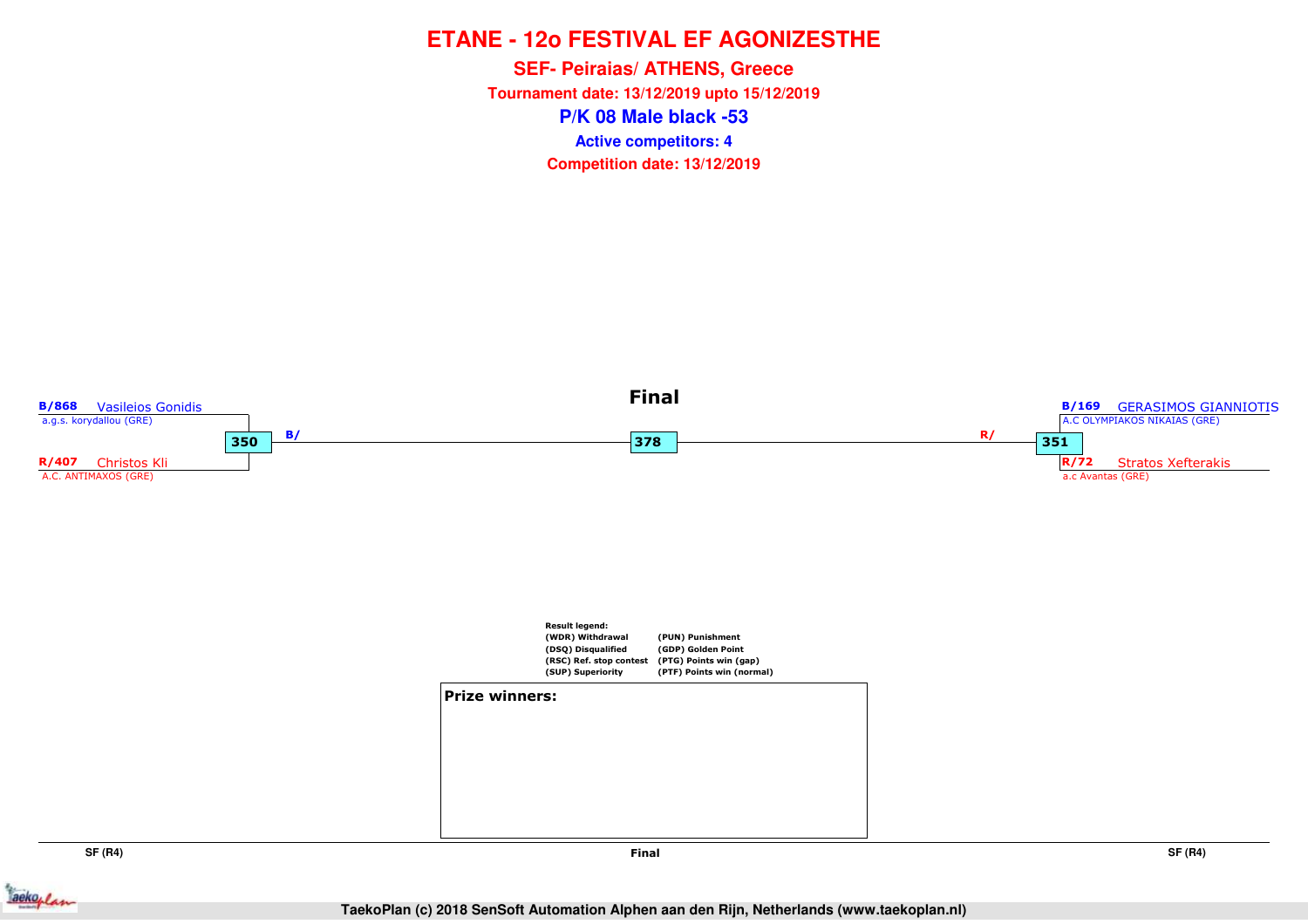# ETANE - 12o FESTIVAL EF AGONIZESTHE

## SEF- Peiraias/ ATHENS, Greece

**Tournament date: 13/12/2019 upto 15/12/2019**

## P/K 08 Male black -53

**Active competitors: 4**

**Competition date: 13/12/2019**

### Final

**B/868** Vasileios Gonidis
a.g.s. korydallou (GRE)

**350** B/

**R/407** Christos Kli
A.C. ANTIMAXOS (GRE)

**378**

**B/169** GERASIMOS GIANNIOTIS
A.C OLYMPIAKOS NIKAIAS (GRE)

R/ **351**

**R/72** Stratos Xefterakis
a.c Avantas (GRE)

**Result legend:**

| | |
|---|---|
| (WDR) Withdrawal | (PUN) Punishment |
| (DSQ) Disqualified | (GDP) Golden Point |
| (RSC) Ref. stop contest | (PTG) Points win (gap) |
| (SUP) Superiority | (PTF) Points win (normal) |

**Prize winners:**

SF (R4) | Final | SF (R4)

TaekoPlan (c) 2018 SenSoft Automation Alphen aan den Rijn, Netherlands (www.taekoplan.nl)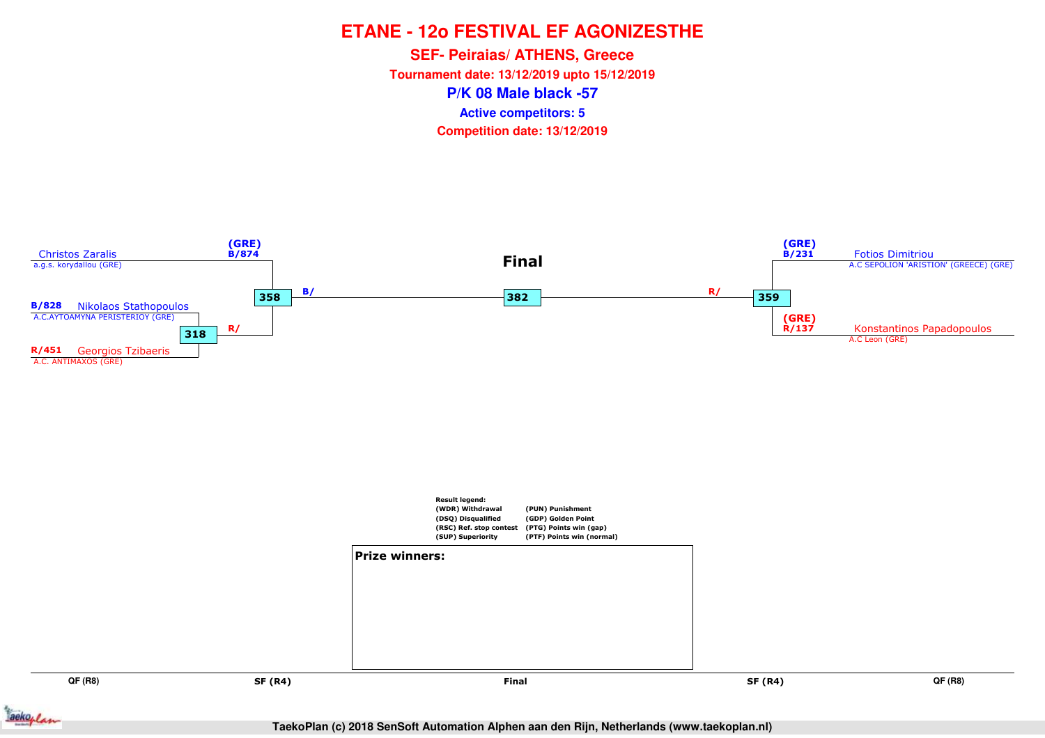# ETANE - 12o FESTIVAL EF AGONIZESTHE

## SEF- Peiraias/ ATHENS, Greece

**Tournament date: 13/12/2019 upto 15/12/2019**

## P/K 08 Male black -57

**Active competitors: 5**

**Competition date: 13/12/2019**

**Final**

Christos Zaralis (GRE) B/874
a.g.s. korydallou (GRE)

B/828 Nikolaos Stathopoulos
A.C.AYTOAMYNA PERISTERIOY (GRE)

318 R/

R/451 Georgios Tzibaeris
A.C. ANTIMAXOS (GRE)

358 B/

382

R/ 359

(GRE) B/231 Fotios Dimitriou
A.C SEPOLION 'ARISTION' (GREECE) (GRE)

(GRE) R/137 Konstantinos Papadopoulos
A.C Leon (GRE)

Result legend:

| | |
|---|---|
| (WDR) Withdrawal | (PUN) Punishment |
| (DSQ) Disqualified | (GDP) Golden Point |
| (RSC) Ref. stop contest | (PTG) Points win (gap) |
| (SUP) Superiority | (PTF) Points win (normal) |

**Prize winners:**

QF (R8) | SF (R4) | Final | SF (R4) | QF (R8)

TaekoPlan (c) 2018 SenSoft Automation Alphen aan den Rijn, Netherlands (www.taekoplan.nl)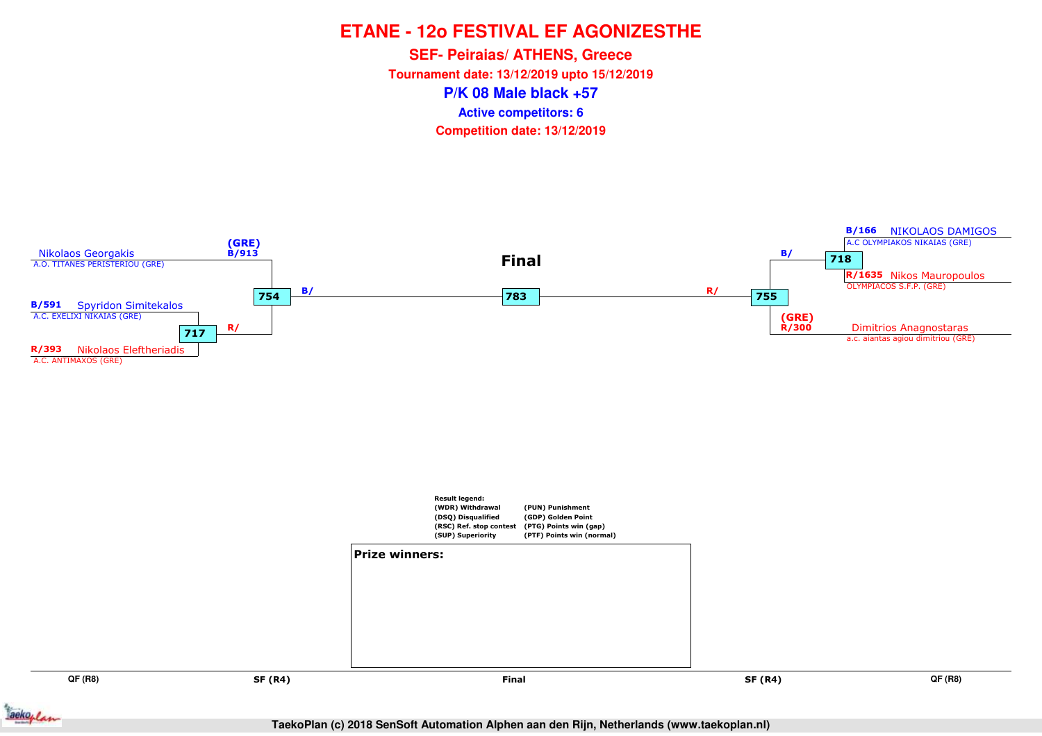# ETANE - 12o FESTIVAL EF AGONIZESTHE

## SEF- Peiraias/ ATHENS, Greece

**Tournament date: 13/12/2019 upto 15/12/2019**

## P/K 08 Male black +57

**Active competitors: 6**

**Competition date: 13/12/2019**

### Final

**Left side**

- Nikolaos Georgakis — A.O. TITANES PERISTERIOU (GRE) — (GRE) B/913
- B/591 Spyridon Simitekalos — A.C. EXELIXI NIKAIAS (GRE)
- R/393 Nikolaos Eleftheriadis — A.C. ANTIMAXOS (GRE)

Match 717: B/591 Spyridon Simitekalos vs R/393 Nikolaos Eleftheriadis → R/

Match 754: B/913 Nikolaos Georgakis vs R/ (winner 717) → B/

**Final — Match 783:** B/ (winner 754) vs R/ (winner 755)

**Right side**

- B/166 NIKOLAOS DAMIGOS — A.C OLYMPIAKOS NIKAIAS (GRE)
- R/1635 Nikos Mauropoulos — OLYMPIACOS S.F.P. (GRE)
- Dimitrios Anagnostaras — a.c. aiantas agiou dimitriou (GRE) — (GRE) R/300

Match 718: B/166 NIKOLAOS DAMIGOS vs R/1635 Nikos Mauropoulos → B/

Match 755: B/ (winner 718) vs R/300 Dimitrios Anagnostaras → R/

**Result legend:**

| | |
|---|---|
| (WDR) Withdrawal | (PUN) Punishment |
| (DSQ) Disqualified | (GDP) Golden Point |
| (RSC) Ref. stop contest | (PTG) Points win (gap) |
| (SUP) Superiority | (PTF) Points win (normal) |

**Prize winners:**

QF (R8) | SF (R4) | Final | SF (R4) | QF (R8)

TaekoPlan (c) 2018 SenSoft Automation Alphen aan den Rijn, Netherlands (www.taekoplan.nl)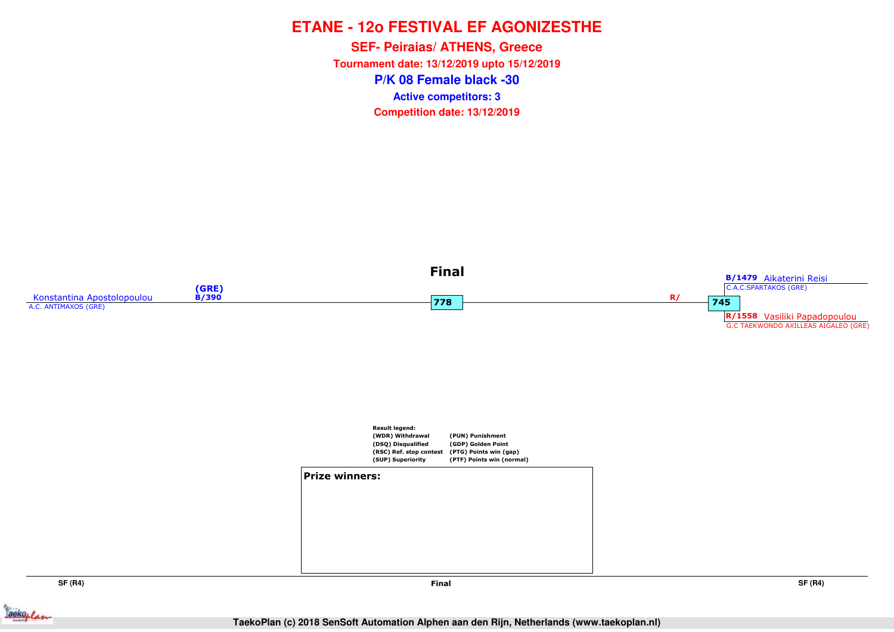# ETANE - 12o FESTIVAL EF AGONIZESTHE

## SEF- Peiraias/ ATHENS, Greece

**Tournament date: 13/12/2019 upto 15/12/2019**

## P/K 08 Female black -30

**Active competitors: 3**

**Competition date: 13/12/2019**

### Final

Konstantina Apostolopoulou (GRE) B/390
A.C. ANTIMAXOS (GRE)

778

R/

745

B/1479 Aikaterini Reisi
C.A.C.SPARTAKOS (GRE)

R/1558 Vasiliki Papadopoulou
G.C TAEKWONDO AXILLEAS AIGALEO (GRE)

**Result legend:**

| | |
|---|---|
| (WDR) Withdrawal | (PUN) Punishment |
| (DSQ) Disqualified | (GDP) Golden Point |
| (RSC) Ref. stop contest | (PTG) Points win (gap) |
| (SUP) Superiority | (PTF) Points win (normal) |

**Prize winners:**

SF (R4) | Final | SF (R4)

TaekoPlan (c) 2018 SenSoft Automation Alphen aan den Rijn, Netherlands (www.taekoplan.nl)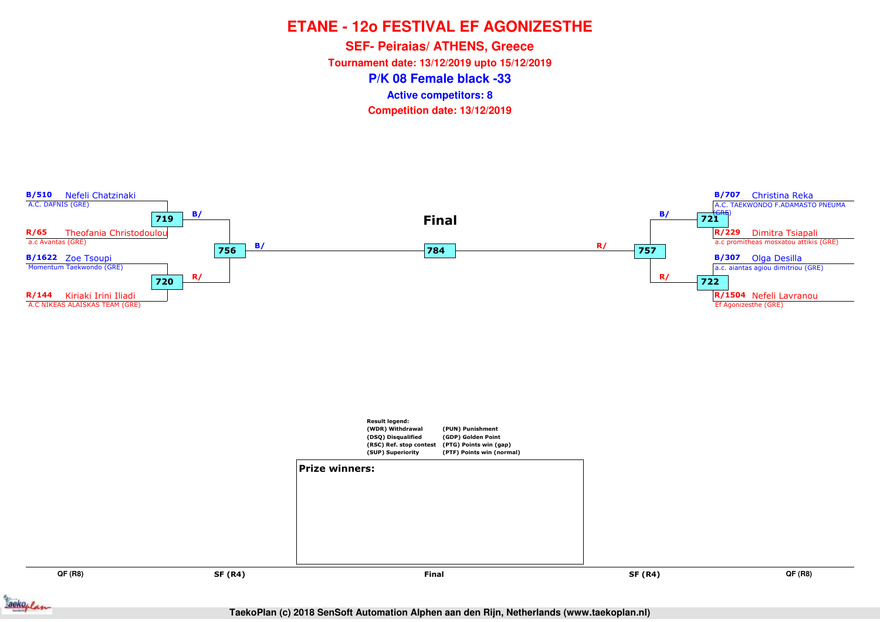# ETANE - 12o FESTIVAL EF AGONIZESTHE

## SEF- Peiraias/ ATHENS, Greece

**Tournament date: 13/12/2019 upto 15/12/2019**

## P/K 08 Female black -33

**Active competitors: 8**

**Competition date: 13/12/2019**

### QF (R8)

| Match | Blue | Red |
|---|---|---|
| 719 | B/510 Nefeli Chatzinaki – A.C. DAFNIS (GRE) | R/65 Theofania Christodoulou – a.c Avantas (GRE) |
| 720 | B/1622 Zoe Tsoupi – Momentum Taekwondo (GRE) | R/144 Kiriaki Irini Iliadi – A.C NIKEAS ALAISKAS TEAM (GRE) |
| 721 | B/707 Christina Reka – A.C. TAEKWONDO F.ADAMASTO PNEUMA (GRE) | R/229 Dimitra Tsiapali – a.c promitheas mosxatou attikis (GRE) |
| 722 | B/307 Olga Desilla – a.c. aiantas agiou dimitriou (GRE) | R/1504 Nefeli Lavranou – Ef Agonizesthe (GRE) |

### SF (R4)

| Match | Blue | Red |
|---|---|---|
| 756 | B/ (winner 719) | R/ (winner 720) |
| 757 | B/ (winner 721) | R/ (winner 722) |

### Final

| Match | Blue | Red |
|---|---|---|
| 784 | B/ (winner 756) | R/ (winner 757) |

**Result legend:**

- (WDR) Withdrawal
- (DSQ) Disqualified
- (RSC) Ref. stop contest
- (SUP) Superiority
- (PUN) Punishment
- (GDP) Golden Point
- (PTG) Points win (gap)
- (PTF) Points win (normal)

**Prize winners:**

TaekoPlan (c) 2018 SenSoft Automation Alphen aan den Rijn, Netherlands (www.taekoplan.nl)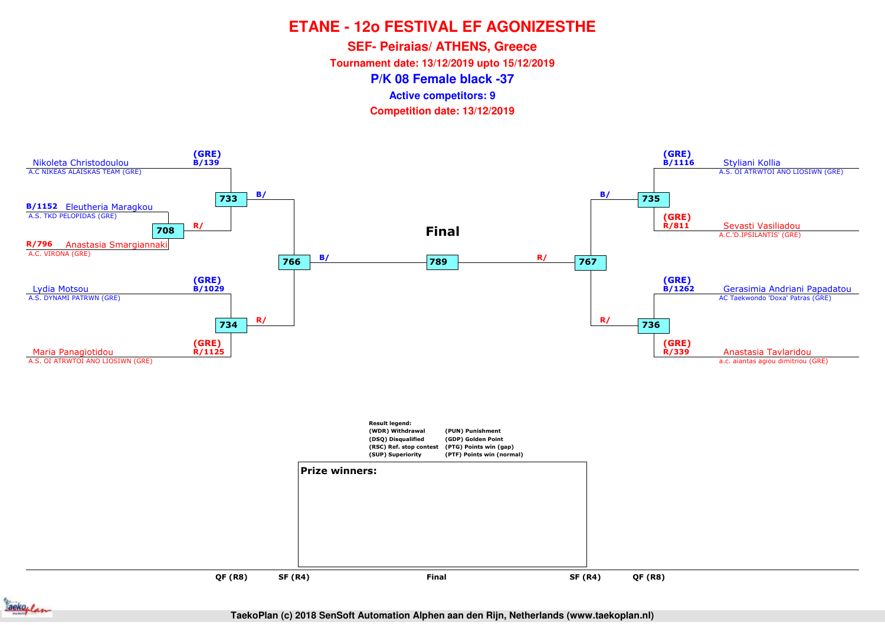# ETANE - 12o FESTIVAL EF AGONIZESTHE

## SEF- Peiraias/ ATHENS, Greece

**Tournament date: 13/12/2019 upto 15/12/2019**

## P/K 08 Female black -37

**Active competitors: 9**

**Competition date: 13/12/2019**

(GRE) B/139 Nikoleta Christodoulou
A.C NIKEAS ALAISKAS TEAM (GRE)

B/1152 Eleutheria Maragkou
A.S. TKD PELOPIDAS (GRE)

708 R/

R/796 Anastasia Smargiannaki
A.C. VIRONA (GRE)

733 B/

(GRE) B/1029 Lydia Motsou
A.S. DYNAMI PATRWN (GRE)

734 R/

(GRE) R/1125 Maria Panagiotidou
A.S. OI ATRWTOI ANO LIOSIWN (GRE)

766 B/

**Final**

789

767 R/

(GRE) B/1116 Styliani Kollia
A.S. OI ATRWTOI ANO LIOSIWN (GRE)

735 B/

(GRE) R/811 Sevasti Vasiliadou
A.C.'D.IPSILANTIS' (GRE)

(GRE) B/1262 Gerasimia Andriani Papadatou
AC Taekwondo 'Doxa' Patras (GRE)

736 R/

(GRE) R/339 Anastasia Tavlaridou
a.c. aiantas agiou dimitriou (GRE)

**Result legend:**

| | |
|---|---|
| (WDR) Withdrawal | (PUN) Punishment |
| (DSQ) Disqualified | (GDP) Golden Point |
| (RSC) Ref. stop contest | (PTG) Points win (gap) |
| (SUP) Superiority | (PTF) Points win (normal) |

**Prize winners:**

QF (R8) SF (R4) Final SF (R4) QF (R8)

TaekoPlan (c) 2018 SenSoft Automation Alphen aan den Rijn, Netherlands (www.taekoplan.nl)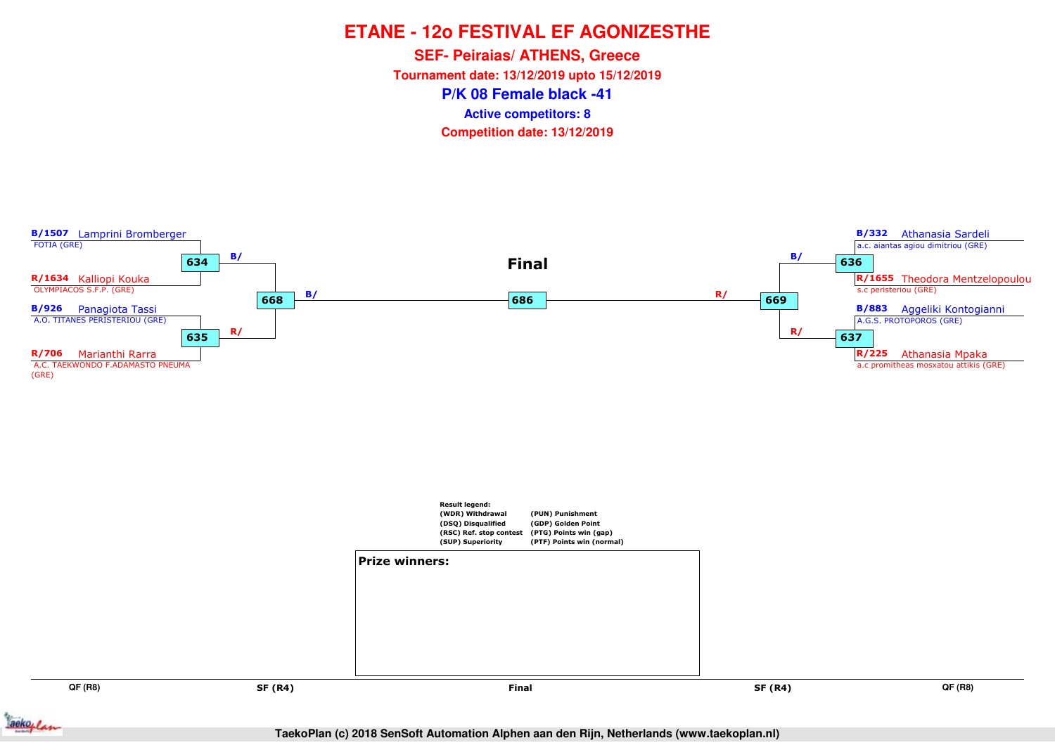# ETANE - 12o FESTIVAL EF AGONIZESTHE

## SEF- Peiraias/ ATHENS, Greece

**Tournament date: 13/12/2019 upto 15/12/2019**

## P/K 08 Female black -41

**Active competitors: 8**

**Competition date: 13/12/2019**

### Left bracket

**QF (R8)**

- **B/1507** Lamprini Bromberger — FOTIA (GRE)
- **R/1634** Kalliopi Kouka — OLYMPIACOS S.F.P. (GRE)
  - Match **634** → B/
- **B/926** Panagiota Tassi — A.O. TITANES PERISTERIOU (GRE)
- **R/706** Marianthi Rarra — A.C. TAEKWONDO F.ADAMASTO PNEUMA (GRE)
  - Match **635** → R/

**SF (R4)**

- Match **668** (634 winner vs 635 winner) → B/

### Final

- Match **686** (668 winner B/ vs 669 winner R/)

### Right bracket

**SF (R4)**

- Match **669** (636 winner vs 637 winner) → R/

**QF (R8)**

- **B/332** Athanasia Sardeli — a.c. aiantas agiou dimitriou (GRE)
- **R/1655** Theodora Mentzelopoulou — s.c peristeriou (GRE)
  - Match **636** → B/
- **B/883** Aggeliki Kontogianni — A.G.S. PROTOPOROS (GRE)
- **R/225** Athanasia Mpaka — a.c promitheas mosxatou attikis (GRE)
  - Match **637** → R/

**Result legend:**

| | |
|---|---|
| (WDR) Withdrawal | (PUN) Punishment |
| (DSQ) Disqualified | (GDP) Golden Point |
| (RSC) Ref. stop contest | (PTG) Points win (gap) |
| (SUP) Superiority | (PTF) Points win (normal) |

**Prize winners:**

QF (R8) | SF (R4) | Final | SF (R4) | QF (R8)

TaekoPlan (c) 2018 SenSoft Automation Alphen aan den Rijn, Netherlands (www.taekoplan.nl)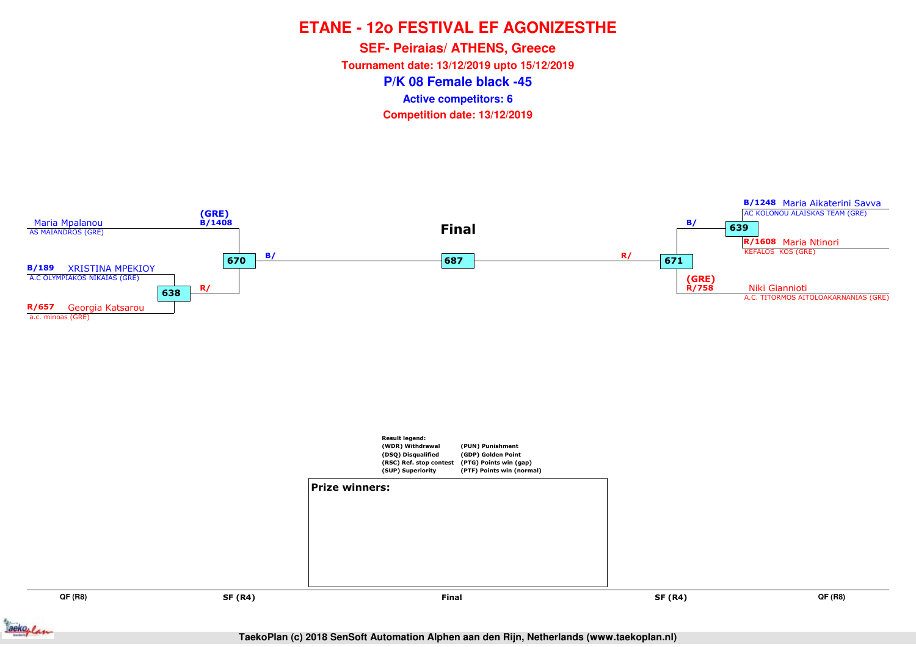# ETANE - 12o FESTIVAL EF AGONIZESTHE

## SEF- Peiraias/ ATHENS, Greece

**Tournament date: 13/12/2019 upto 15/12/2019**

## P/K 08 Female black -45

**Active competitors: 6**

**Competition date: 13/12/2019**

### Final

**Left side:**

- Maria Mpalanou — AS MAIANDROS (GRE) — (GRE) B/1408
- B/189 XRISTINA MPEKIOY — A.C OLYMPIAKOS NIKAIAS (GRE)
- R/657 Georgia Katsarou — a.c. minoas (GRE)

Match 638: B/189 XRISTINA MPEKIOY vs R/657 Georgia Katsarou → R/

Match 670: B/1408 Maria Mpalanou vs winner of 638 → B/

**Right side:**

- B/1248 Maria Aikaterini Savva — AC KOLONOU ALAISKAS TEAM (GRE)
- R/1608 Maria Ntinori — KEFALOS KOS (GRE)
- Niki Giannioti — A.C. TITORMOS AITOLOAKARNANIAS (GRE) — (GRE) R/758

Match 639: B/1248 Maria Aikaterini Savva vs R/1608 Maria Ntinori → B/

Match 671: winner of 639 vs R/758 Niki Giannioti → R/

**Final:** Match 687: winner of 670 (B/) vs winner of 671 (R/)

**Result legend:**

| | |
|---|---|
| (WDR) Withdrawal | (PUN) Punishment |
| (DSQ) Disqualified | (GDP) Golden Point |
| (RSC) Ref. stop contest | (PTG) Points win (gap) |
| (SUP) Superiority | (PTF) Points win (normal) |

**Prize winners:**

QF (R8) | SF (R4) | Final | SF (R4) | QF (R8)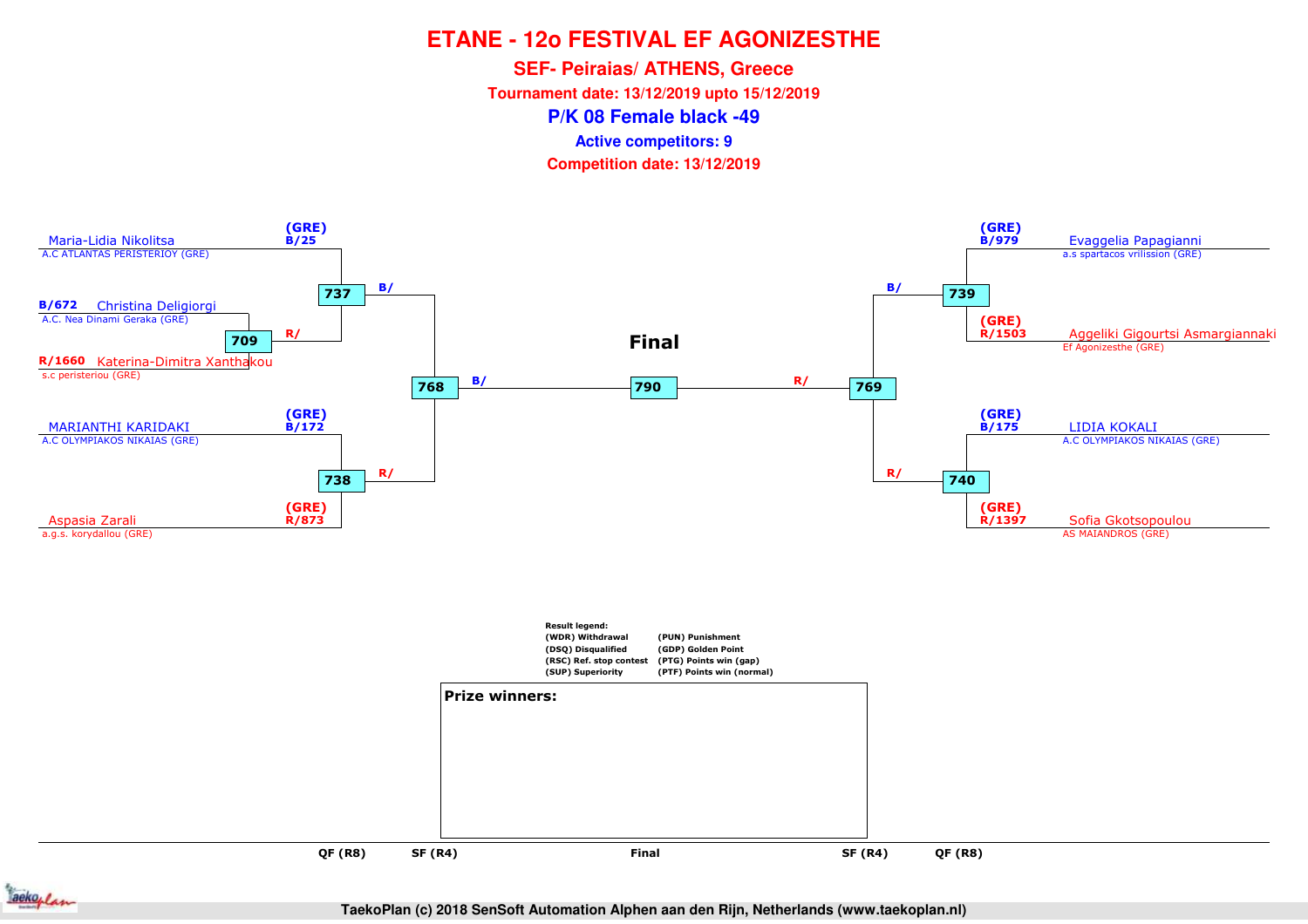# ETANE - 12o FESTIVAL EF AGONIZESTHE

## SEF- Peiraias/ ATHENS, Greece

**Tournament date: 13/12/2019 upto 15/12/2019**

## P/K 08 Female black -49

**Active competitors: 9**

**Competition date: 13/12/2019**

### Left side

- **B/25** (GRE) Maria-Lidia Nikolitsa — A.C ATLANTAS PERISTERIOY (GRE)
- **B/672** Christina Deligiorgi — A.C. Nea Dinami Geraka (GRE)
- **R/1660** Katerina-Dimitra Xanthakou — s.c peristeriou (GRE)
- **B/172** (GRE) MARIANTHI KARIDAKI — A.C OLYMPIAKOS NIKAIAS (GRE)
- **R/873** (GRE) Aspasia Zarali — a.g.s. korydallou (GRE)

Matches: 709 (B/ Christina Deligiorgi vs R/ Katerina-Dimitra Xanthakou), 737 (B/ vs R/), 738 (B/ vs R/), 768 (B/ vs R/)

### Right side

- **B/979** (GRE) Evaggelia Papagianni — a.s spartacos vrilission (GRE)
- **R/1503** (GRE) Aggeliki Gigourtsi Asmargiannaki — Ef Agonizesthe (GRE)
- **B/175** (GRE) LIDIA KOKALI — A.C OLYMPIAKOS NIKAIAS (GRE)
- **R/1397** (GRE) Sofia Gkotsopoulou — AS MAIANDROS (GRE)

Matches: 739 (B/ vs R/), 740 (B/ vs R/), 769 (B/ vs R/)

### Final

Match 790: B/ vs R/

**Result legend:**

| | |
|---|---|
| (WDR) Withdrawal | (PUN) Punishment |
| (DSQ) Disqualified | (GDP) Golden Point |
| (RSC) Ref. stop contest | (PTG) Points win (gap) |
| (SUP) Superiority | (PTF) Points win (normal) |

**Prize winners:**

QF (R8) | SF (R4) | Final | SF (R4) | QF (R8)

TaekoPlan (c) 2018 SenSoft Automation Alphen aan den Rijn, Netherlands (www.taekoplan.nl)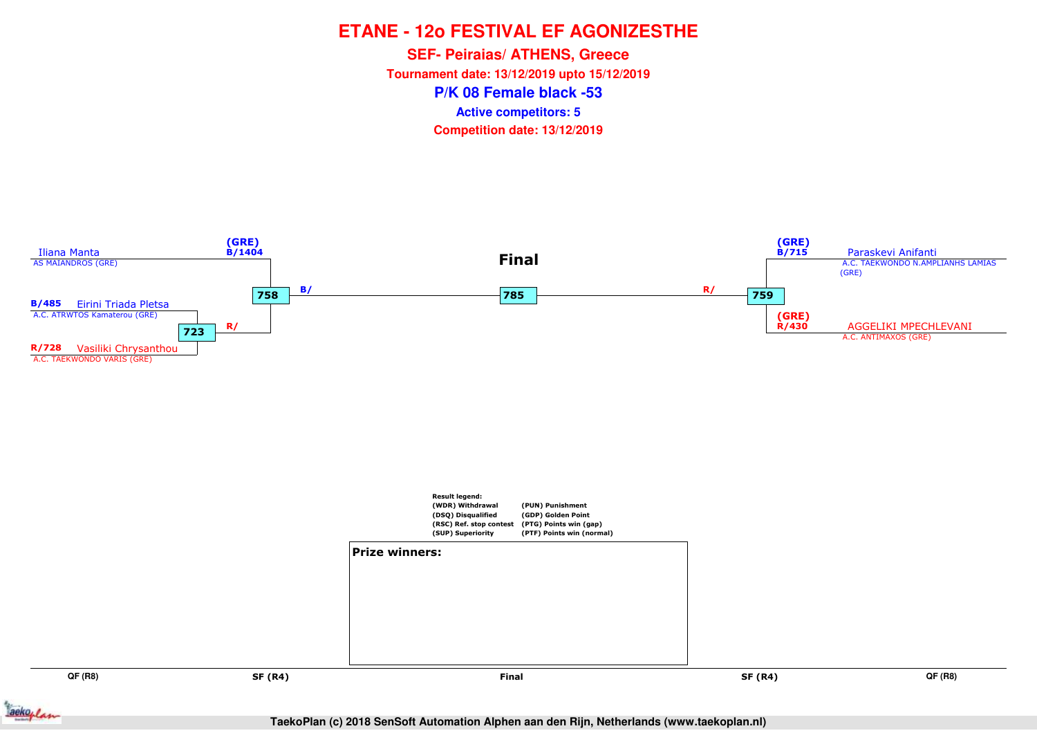# ETANE - 12o FESTIVAL EF AGONIZESTHE

**SEF- Peiraias/ ATHENS, Greece**

**Tournament date: 13/12/2019 upto 15/12/2019**

## P/K 08 Female black -53

**Active competitors: 5**

**Competition date: 13/12/2019**

**Final**

(GRE) B/1404 Iliana Manta
AS MAIANDROS (GRE)

B/485 Eirini Triada Pletsa
A.C. ATRWTOS Kamaterou (GRE)

723

R/728 Vasiliki Chrysanthou
A.C. TAEKWONDO VARIS (GRE)

R/

758

B/

785

R/

759

(GRE) B/715 Paraskevi Anifanti
A.C. TAEKWONDO N.AMPLIANHS LAMIAS (GRE)

(GRE) R/430 AGGELIKI MPECHLEVANI
A.C. ANTIMAXOS (GRE)

Result legend:

| | |
|---|---|
| (WDR) Withdrawal | (PUN) Punishment |
| (DSQ) Disqualified | (GDP) Golden Point |
| (RSC) Ref. stop contest | (PTG) Points win (gap) |
| (SUP) Superiority | (PTF) Points win (normal) |

**Prize winners:**

QF (R8) | SF (R4) | Final | SF (R4) | QF (R8)

TaekoPlan (c) 2018 SenSoft Automation Alphen aan den Rijn, Netherlands (www.taekoplan.nl)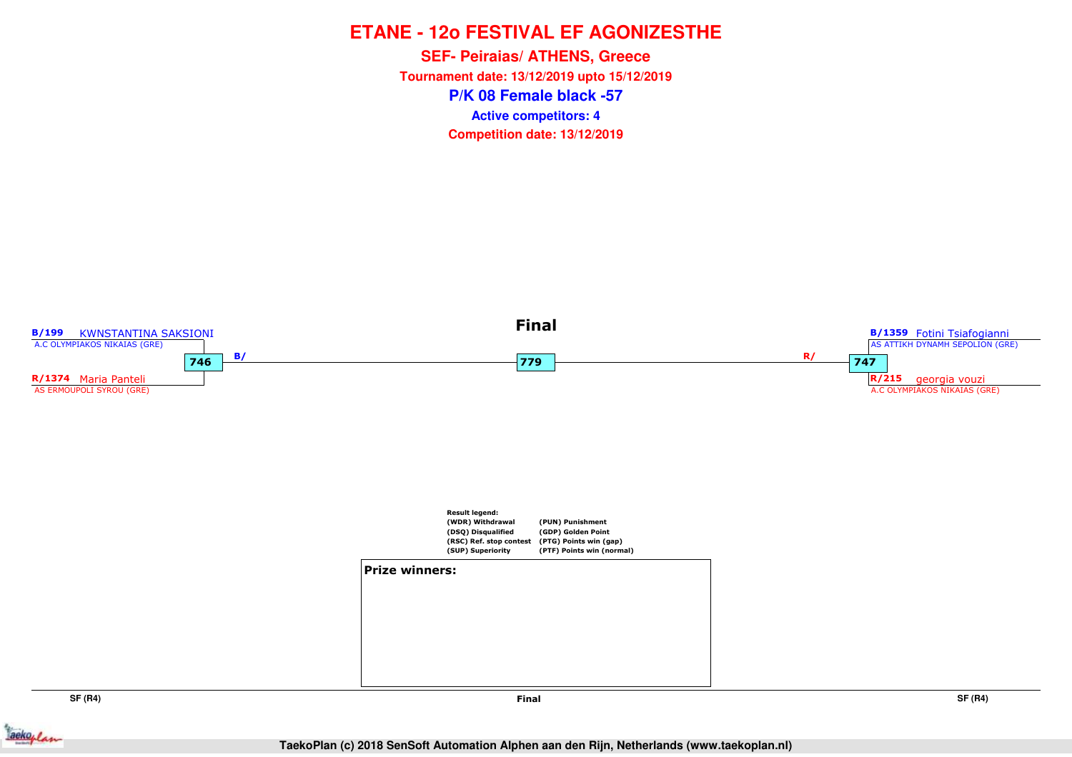# ETANE - 12o FESTIVAL EF AGONIZESTHE

## SEF- Peiraias/ ATHENS, Greece

**Tournament date: 13/12/2019 upto 15/12/2019**

## P/K 08 Female black -57

**Active competitors: 4**

**Competition date: 13/12/2019**

### Final

**B/199** KWNSTANTINA SAKSIONI
A.C OLYMPIAKOS NIKAIAS (GRE)

**746** B/

**R/1374** Maria Panteli
AS ERMOUPOLI SYROU (GRE)

**779**

**B/1359** Fotini Tsiafogianni
AS ATTIKH DYNAMH SEPOLION (GRE)

R/ **747**

**R/215** georgia vouzi
A.C OLYMPIAKOS NIKAIAS (GRE)

**Result legend:**

| | |
|---|---|
| (WDR) Withdrawal | (PUN) Punishment |
| (DSQ) Disqualified | (GDP) Golden Point |
| (RSC) Ref. stop contest | (PTG) Points win (gap) |
| (SUP) Superiority | (PTF) Points win (normal) |

**Prize winners:**

SF (R4) | Final | SF (R4)

TaekoPlan (c) 2018 SenSoft Automation Alphen aan den Rijn, Netherlands (www.taekoplan.nl)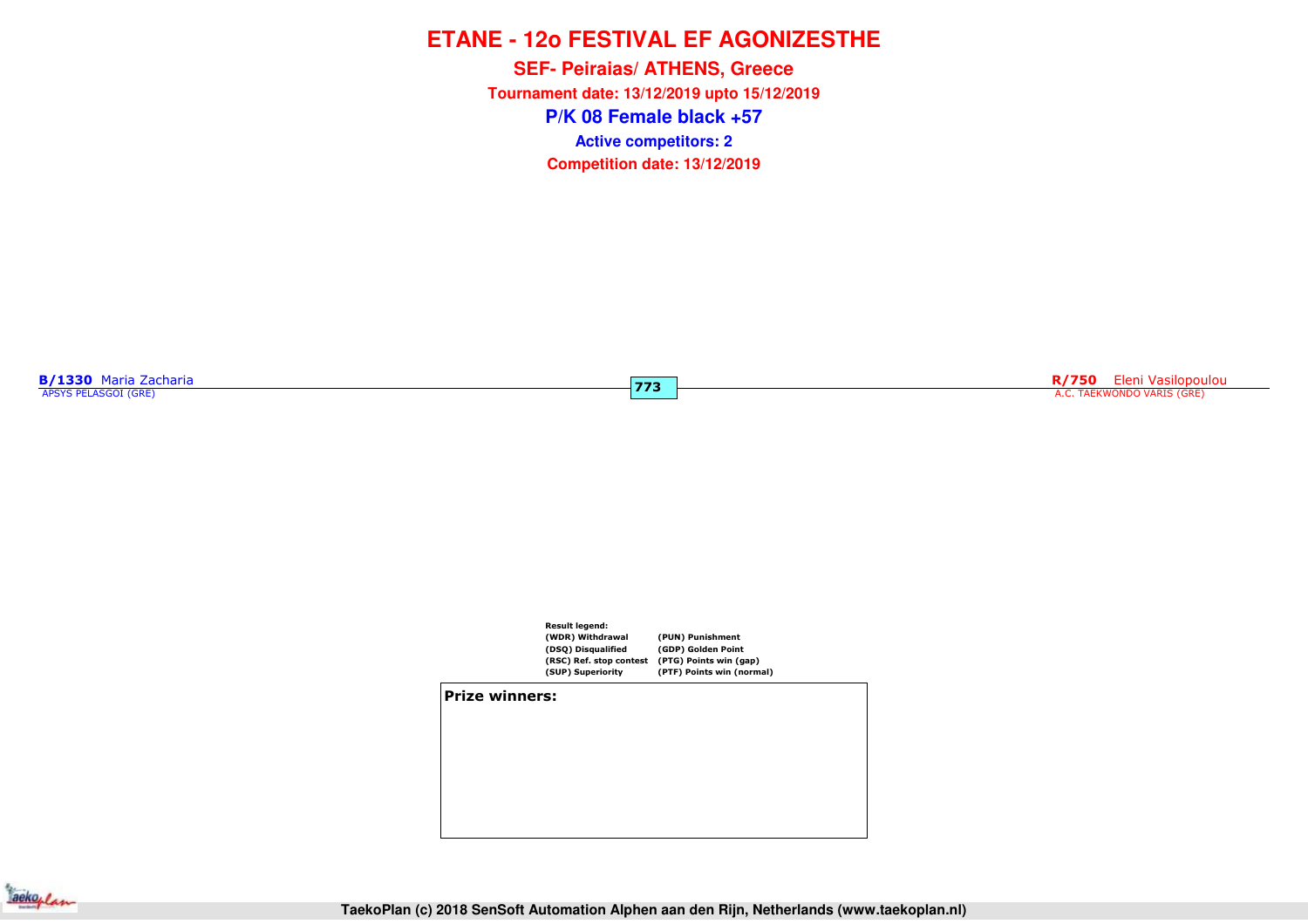# ETANE - 12o FESTIVAL EF AGONIZESTHE

## SEF- Peiraias/ ATHENS, Greece

**Tournament date: 13/12/2019 upto 15/12/2019**

## P/K 08 Female black +57

**Active competitors: 2**

**Competition date: 13/12/2019**

**B/1330** Maria Zacharia
APSYS PELASGOI (GRE)

**773**

**R/750** Eleni Vasilopoulou
A.C. TAEKWONDO VARIS (GRE)

**Result legend:**

| | |
|---|---|
| (WDR) Withdrawal | (PUN) Punishment |
| (DSQ) Disqualified | (GDP) Golden Point |
| (RSC) Ref. stop contest | (PTG) Points win (gap) |
| (SUP) Superiority | (PTF) Points win (normal) |

**Prize winners:**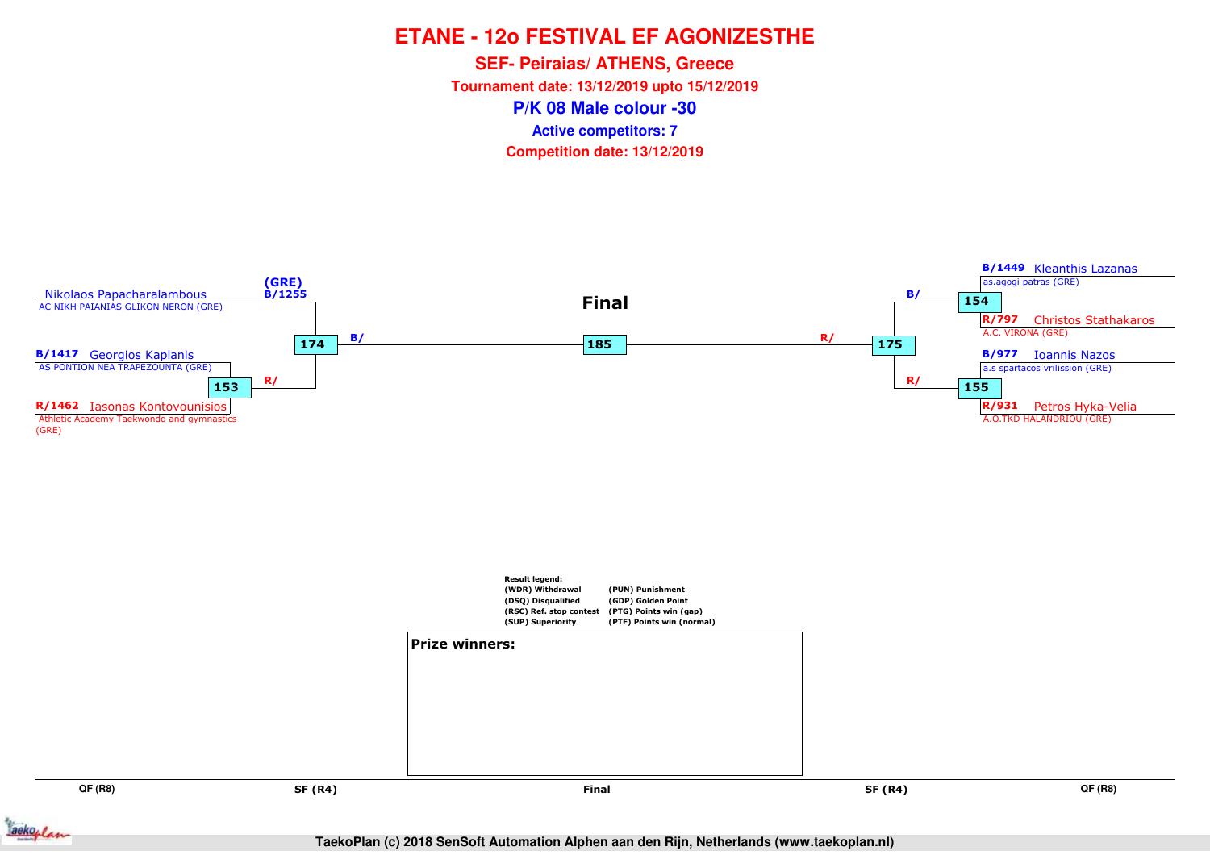# ETANE - 12o FESTIVAL EF AGONIZESTHE

## SEF- Peiraias/ ATHENS, Greece

**Tournament date: 13/12/2019 upto 15/12/2019**

## P/K 08 Male colour -30

**Active competitors: 7**

**Competition date: 13/12/2019**

**Final**

Nikolaos Papacharalambous
AC NIKH PAIANIAS GLIKON NERON (GRE)

(GRE)
B/1255

174 B/

B/1417 Georgios Kaplanis
AS PONTION NEA TRAPEZOUNTA (GRE)

153 R/

R/1462 Iasonas Kontovounisios
Athletic Academy Taekwondo and gymnastics (GRE)

185

R/ 175

B/1449 Kleanthis Lazanas
as.agogi patras (GRE)

B/ 154

R/797 Christos Stathakaros
A.C. VIRONA (GRE)

B/977 Ioannis Nazos
a.s spartacos vrilission (GRE)

R/ 155

R/931 Petros Hyka-Velia
A.O.TKD HALANDRIOU (GRE)

Result legend:

| | |
|---|---|
| (WDR) Withdrawal | (PUN) Punishment |
| (DSQ) Disqualified | (GDP) Golden Point |
| (RSC) Ref. stop contest | (PTG) Points win (gap) |
| (SUP) Superiority | (PTF) Points win (normal) |

**Prize winners:**

QF (R8) | SF (R4) | Final | SF (R4) | QF (R8)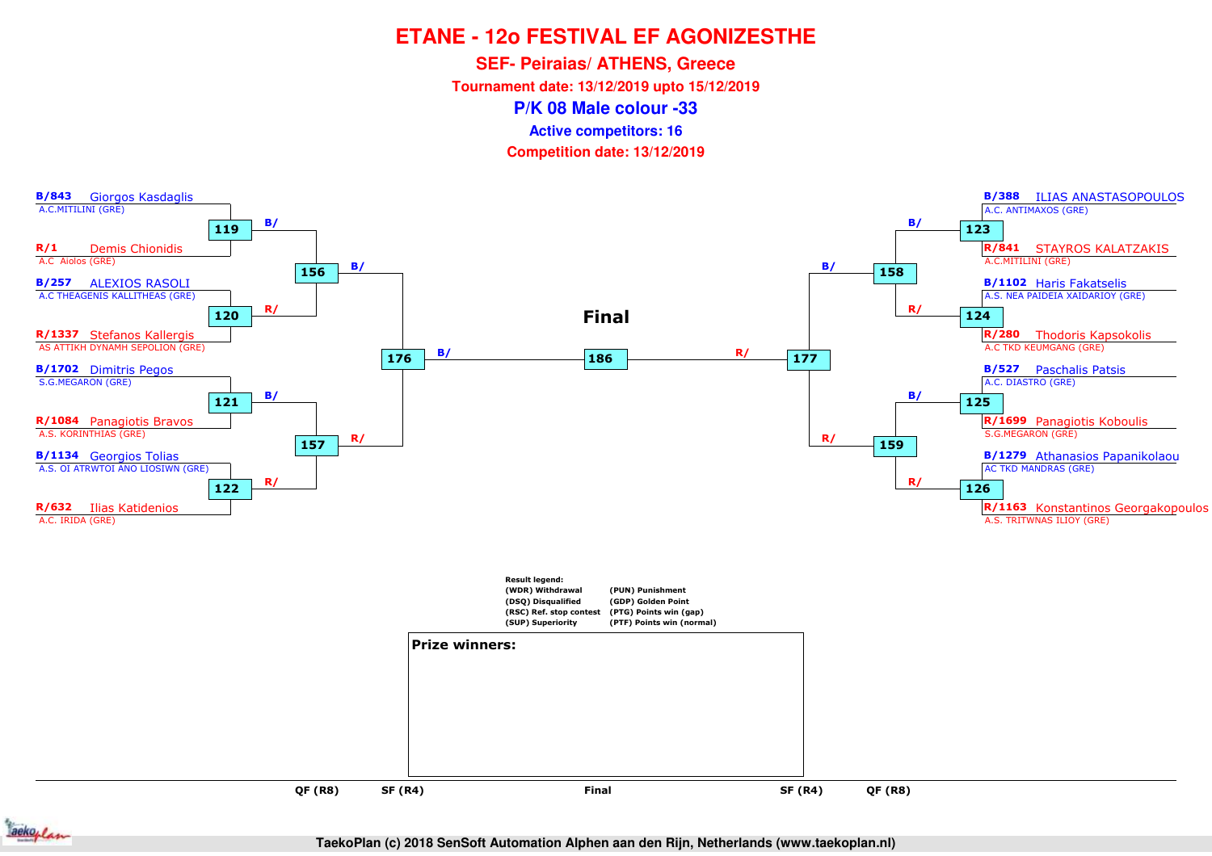# ETANE - 12o FESTIVAL EF AGONIZESTHE

## SEF- Peiraias/ ATHENS, Greece

**Tournament date: 13/12/2019 upto 15/12/2019**

## P/K 08 Male colour -33

**Active competitors: 16**

**Competition date: 13/12/2019**

| Competitor | Club | QF (R8) | SF (R4) |
|---|---|---|---|
| B/843 Giorgos Kasdaglis | A.C.MITILINI (GRE) | 119 B/ | 156 B/ |
| R/1 Demis Chionidis | A.C Aiolos (GRE) | 119 | 156 B/ |
| B/257 ALEXIOS RASOLI | A.C THEAGENIS KALLITHEAS (GRE) | 120 R/ | 156 |
| R/1337 Stefanos Kallergis | AS ATTIKH DYNAMH SEPOLION (GRE) | 120 R/ | 156 |
| B/1702 Dimitris Pegos | S.G.MEGARON (GRE) | 121 B/ | 157 R/ |
| R/1084 Panagiotis Bravos | A.S. KORINTHIAS (GRE) | 121 | 157 R/ |
| B/1134 Georgios Tolias | A.S. OI ATRWTOI ANO LIOSIWN (GRE) | 122 R/ | 157 |
| R/632 Ilias Katidenios | A.C. IRIDA (GRE) | 122 R/ | 157 |
| B/388 ILIAS ANASTASOPOULOS | A.C. ANTIMAXOS (GRE) | 123 B/ | 158 B/ |
| R/841 STAYROS KALATZAKIS | A.C.MITILINI (GRE) | 123 | 158 B/ |
| B/1102 Haris Fakatselis | A.S. NEA PAIDEIA XAIDARIOY (GRE) | 124 R/ | 158 |
| R/280 Thodoris Kapsokolis | A.C TKD KEUMGANG (GRE) | 124 R/ | 158 |
| B/527 Paschalis Patsis | A.C. DIASTRO (GRE) | 125 B/ | 159 R/ |
| R/1699 Panagiotis Koboulis | S.G.MEGARON (GRE) | 125 | 159 R/ |
| B/1279 Athanasios Papanikolaou | AC TKD MANDRAS (GRE) | 126 R/ | 159 |
| R/1163 Konstantinos Georgakopoulos | A.S. TRITWNAS ILIOY (GRE) | 126 R/ | 159 |

Semi-final: 176 (winners of 156 and 157) B/ — 177 (winners of 158 and 159) R/

**Final**: 186

**Result legend:**
- (WDR) Withdrawal
- (DSQ) Disqualified
- (RSC) Ref. stop contest
- (SUP) Superiority
- (PUN) Punishment
- (GDP) Golden Point
- (PTG) Points win (gap)
- (PTF) Points win (normal)

**Prize winners:**

QF (R8) | SF (R4) | Final | SF (R4) | QF (R8)

TaekoPlan (c) 2018 SenSoft Automation Alphen aan den Rijn, Netherlands (www.taekoplan.nl)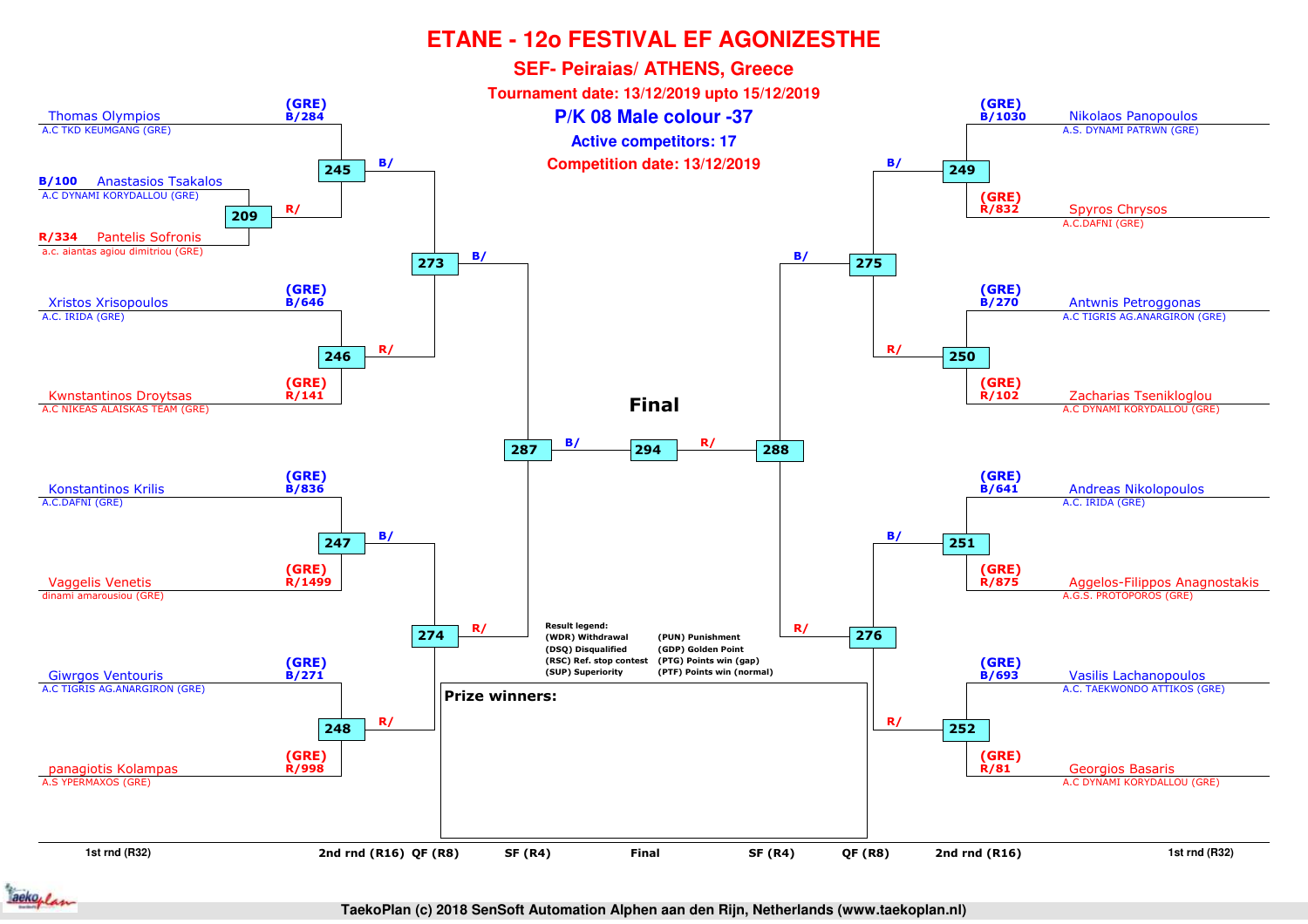# ETANE - 12o FESTIVAL EF AGONIZESTHE

## SEF- Peiraias/ ATHENS, Greece

**Tournament date: 13/12/2019 upto 15/12/2019**

### P/K 08 Male colour -37

**Active competitors: 17**

**Competition date: 13/12/2019**

## Left side of bracket

**1st rnd (R32)**

- Match 209: B/100 Anastasios Tsakalos (A.C DYNAMI KORYDALLOU (GRE)) vs R/334 Pantelis Sofronis (a.c. aiantas agiou dimitriou (GRE)) → R/

**2nd rnd (R16)**

- Match 245: Thomas Olympios (GRE) B/284, A.C TKD KEUMGANG (GRE) vs winner of 209 → B/
- Match 246: Xristos Xrisopoulos (GRE) B/646, A.C. IRIDA (GRE) vs Kwnstantinos Droytsas (GRE) R/141, A.C NIKEAS ALAISKAS TEAM (GRE) → R/
- Match 247: Konstantinos Krilis (GRE) B/836, A.C.DAFNI (GRE) vs Vaggelis Venetis (GRE) R/1499, dinami amarousiou (GRE) → B/
- Match 248: Giwrgos Ventouris (GRE) B/271, A.C TIGRIS AG.ANARGIRON (GRE) vs panagiotis Kolampas (GRE) R/998, A.S YPERMAXOS (GRE) → R/

**QF (R8)**

- Match 273: winner 245 (B/) vs winner 246 (R/) → B/
- Match 274: winner 247 (B/) vs winner 248 (R/) → R/

**SF (R4)**

- Match 287: winner 273 (B/) vs winner 274 (R/)

## Final

- Match 294: winner 287 (B/) vs winner 288 (R/)

## Right side of bracket

**2nd rnd (R16)**

- Match 249: Nikolaos Panopoulos (GRE) B/1030, A.S. DYNAMI PATRWN (GRE) vs Spyros Chrysos (GRE) R/832, A.C.DAFNI (GRE) → B/
- Match 250: Antwnis Petroggonas (GRE) B/270, A.C TIGRIS AG.ANARGIRON (GRE) vs Zacharias Tsenikloglou (GRE) R/102, A.C DYNAMI KORYDALLOU (GRE) → R/
- Match 251: Andreas Nikolopoulos (GRE) B/641, A.C. IRIDA (GRE) vs Aggelos-Filippos Anagnostakis (GRE) R/875, A.G.S. PROTOPOROS (GRE) → B/
- Match 252: Vasilis Lachanopoulos (GRE) B/693, A.C. TAEKWONDO ATTIKOS (GRE) vs Georgios Basaris (GRE) R/81, A.C DYNAMI KORYDALLOU (GRE) → R/

**QF (R8)**

- Match 275: winner 249 (B/) vs winner 250 (R/) → B/
- Match 276: winner 251 (B/) vs winner 252 (R/) → R/

**SF (R4)**

- Match 288: winner 275 (B/) vs winner 276 (R/)

**Result legend:**

| | |
|---|---|
| (WDR) Withdrawal | (PUN) Punishment |
| (DSQ) Disqualified | (GDP) Golden Point |
| (RSC) Ref. stop contest | (PTG) Points win (gap) |
| (SUP) Superiority | (PTF) Points win (normal) |

**Prize winners:**

1st rnd (R32) | 2nd rnd (R16) | QF (R8) | SF (R4) | Final | SF (R4) | QF (R8) | 2nd rnd (R16) | 1st rnd (R32)

TaekoPlan (c) 2018 SenSoft Automation Alphen aan den Rijn, Netherlands (www.taekoplan.nl)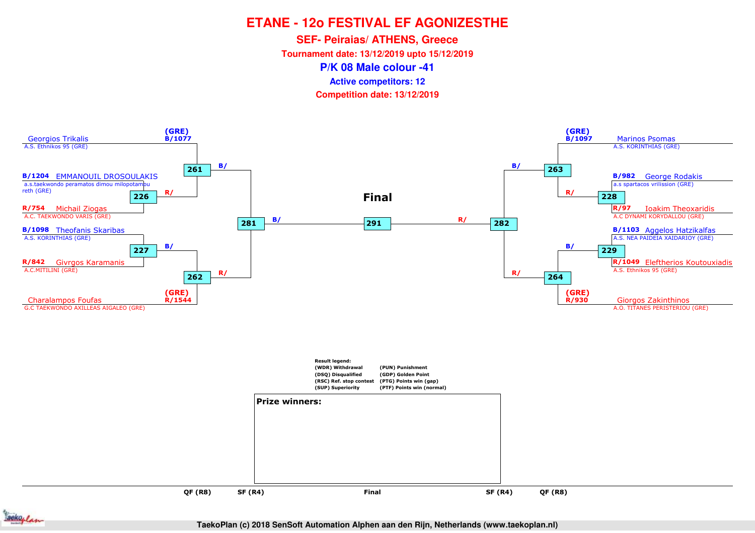# ETANE - 12o FESTIVAL EF AGONIZESTHE

## SEF- Peiraias/ ATHENS, Greece

**Tournament date: 13/12/2019 upto 15/12/2019**

## P/K 08 Male colour -41

**Active competitors: 12**

**Competition date: 13/12/2019**

**Left side of bracket**

- (GRE) B/1077 Georgios Trikalis — A.S. Ethnikos 95 (GRE)
- B/1204 EMMANOUIL DROSOULAKIS — a.s.taekwondo peramatos dimou milopotamou reth (GRE)
- R/754 Michail Ziogas — A.C. TAEKWONDO VARIS (GRE)
- B/1098 Theofanis Skaribas — A.S. KORINTHIAS (GRE)
- R/842 Givrgos Karamanis — A.C.MITILINI (GRE)
- (GRE) R/1544 Charalampos Foufas — G.C TAEKWONDO AXILLEAS AIGALEO (GRE)

Matches: 226 (B/1204 vs R/754), 227 (B/1098 vs R/842), 261 (B/1077 vs R/ winner 226), 262 (B/ winner 227 vs R/1544), 281 (B/ winner 261 vs R/ winner 262)

**Right side of bracket**

- (GRE) B/1097 Marinos Psomas — A.S. KORINTHIAS (GRE)
- B/982 George Rodakis — a.s spartacos vrilission (GRE)
- R/97 Ioakim Theoxaridis — A.C DYNAMI KORYDALLOU (GRE)
- B/1103 Aggelos Hatzikalfas — A.S. NEA PAIDEIA XAIDARIOY (GRE)
- R/1049 Eleftherios Koutouxiadis — A.S. Ethnikos 95 (GRE)
- (GRE) R/930 Giorgos Zakinthinos — A.O. TITANES PERISTERIOU (GRE)

Matches: 228 (B/982 vs R/97), 229 (B/1103 vs R/1049), 263 (B/1097 vs R/ winner 228), 264 (B/ winner 229 vs R/930), 282 (B/ winner 263 vs R/ winner 264)

**Final**

291: B/ winner 281 vs R/ winner 282

QF (R8) — SF (R4) — Final — SF (R4) — QF (R8)

**Result legend:**

| | |
|---|---|
| (WDR) Withdrawal | (PUN) Punishment |
| (DSQ) Disqualified | (GDP) Golden Point |
| (RSC) Ref. stop contest | (PTG) Points win (gap) |
| (SUP) Superiority | (PTF) Points win (normal) |

**Prize winners:**

TaekoPlan (c) 2018 SenSoft Automation Alphen aan den Rijn, Netherlands (www.taekoplan.nl)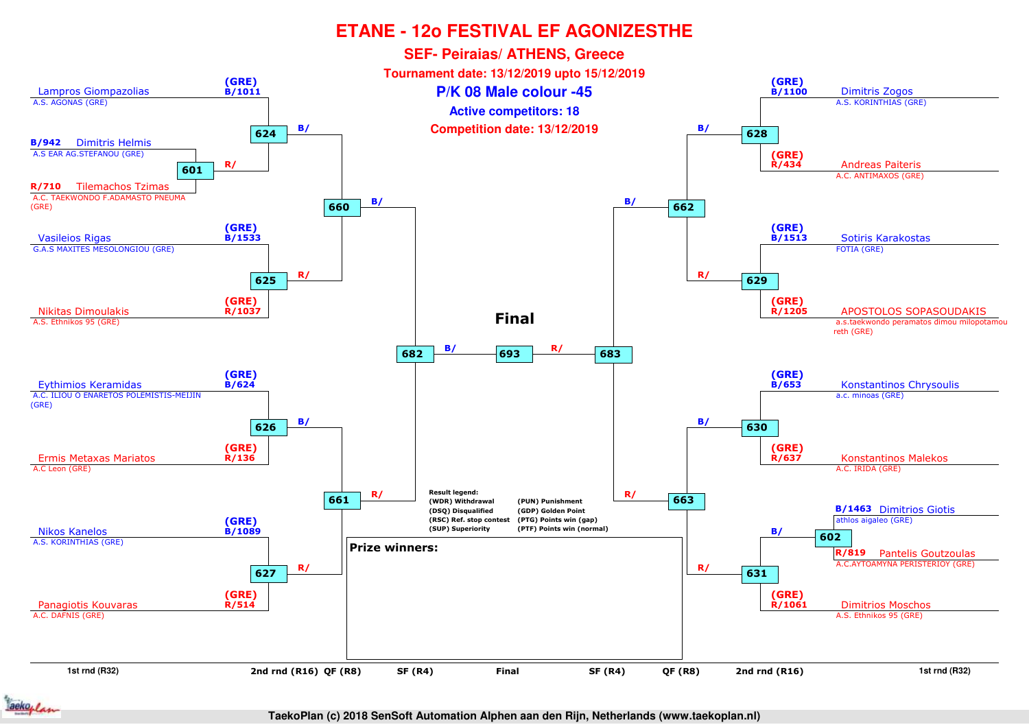# ETANE - 12o FESTIVAL EF AGONIZESTHE

## SEF- Peiraias/ ATHENS, Greece

**Tournament date: 13/12/2019 upto 15/12/2019**

**P/K 08 Male colour -45**

**Active competitors: 18**

**Competition date: 13/12/2019**

### Left side

| Competitor | Club | Seed | Match |
|---|---|---|---|
| Lampros Giompazolias | A.S. AGONAS (GRE) | (GRE) B/1011 | 624 (B/) |
| Dimitris Helmis | A.S EAR AG.STEFANOU (GRE) | B/942 | 601 |
| Tilemachos Tzimas | A.C. TAEKWONDO F.ADAMASTO PNEUMA (GRE) | R/710 | 601 (winner R/ → 624) |
| Vasileios Rigas | G.A.S MAXITES MESOLONGIOU (GRE) | (GRE) B/1533 | 625 |
| Nikitas Dimoulakis | A.S. Ethnikos 95 (GRE) | (GRE) R/1037 | 625 (R/) |
| Eythimios Keramidas | A.C. ILIOU O ENARETOS POLEMISTIS-MEIJIN (GRE) | (GRE) B/624 | 626 (B/) |
| Ermis Metaxas Mariatos | A.C Leon (GRE) | (GRE) R/136 | 626 |
| Nikos Kanelos | A.S. KORINTHIAS (GRE) | (GRE) B/1089 | 627 |
| Panagiotis Kouvaras | A.C. DAFNIS (GRE) | (GRE) R/514 | 627 (R/) |

Matches: 624 B/ and 625 R/ → 660 (B/); 626 B/ and 627 R/ → 661 (R/); 660 B/ and 661 R/ → 682 (B/)

### Right side

| Competitor | Club | Seed | Match |
|---|---|---|---|
| Dimitris Zogos | A.S. KORINTHIAS (GRE) | (GRE) B/1100 | 628 (B/) |
| Andreas Paiteris | A.C. ANTIMAXOS (GRE) | (GRE) R/434 | 628 |
| Sotiris Karakostas | FOTIA (GRE) | (GRE) B/1513 | 629 |
| APOSTOLOS SOPASOUDAKIS | a.s.taekwondo peramatos dimou milopotamou reth (GRE) | (GRE) R/1205 | 629 (R/) |
| Konstantinos Chrysoulis | a.c. minoas (GRE) | (GRE) B/653 | 630 (B/) |
| Konstantinos Malekos | A.C. IRIDA (GRE) | (GRE) R/637 | 630 |
| Dimitrios Giotis | athlos aigaleo (GRE) | B/1463 | 602 (winner B/ → 631) |
| Pantelis Goutzoulas | A.C.AYTOAMYNA PERISTERIOY (GRE) | R/819 | 602 |
| Dimitrios Moschos | A.S. Ethnikos 95 (GRE) | (GRE) R/1061 | 631 (R/) |

Matches: 628 B/ and 629 R/ → 662 (B/); 630 B/ and 631 R/ → 663 (R/); 662 B/ and 663 R/ → 683 (R/)

### Final

682 B/ – 693 – R/ 683

**Result legend:**
(WDR) Withdrawal
(DSQ) Disqualified
(RSC) Ref. stop contest
(SUP) Superiority
(PUN) Punishment
(GDP) Golden Point
(PTG) Points win (gap)
(PTF) Points win (normal)

**Prize winners:**

1st rnd (R32) | 2nd rnd (R16) | QF (R8) | SF (R4) | Final | SF (R4) | QF (R8) | 2nd rnd (R16) | 1st rnd (R32)

TaekoPlan (c) 2018 SenSoft Automation Alphen aan den Rijn, Netherlands (www.taekoplan.nl)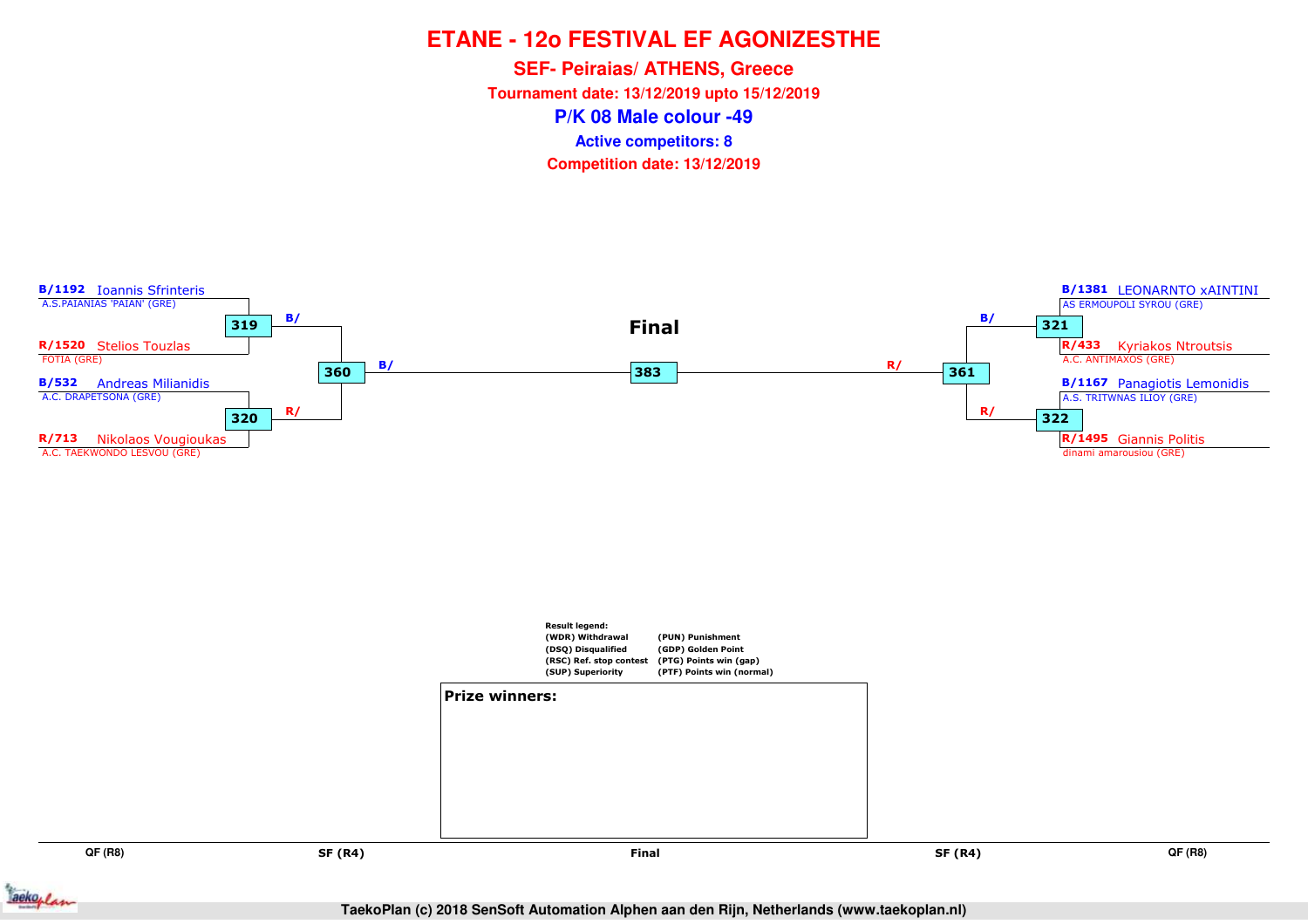# ETANE - 12o FESTIVAL EF AGONIZESTHE

**SEF- Peiraias/ ATHENS, Greece**

**Tournament date: 13/12/2019 upto 15/12/2019**

## P/K 08 Male colour -49

**Active competitors: 8**

**Competition date: 13/12/2019**

### Final

**Left side**

- B/1192 Ioannis Sfrinteris — A.S.PAIANIAS 'PAIAN' (GRE)
- R/1520 Stelios Touzlas — FOTIA (GRE)
- Match 319 → B/
- B/532 Andreas Milianidis — A.C. DRAPETSONA (GRE)
- R/713 Nikolaos Vougioukas — A.C. TAEKWONDO LESVOU (GRE)
- Match 320 → R/
- Match 360 → B/

**Final:** Match 383

**Right side**

- B/1381 LEONARNTO xAINTINI — AS ERMOUPOLI SYROU (GRE)
- R/433 Kyriakos Ntroutsis — A.C. ANTIMAXOS (GRE)
- Match 321 → B/
- B/1167 Panagiotis Lemonidis — A.S. TRITWNAS ILIOY (GRE)
- R/1495 Giannis Politis — dinami amarousiou (GRE)
- Match 322 → R/
- Match 361 → R/

**Result legend:**

| | |
|---|---|
| (WDR) Withdrawal | (PUN) Punishment |
| (DSQ) Disqualified | (GDP) Golden Point |
| (RSC) Ref. stop contest | (PTG) Points win (gap) |
| (SUP) Superiority | (PTF) Points win (normal) |

**Prize winners:**

QF (R8) | SF (R4) | Final | SF (R4) | QF (R8)

TaekoPlan (c) 2018 SenSoft Automation Alphen aan den Rijn, Netherlands (www.taekoplan.nl)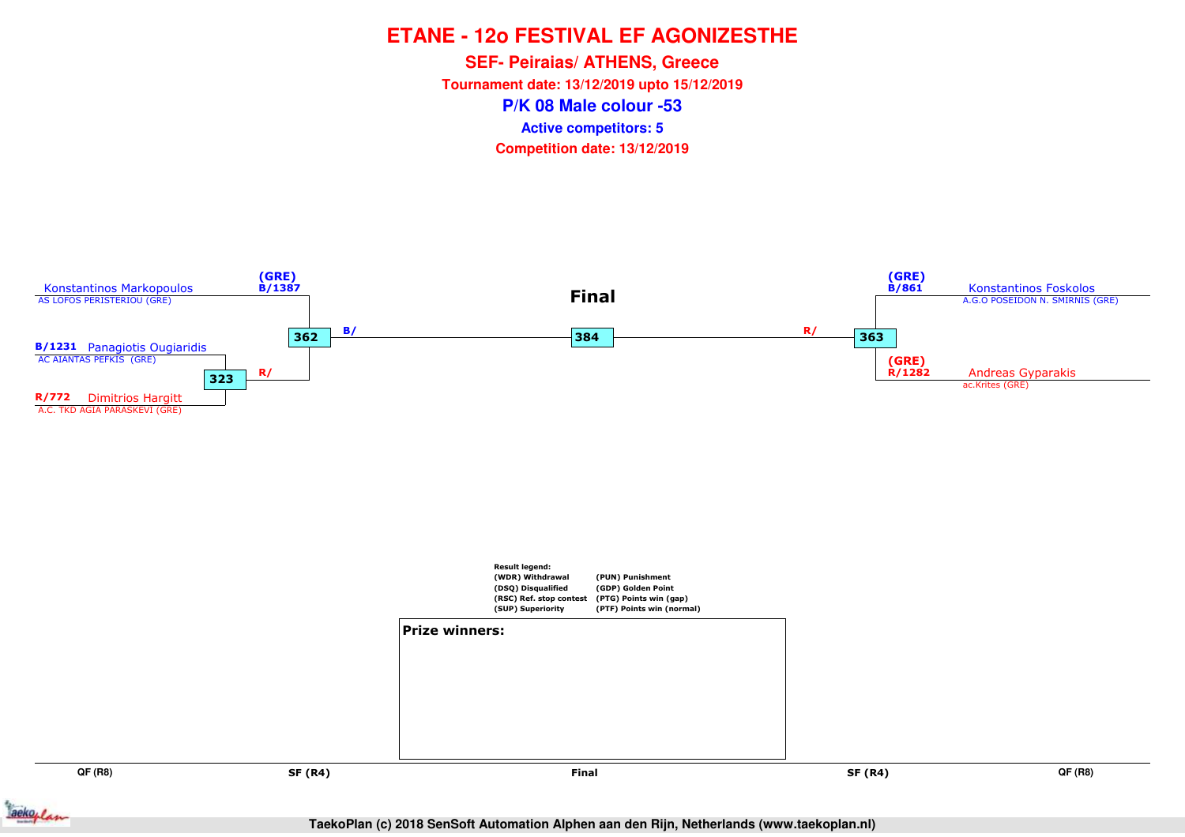# ETANE - 12o FESTIVAL EF AGONIZESTHE

## SEF- Peiraias/ ATHENS, Greece

**Tournament date: 13/12/2019 upto 15/12/2019**

## P/K 08 Male colour -53

**Active competitors: 5**

**Competition date: 13/12/2019**

### Final

**Left side:**

- Konstantinos Markopoulos — AS LOFOS PERISTERIOU (GRE) — (GRE) B/1387
- B/1231 Panagiotis Ougiaridis — AC AIANTAS PEFKIS (GRE)
- R/772 Dimitrios Hargitt — A.C. TKD AGIA PARASKEVI (GRE)

Match 323: Panagiotis Ougiaridis vs Dimitrios Hargitt → R/

Match 362: Konstantinos Markopoulos vs winner of 323 → B/

**Right side:**

- Konstantinos Foskolos — A.G.O POSEIDON N. SMIRNIS (GRE) — (GRE) B/861
- Andreas Gyparakis — ac.Krites (GRE) — (GRE) R/1282

Match 363: Konstantinos Foskolos vs Andreas Gyparakis → R/

**Final:** Match 384: B/ vs R/

QF (R8) | SF (R4) | Final | SF (R4) | QF (R8)

**Result legend:**

| | |
|---|---|
| (WDR) Withdrawal | (PUN) Punishment |
| (DSQ) Disqualified | (GDP) Golden Point |
| (RSC) Ref. stop contest | (PTG) Points win (gap) |
| (SUP) Superiority | (PTF) Points win (normal) |

**Prize winners:**

TaekoPlan (c) 2018 SenSoft Automation Alphen aan den Rijn, Netherlands (www.taekoplan.nl)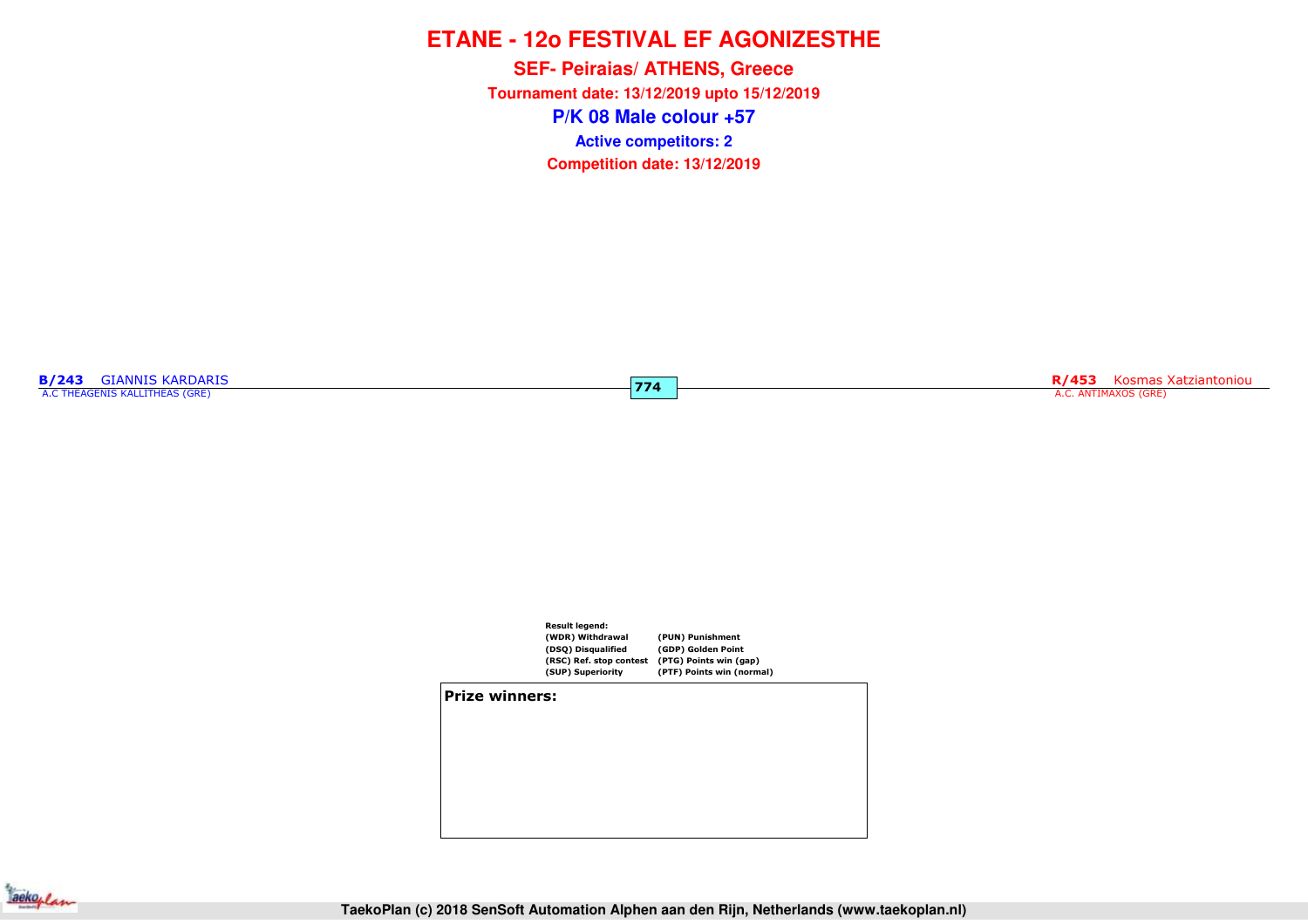# ETANE - 12o FESTIVAL EF AGONIZESTHE

**SEF- Peiraias/ ATHENS, Greece**

**Tournament date: 13/12/2019 upto 15/12/2019**

## P/K 08 Male colour +57

**Active competitors: 2**

**Competition date: 13/12/2019**

**B/243** GIANNIS KARDARIS
A.C THEAGENIS KALLITHEAS (GRE)

**774**

**R/453** Kosmas Xatziantoniou
A.C. ANTIMAXOS (GRE)

**Result legend:**

| | |
|---|---|
| (WDR) Withdrawal | (PUN) Punishment |
| (DSQ) Disqualified | (GDP) Golden Point |
| (RSC) Ref. stop contest | (PTG) Points win (gap) |
| (SUP) Superiority | (PTF) Points win (normal) |

**Prize winners:**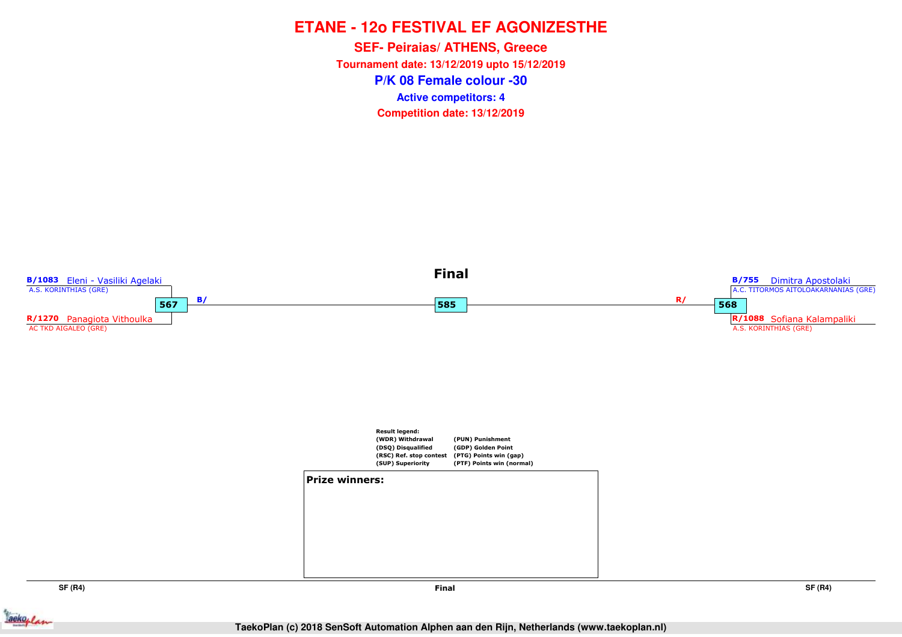# ETANE - 12o FESTIVAL EF AGONIZESTHE

## SEF- Peiraias/ ATHENS, Greece

**Tournament date: 13/12/2019 upto 15/12/2019**

## P/K 08 Female colour -30

**Active competitors: 4**

**Competition date: 13/12/2019**

### Final

**B/1083** Eleni - Vasiliki Agelaki
A.S. KORINTHIAS (GRE)

**567** B/

**R/1270** Panagiota Vithoulka
AC TKD AIGALEO (GRE)

**585**

**B/755** Dimitra Apostolaki
A.C. TITORMOS AITOLOAKARNANIAS (GRE)

R/ **568**

**R/1088** Sofiana Kalampaliki
A.S. KORINTHIAS (GRE)

**Result legend:**

| | |
|---|---|
| (WDR) Withdrawal | (PUN) Punishment |
| (DSQ) Disqualified | (GDP) Golden Point |
| (RSC) Ref. stop contest | (PTG) Points win (gap) |
| (SUP) Superiority | (PTF) Points win (normal) |

**Prize winners:**

SF (R4) | Final | SF (R4)

TaekoPlan (c) 2018 SenSoft Automation Alphen aan den Rijn, Netherlands (www.taekoplan.nl)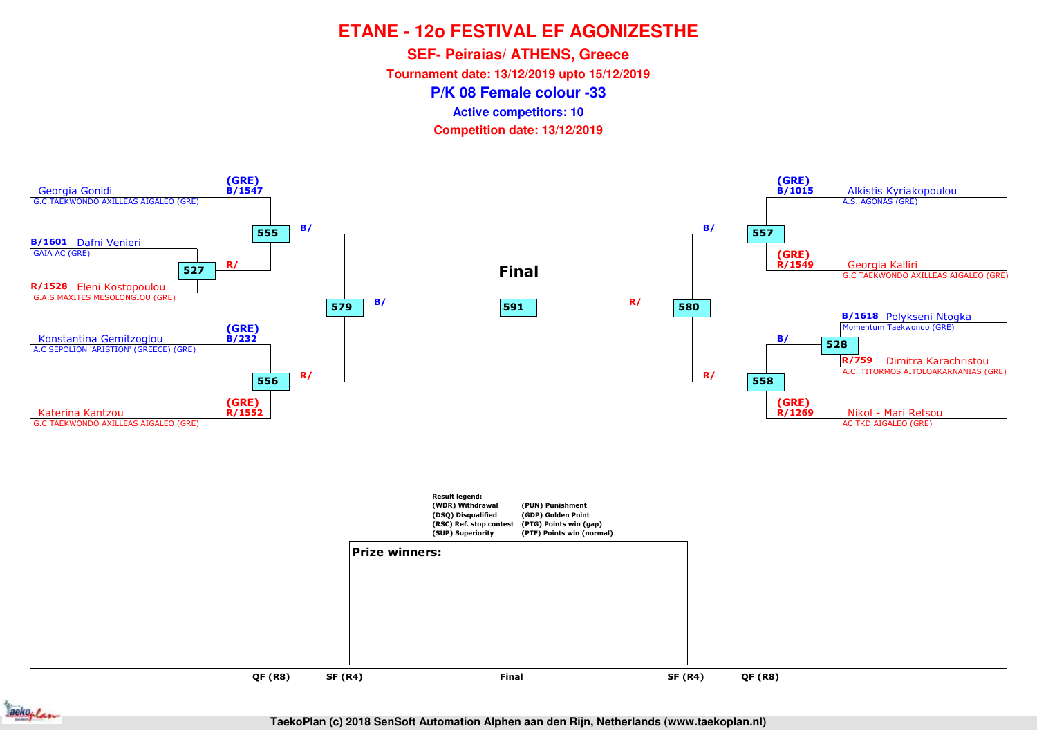# ETANE - 12o FESTIVAL EF AGONIZESTHE

## SEF- Peiraias/ ATHENS, Greece

**Tournament date: 13/12/2019 upto 15/12/2019**

## P/K 08 Female colour -33

**Active competitors: 10**

**Competition date: 13/12/2019**

### Left side of bracket

- Georgia Gonidi — G.C TAEKWONDO AXILLEAS AIGALEO (GRE) — (GRE) B/1547
- B/1601 Dafni Venieri — GAIA AC (GRE)
- R/1528 Eleni Kostopoulou — G.A.S MAXITES MESOLONGIOU (GRE)
- Match 527: B/1601 vs R/1528 → R/
- Match 555: B/1547 vs winner 527 → B/
- Konstantina Gemitzoglou — A.C SEPOLION 'ARISTION' (GREECE) (GRE) — (GRE) B/232
- Katerina Kantzou — G.C TAEKWONDO AXILLEAS AIGALEO (GRE) — (GRE) R/1552
- Match 556: B/232 vs R/1552 → R/
- Match 579: winner 555 (B/) vs winner 556 (R/) → B/

### Right side of bracket

- Alkistis Kyriakopoulou — A.S. AGONAS (GRE) — (GRE) B/1015
- Georgia Kalliri — G.C TAEKWONDO AXILLEAS AIGALEO (GRE) — (GRE) R/1549
- Match 557: B/1015 vs R/1549 → B/
- B/1618 Polykseni Ntogka — Momentum Taekwondo (GRE)
- R/759 Dimitra Karachristou — A.C. TITORMOS AITOLOAKARNANIAS (GRE)
- Match 528: B/1618 vs R/759 → B/
- Nikol - Mari Retsou — AC TKD AIGALEO (GRE) — (GRE) R/1269
- Match 558: winner 528 vs R/1269 → R/
- Match 580: winner 557 (B/) vs winner 558 (R/) → R/

### Final

- Match 591: winner 579 (B/) vs winner 580 (R/)

Rounds: QF (R8) — SF (R4) — Final — SF (R4) — QF (R8)

**Result legend:**

| | |
|---|---|
| (WDR) Withdrawal | (PUN) Punishment |
| (DSQ) Disqualified | (GDP) Golden Point |
| (RSC) Ref. stop contest | (PTG) Points win (gap) |
| (SUP) Superiority | (PTF) Points win (normal) |

**Prize winners:**

TaekoPlan (c) 2018 SenSoft Automation Alphen aan den Rijn, Netherlands (www.taekoplan.nl)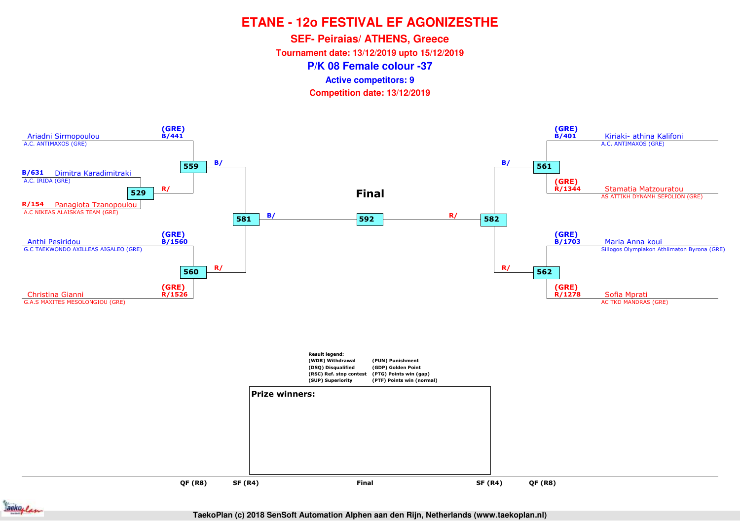# ETANE - 12o FESTIVAL EF AGONIZESTHE

## SEF- Peiraias/ ATHENS, Greece

**Tournament date: 13/12/2019 upto 15/12/2019**

## P/K 08 Female colour -37

**Active competitors: 9**

**Competition date: 13/12/2019**

Ariadni Sirmopoulou (GRE) B/441
A.C. ANTIMAXOS (GRE)

B/631 Dimitra Karadimitraki
A.C. IRIDA (GRE)

R/154 Panagiota Tzanopoulou
A.C NIKEAS ALAISKAS TEAM (GRE)

529 — R/

559 — B/

Anthi Pesiridou (GRE) B/1560
G.C TAEKWONDO AXILLEAS AIGALEO (GRE)

Christina Gianni (GRE) R/1526
G.A.S MAXITES MESOLONGIOU (GRE)

560 — R/

581 — B/

**Final**

592

582 — R/

561 — B/

Kiriaki- athina Kalifoni (GRE) B/401
A.C. ANTIMAXOS (GRE)

Stamatia Matzouratou (GRE) R/1344
AS ATTIKH DYNAMH SEPOLION (GRE)

562 — R/

Maria Anna koui (GRE) B/1703
Sillogos Olympiakon Athlimaton Byrona (GRE)

Sofia Mprati (GRE) R/1278
AC TKD MANDRAS (GRE)

Result legend:

| | |
|---|---|
| (WDR) Withdrawal | (PUN) Punishment |
| (DSQ) Disqualified | (GDP) Golden Point |
| (RSC) Ref. stop contest | (PTG) Points win (gap) |
| (SUP) Superiority | (PTF) Points win (normal) |

**Prize winners:**

QF (R8) | SF (R4) | Final | SF (R4) | QF (R8)

TaekoPlan (c) 2018 SenSoft Automation Alphen aan den Rijn, Netherlands (www.taekoplan.nl)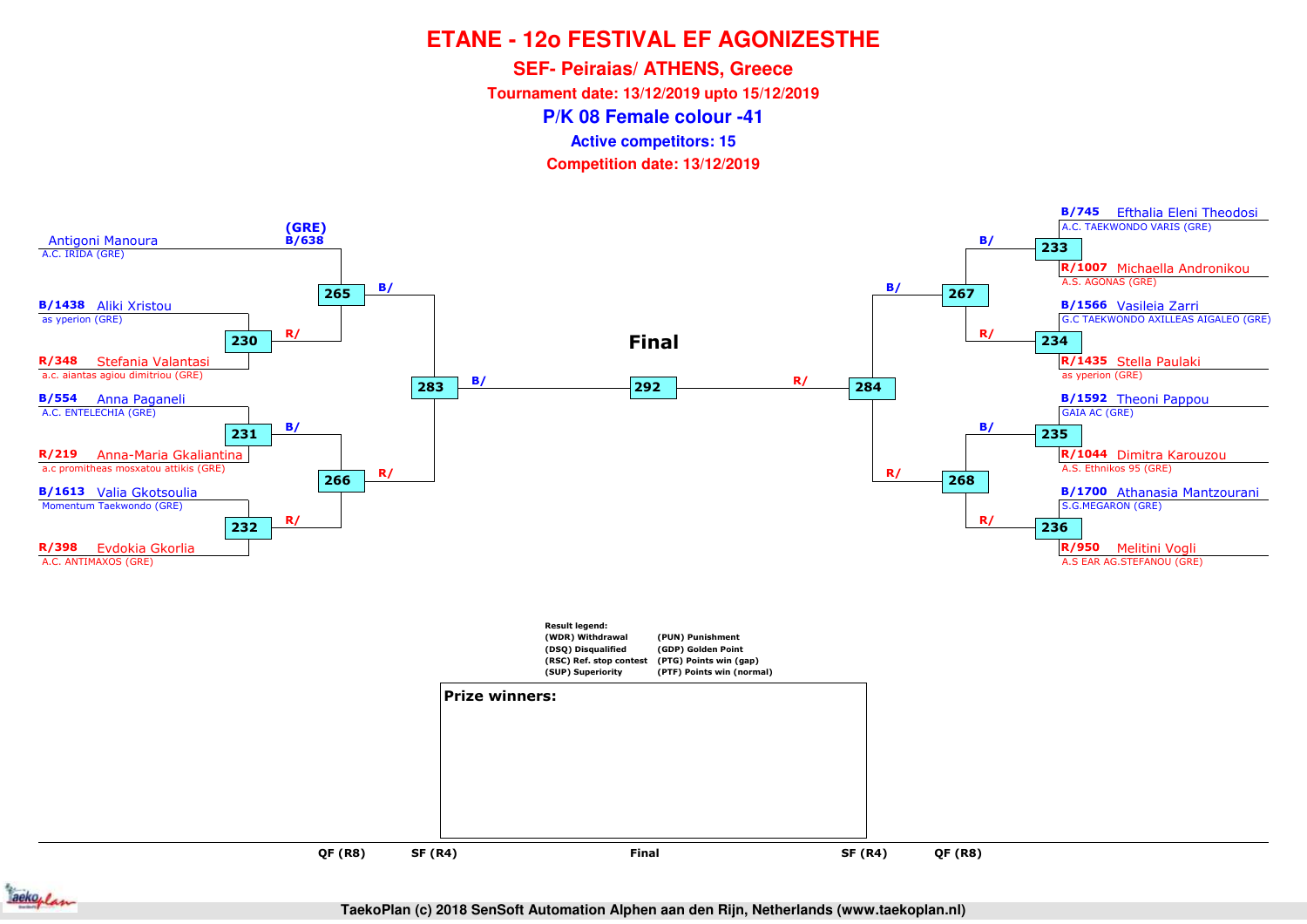# ETANE - 12o FESTIVAL EF AGONIZESTHE

## SEF- Peiraias/ ATHENS, Greece

**Tournament date: 13/12/2019 upto 15/12/2019**

## P/K 08 Female colour -41

**Active competitors: 15**

**Competition date: 13/12/2019**

### Left side

| Competitor | Club | Match (QF) | Match (QF/R8) | SF (R4) |
|---|---|---|---|---|
| (GRE) B/638 Antigoni Manoura | A.C. IRIDA (GRE) | | 265 | 283 |
| B/1438 Aliki Xristou | as yperion (GRE) | 230 | 265 | 283 |
| R/348 Stefania Valantasi | a.c. aiantas agiou dimitriou (GRE) | 230 | 265 | 283 |
| B/554 Anna Paganeli | A.C. ENTELECHIA (GRE) | 231 | 266 | 283 |
| R/219 Anna-Maria Gkaliantina | a.c promitheas mosxatou attikis (GRE) | 231 | 266 | 283 |
| B/1613 Valia Gkotsoulia | Momentum Taekwondo (GRE) | 232 | 266 | 283 |
| R/398 Evdokia Gkorlia | A.C. ANTIMAXOS (GRE) | 232 | 266 | 283 |

### Right side

| Competitor | Club | Match | Match (QF/R8) | SF (R4) |
|---|---|---|---|---|
| B/745 Efthalia Eleni Theodosi | A.C. TAEKWONDO VARIS (GRE) | 233 | 267 | 284 |
| R/1007 Michaella Andronikou | A.S. AGONAS (GRE) | 233 | 267 | 284 |
| B/1566 Vasileia Zarri | G.C TAEKWONDO AXILLEAS AIGALEO (GRE) | 234 | 267 | 284 |
| R/1435 Stella Paulaki | as yperion (GRE) | 234 | 267 | 284 |
| B/1592 Theoni Pappou | GAIA AC (GRE) | 235 | 268 | 284 |
| R/1044 Dimitra Karouzou | A.S. Ethnikos 95 (GRE) | 235 | 268 | 284 |
| B/1700 Athanasia Mantzourani | S.G.MEGARON (GRE) | 236 | 268 | 284 |
| R/950 Melitini Vogli | A.S EAR AG.STEFANOU (GRE) | 236 | 268 | 284 |

**Final**: 292 (B/ winner of 283 vs R/ winner of 284)

QF (R8) — SF (R4) — Final — SF (R4) — QF (R8)

**Result legend:**

| | |
|---|---|
| (WDR) Withdrawal | (PUN) Punishment |
| (DSQ) Disqualified | (GDP) Golden Point |
| (RSC) Ref. stop contest | (PTG) Points win (gap) |
| (SUP) Superiority | (PTF) Points win (normal) |

**Prize winners:**

TaekoPlan (c) 2018 SenSoft Automation Alphen aan den Rijn, Netherlands (www.taekoplan.nl)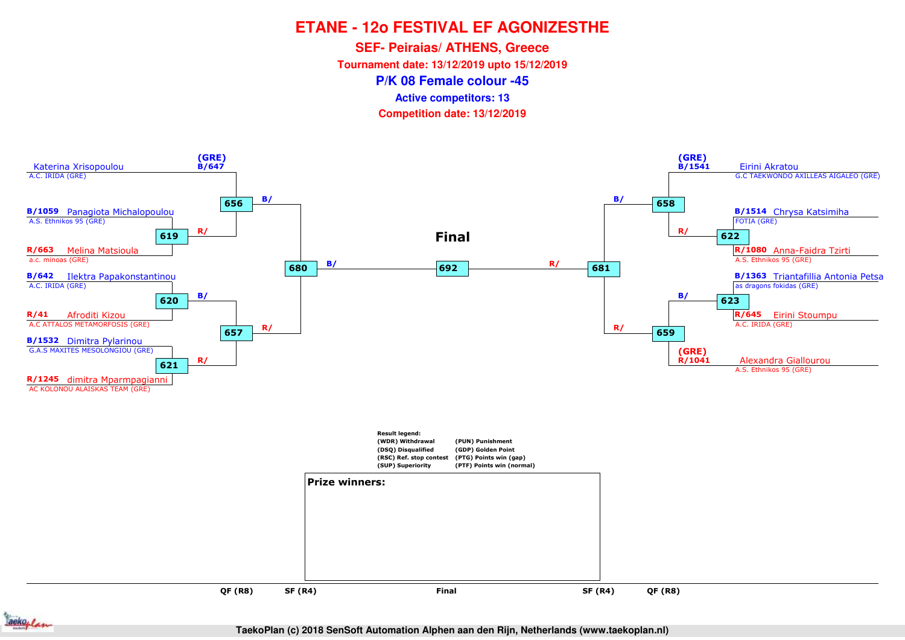# ETANE - 12o FESTIVAL EF AGONIZESTHE

## SEF- Peiraias/ ATHENS, Greece

**Tournament date: 13/12/2019 upto 15/12/2019**

## P/K 08 Female colour -45

**Active competitors: 13**

**Competition date: 13/12/2019**

### Left side of bracket

- (GRE) B/647 Katerina Xrisopoulou — A.C. IRIDA (GRE)
- B/1059 Panagiota Michalopoulou — A.S. Ethnikos 95 (GRE)
- R/663 Melina Matsioula — a.c. minoas (GRE)
- B/642 Ilektra Papakonstantinou — A.C. IRIDA (GRE)
- R/41 Afroditi Kizou — A.C ATTALOS METAMORFOSIS (GRE)
- B/1532 Dimitra Pylarinou — G.A.S MAXITES MESOLONGIOU (GRE)
- R/1245 dimitra Mparmpagianni — AC KOLONOU ALAISKAS TEAM (GRE)

Matches: 619 (R/ → 656), 656 (B/ → 680), 620 (B/ → 657), 621 (R/ → 657), 657 (R/ → 680), 680 (B/ → 692)

### Right side of bracket

- (GRE) B/1541 Eirini Akratou — G.C TAEKWONDO AXILLEAS AIGALEO (GRE)
- B/1514 Chrysa Katsimiha — FOTIA (GRE)
- R/1080 Anna-Faidra Tzirti — A.S. Ethnikos 95 (GRE)
- B/1363 Triantafillia Antonia Petsa — as dragons fokidas (GRE)
- R/645 Eirini Stoumpu — A.C. IRIDA (GRE)
- (GRE) R/1041 Alexandra Giallourou — A.S. Ethnikos 95 (GRE)

Matches: 622 (R/ → 658), 658 (B/ → 681), 623 (B/ → 659), 659 (R/ → 681), 681 (R/ → 692)

### Final

692

QF (R8) | SF (R4) | Final | SF (R4) | QF (R8)

**Result legend:**

| | |
|---|---|
| (WDR) Withdrawal | (PUN) Punishment |
| (DSQ) Disqualified | (GDP) Golden Point |
| (RSC) Ref. stop contest | (PTG) Points win (gap) |
| (SUP) Superiority | (PTF) Points win (normal) |

**Prize winners:**

TaekoPlan (c) 2018 SenSoft Automation Alphen aan den Rijn, Netherlands (www.taekoplan.nl)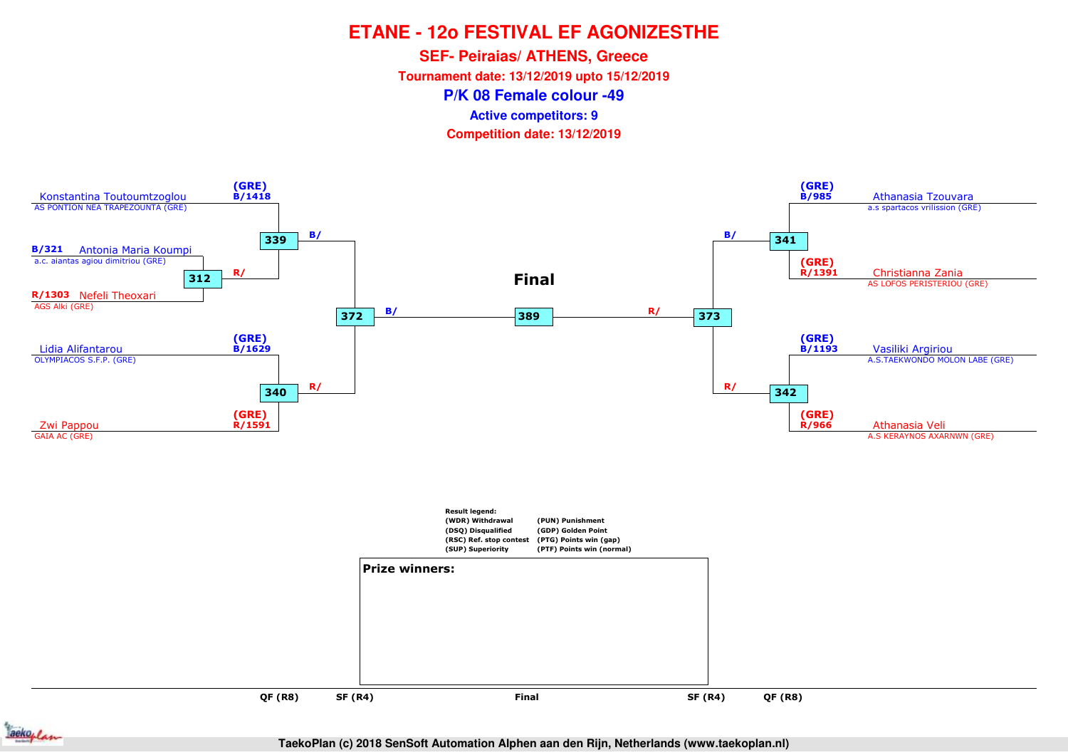# ETANE - 12o FESTIVAL EF AGONIZESTHE

## SEF- Peiraias/ ATHENS, Greece

**Tournament date: 13/12/2019 upto 15/12/2019**

## P/K 08 Female colour -49

**Active competitors: 9**

**Competition date: 13/12/2019**

### Left side

- (GRE) B/1418 Konstantina Toutoumtzoglou — AS PONTION NEA TRAPEZOUNTA (GRE)
- B/321 Antonia Maria Koumpi — a.c. aiantas agiou dimitriou (GRE)
- R/1303 Nefeli Theoxari — AGS Alki (GRE)
- (GRE) B/1629 Lidia Alifantarou — OLYMPIACOS S.F.P. (GRE)
- (GRE) R/1591 Zwi Pappou — GAIA AC (GRE)

Matches: 312 (Koumpi B/ vs Theoxari R/); 339 (Toutoumtzoglou B/ vs winner 312 R/); 340 (Alifantarou B/ vs Pappou R/); 372 (winner 339 B/ vs winner 340 R/)

### Final

389 (winner 372 B/ vs winner 373 R/)

### Right side

- (GRE) B/985 Athanasia Tzouvara — a.s spartacos vrilission (GRE)
- (GRE) R/1391 Christianna Zania — AS LOFOS PERISTERIOU (GRE)
- (GRE) B/1193 Vasiliki Argiriou — A.S.TAEKWONDO MOLON LABE (GRE)
- (GRE) R/966 Athanasia Veli — A.S KERAYNOS AXARNWN (GRE)

Matches: 341 (Tzouvara B/ vs Zania R/); 342 (Argiriou B/ vs Veli R/); 373 (winner 341 B/ vs winner 342 R/)

**Result legend:**

| | |
|---|---|
| (WDR) Withdrawal | (PUN) Punishment |
| (DSQ) Disqualified | (GDP) Golden Point |
| (RSC) Ref. stop contest | (PTG) Points win (gap) |
| (SUP) Superiority | (PTF) Points win (normal) |

**Prize winners:**

QF (R8) | SF (R4) | Final | SF (R4) | QF (R8)

TaekoPlan (c) 2018 SenSoft Automation Alphen aan den Rijn, Netherlands (www.taekoplan.nl)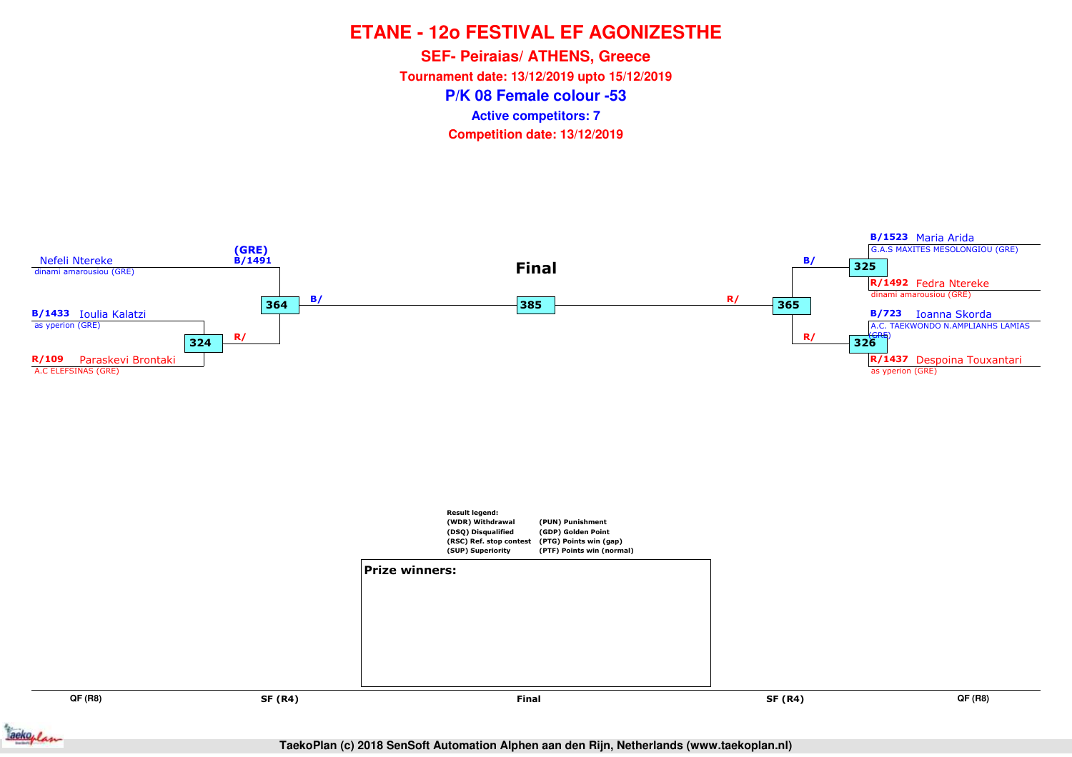# ETANE - 12o FESTIVAL EF AGONIZESTHE

**SEF- Peiraias/ ATHENS, Greece**

**Tournament date: 13/12/2019 upto 15/12/2019**

## P/K 08 Female colour -53

**Active competitors: 7**

**Competition date: 13/12/2019**

Nefeli Ntereke
dinami amarousiou (GRE)
(GRE)
B/1491

**Final**

B/1523 Maria Arida
G.A.S MAXITES MESOLONGIOU (GRE)

B/

325

R/1492 Fedra Ntereke
dinami amarousiou (GRE)

364 B/

385

R/ 365

B/1433 Ioulia Kalatzi
as yperion (GRE)

324 R/

R/109 Paraskevi Brontaki
A.C ELEFSINAS (GRE)

B/723 Ioanna Skorda
A.C. TAEKWONDO N.AMPLIANHS LAMIAS (GRE)

R/ 326

R/1437 Despoina Touxantari
as yperion (GRE)

**Result legend:**

| | |
|---|---|
| (WDR) Withdrawal | (PUN) Punishment |
| (DSQ) Disqualified | (GDP) Golden Point |
| (RSC) Ref. stop contest | (PTG) Points win (gap) |
| (SUP) Superiority | (PTF) Points win (normal) |

**Prize winners:**

QF (R8) | SF (R4) | Final | SF (R4) | QF (R8)

TaekoPlan (c) 2018 SenSoft Automation Alphen aan den Rijn, Netherlands (www.taekoplan.nl)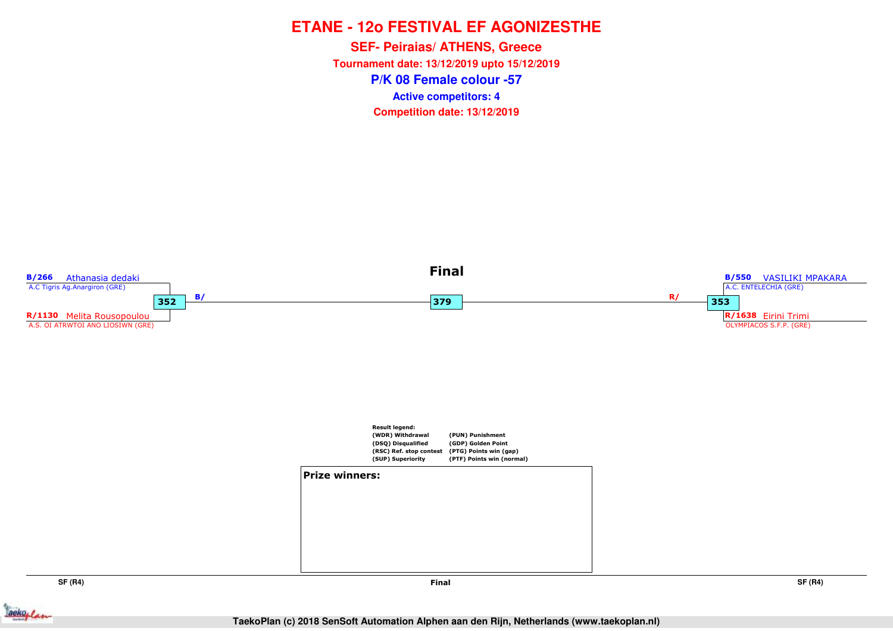# ETANE - 12o FESTIVAL EF AGONIZESTHE

## SEF- Peiraias/ ATHENS, Greece

**Tournament date: 13/12/2019 upto 15/12/2019**

## P/K 08 Female colour -57

**Active competitors: 4**

**Competition date: 13/12/2019**

### Final

**SF (R4)**

- **B/266** Athanasia dedaki — A.C Tigris Ag.Anargiron (GRE)
- **R/1130** Melita Rousopoulou — A.S. OI ATRWTOI ANO LIOSIWN (GRE)

Match 352 → B/

**Final**

Match 379

**SF (R4)**

- **B/550** VASILIKI MPAKARA — A.C. ENTELECHIA (GRE)
- **R/1638** Eirini Trimi — OLYMPIACOS S.F.P. (GRE)

Match 353 → R/

**Result legend:**

| | |
|---|---|
| (WDR) Withdrawal | (PUN) Punishment |
| (DSQ) Disqualified | (GDP) Golden Point |
| (RSC) Ref. stop contest | (PTG) Points win (gap) |
| (SUP) Superiority | (PTF) Points win (normal) |

**Prize winners:**

TaekoPlan (c) 2018 SenSoft Automation Alphen aan den Rijn, Netherlands (www.taekoplan.nl)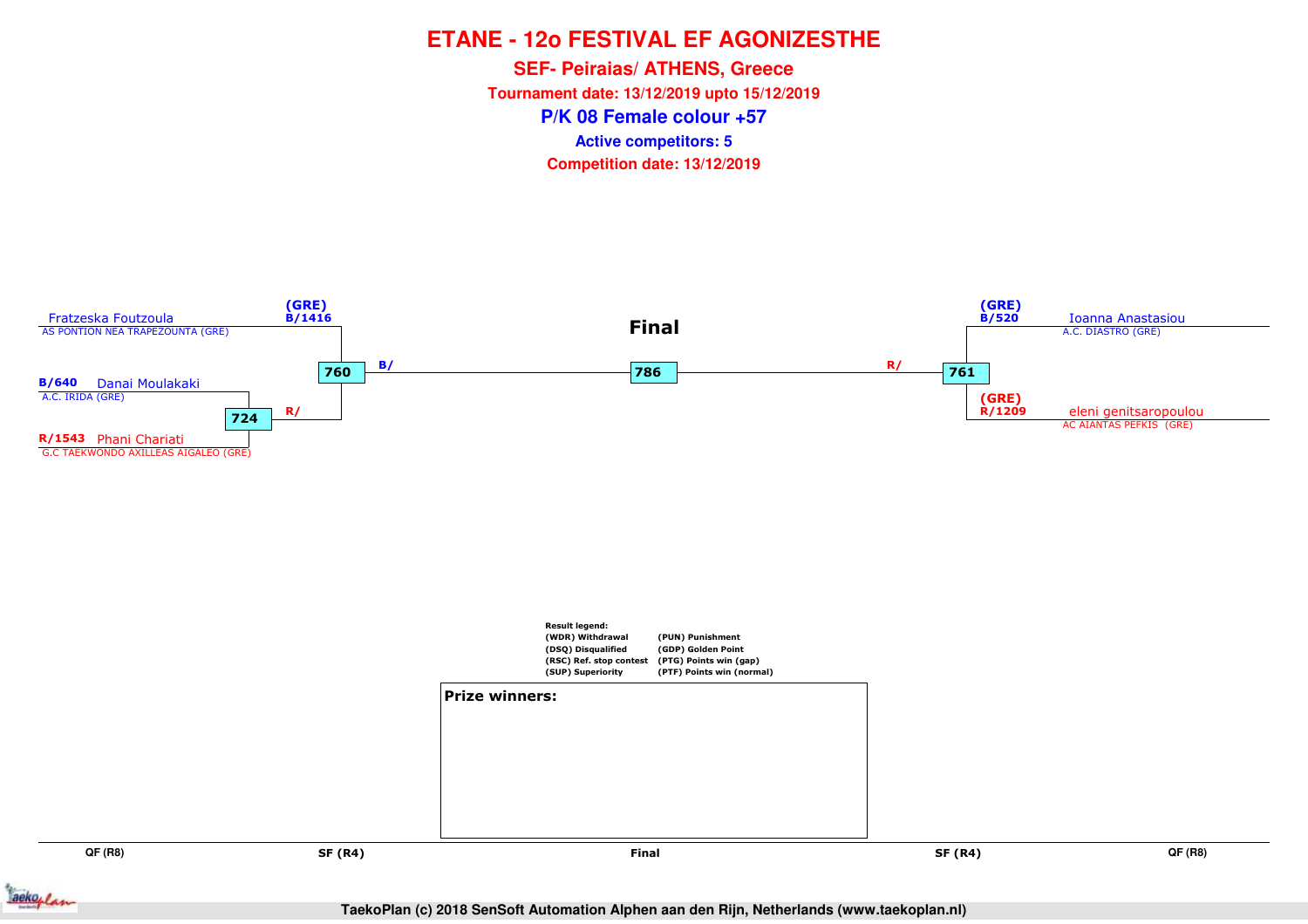# ETANE - 12o FESTIVAL EF AGONIZESTHE

## SEF- Peiraias/ ATHENS, Greece

**Tournament date: 13/12/2019 upto 15/12/2019**

## P/K 08 Female colour +57

**Active competitors: 5**

**Competition date: 13/12/2019**

### Final

(GRE)
B/1416
Fratzeska Foutzoula
AS PONTION NEA TRAPEZOUNTA (GRE)

B/640 Danai Moulakaki
A.C. IRIDA (GRE)

R/1543 Phani Chariati
G.C TAEKWONDO AXILLEAS AIGALEO (GRE)

724 R/

760 B/

786

R/ 761

(GRE)
B/520
Ioanna Anastasiou
A.C. DIASTRO (GRE)

(GRE)
R/1209
eleni genitsaropoulou
AC AIANTAS PEFKIS (GRE)

**Result legend:**

| | |
|---|---|
| (WDR) Withdrawal | (PUN) Punishment |
| (DSQ) Disqualified | (GDP) Golden Point |
| (RSC) Ref. stop contest | (PTG) Points win (gap) |
| (SUP) Superiority | (PTF) Points win (normal) |

**Prize winners:**

QF (R8) SF (R4) Final SF (R4) QF (R8)

TaekoPlan (c) 2018 SenSoft Automation Alphen aan den Rijn, Netherlands (www.taekoplan.nl)